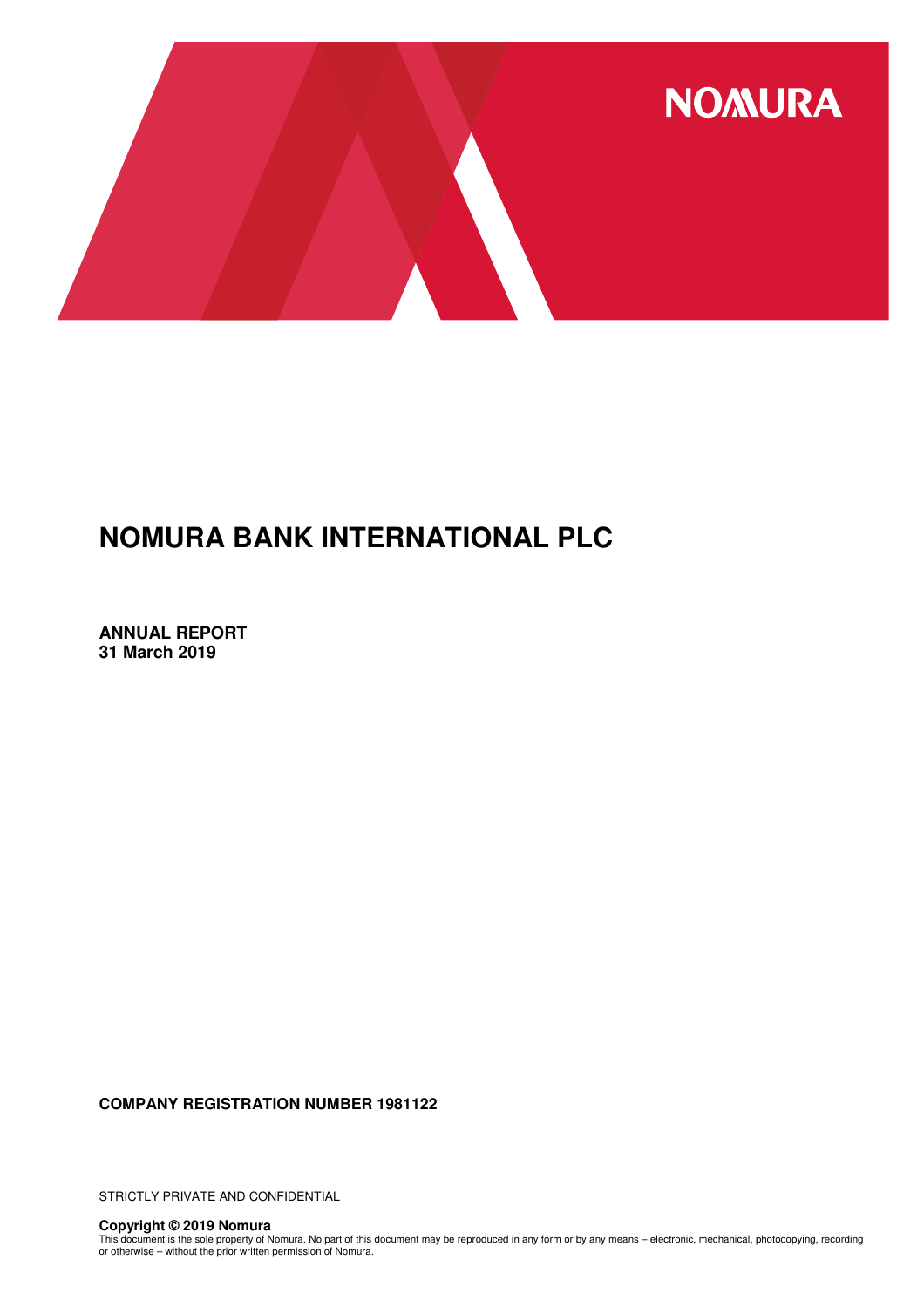NOMURA

# NOMURA BANK INTERNATIONAL PLC

**ANNUAL REPORT**
**31 March 2019**

**COMPANY REGISTRATION NUMBER 1981122**

STRICTLY PRIVATE AND CONFIDENTIAL

**Copyright © 2019 Nomura**
This document is the sole property of Nomura. No part of this document may be reproduced in any form or by any means – electronic, mechanical, photocopying, recording or otherwise – without the prior written permission of Nomura.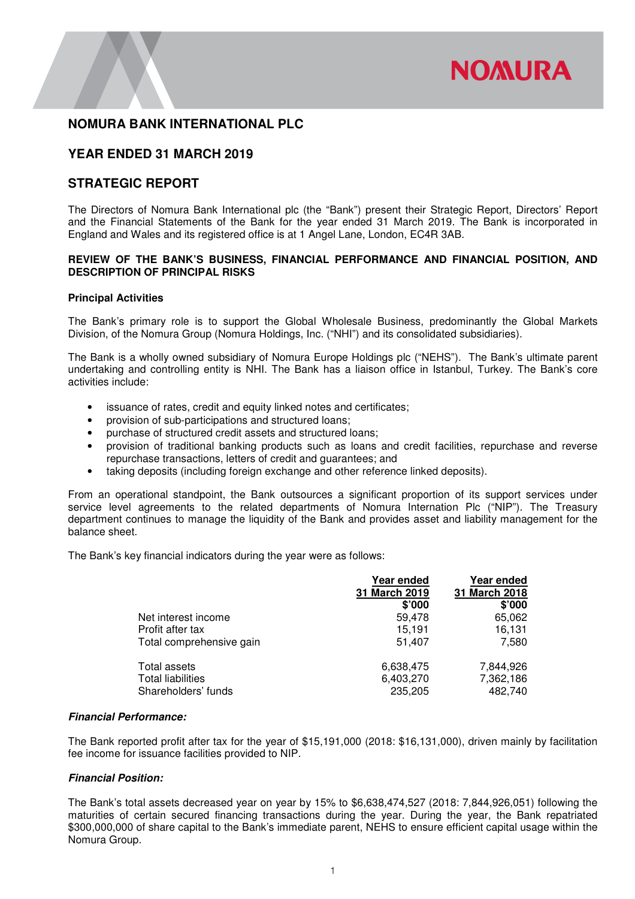# NOMURA BANK INTERNATIONAL PLC

## YEAR ENDED 31 MARCH 2019

## STRATEGIC REPORT

The Directors of Nomura Bank International plc (the "Bank") present their Strategic Report, Directors' Report and the Financial Statements of the Bank for the year ended 31 March 2019. The Bank is incorporated in England and Wales and its registered office is at 1 Angel Lane, London, EC4R 3AB.

**REVIEW OF THE BANK'S BUSINESS, FINANCIAL PERFORMANCE AND FINANCIAL POSITION, AND DESCRIPTION OF PRINCIPAL RISKS**

**Principal Activities**

The Bank's primary role is to support the Global Wholesale Business, predominantly the Global Markets Division, of the Nomura Group (Nomura Holdings, Inc. ("NHI") and its consolidated subsidiaries).

The Bank is a wholly owned subsidiary of Nomura Europe Holdings plc ("NEHS"). The Bank's ultimate parent undertaking and controlling entity is NHI. The Bank has a liaison office in Istanbul, Turkey. The Bank's core activities include:

- issuance of rates, credit and equity linked notes and certificates;
- provision of sub-participations and structured loans;
- purchase of structured credit assets and structured loans;
- provision of traditional banking products such as loans and credit facilities, repurchase and reverse repurchase transactions, letters of credit and guarantees; and
- taking deposits (including foreign exchange and other reference linked deposits).

From an operational standpoint, the Bank outsources a significant proportion of its support services under service level agreements to the related departments of Nomura Internation Plc ("NIP"). The Treasury department continues to manage the liquidity of the Bank and provides asset and liability management for the balance sheet.

The Bank's key financial indicators during the year were as follows:

| | Year ended 31 March 2019 $'000 | Year ended 31 March 2018 $'000 |
|---|---|---|
| Net interest income | 59,478 | 65,062 |
| Profit after tax | 15,191 | 16,131 |
| Total comprehensive gain | 51,407 | 7,580 |
| | | |
| Total assets | 6,638,475 | 7,844,926 |
| Total liabilities | 6,403,270 | 7,362,186 |
| Shareholders' funds | 235,205 | 482,740 |

***Financial Performance:***

The Bank reported profit after tax for the year of $15,191,000 (2018: $16,131,000), driven mainly by facilitation fee income for issuance facilities provided to NIP.

***Financial Position:***

The Bank's total assets decreased year on year by 15% to $6,638,474,527 (2018: 7,844,926,051) following the maturities of certain secured financing transactions during the year. During the year, the Bank repatriated $300,000,000 of share capital to the Bank's immediate parent, NEHS to ensure efficient capital usage within the Nomura Group.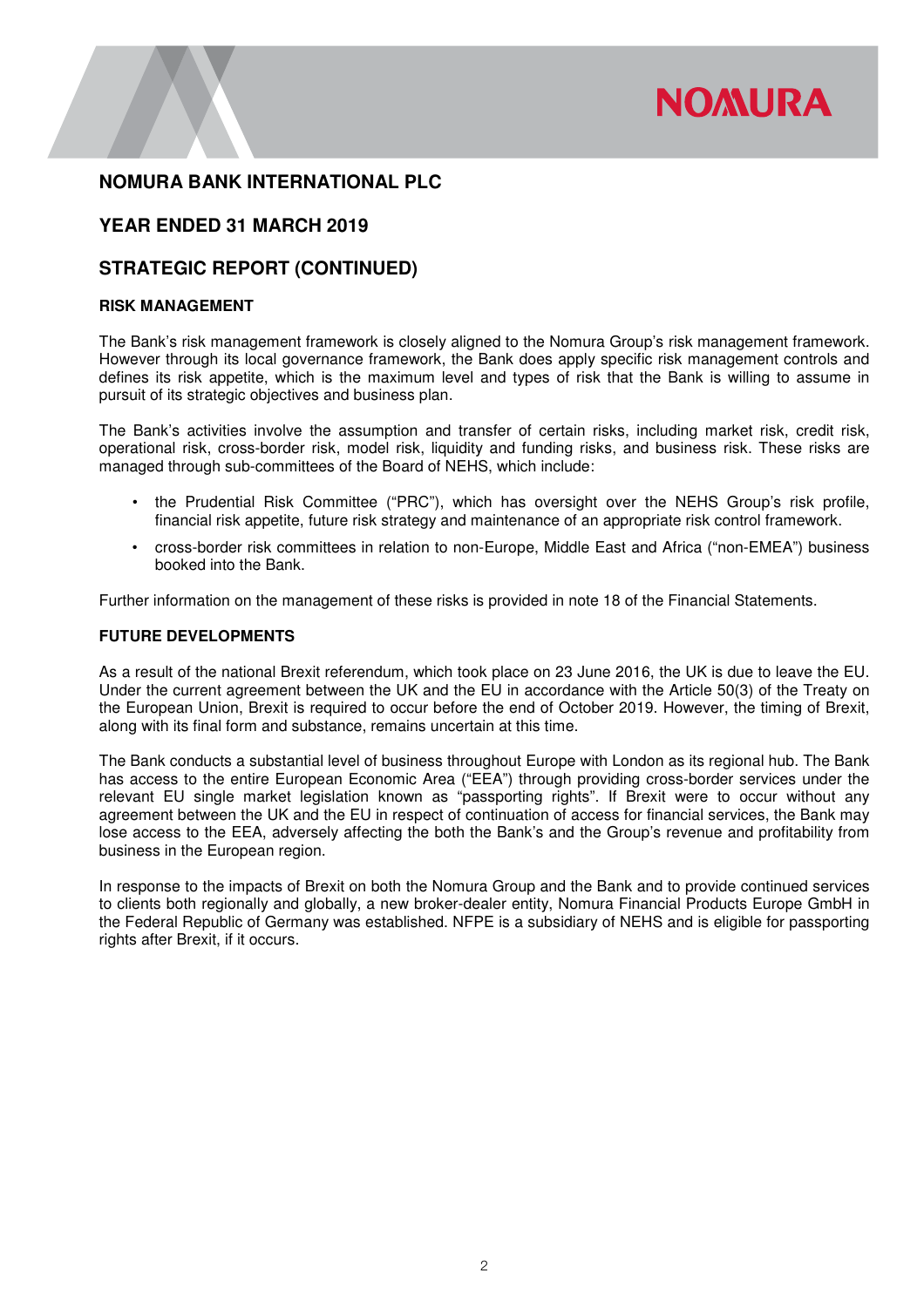## NOMURA BANK INTERNATIONAL PLC

## YEAR ENDED 31 MARCH 2019

## STRATEGIC REPORT (CONTINUED)

### RISK MANAGEMENT

The Bank's risk management framework is closely aligned to the Nomura Group's risk management framework. However through its local governance framework, the Bank does apply specific risk management controls and defines its risk appetite, which is the maximum level and types of risk that the Bank is willing to assume in pursuit of its strategic objectives and business plan.

The Bank's activities involve the assumption and transfer of certain risks, including market risk, credit risk, operational risk, cross-border risk, model risk, liquidity and funding risks, and business risk. These risks are managed through sub-committees of the Board of NEHS, which include:

- the Prudential Risk Committee ("PRC"), which has oversight over the NEHS Group's risk profile, financial risk appetite, future risk strategy and maintenance of an appropriate risk control framework.
- cross-border risk committees in relation to non-Europe, Middle East and Africa ("non-EMEA") business booked into the Bank.

Further information on the management of these risks is provided in note 18 of the Financial Statements.

### FUTURE DEVELOPMENTS

As a result of the national Brexit referendum, which took place on 23 June 2016, the UK is due to leave the EU. Under the current agreement between the UK and the EU in accordance with the Article 50(3) of the Treaty on the European Union, Brexit is required to occur before the end of October 2019. However, the timing of Brexit, along with its final form and substance, remains uncertain at this time.

The Bank conducts a substantial level of business throughout Europe with London as its regional hub. The Bank has access to the entire European Economic Area ("EEA") through providing cross-border services under the relevant EU single market legislation known as "passporting rights". If Brexit were to occur without any agreement between the UK and the EU in respect of continuation of access for financial services, the Bank may lose access to the EEA, adversely affecting the both the Bank's and the Group's revenue and profitability from business in the European region.

In response to the impacts of Brexit on both the Nomura Group and the Bank and to provide continued services to clients both regionally and globally, a new broker-dealer entity, Nomura Financial Products Europe GmbH in the Federal Republic of Germany was established. NFPE is a subsidiary of NEHS and is eligible for passporting rights after Brexit, if it occurs.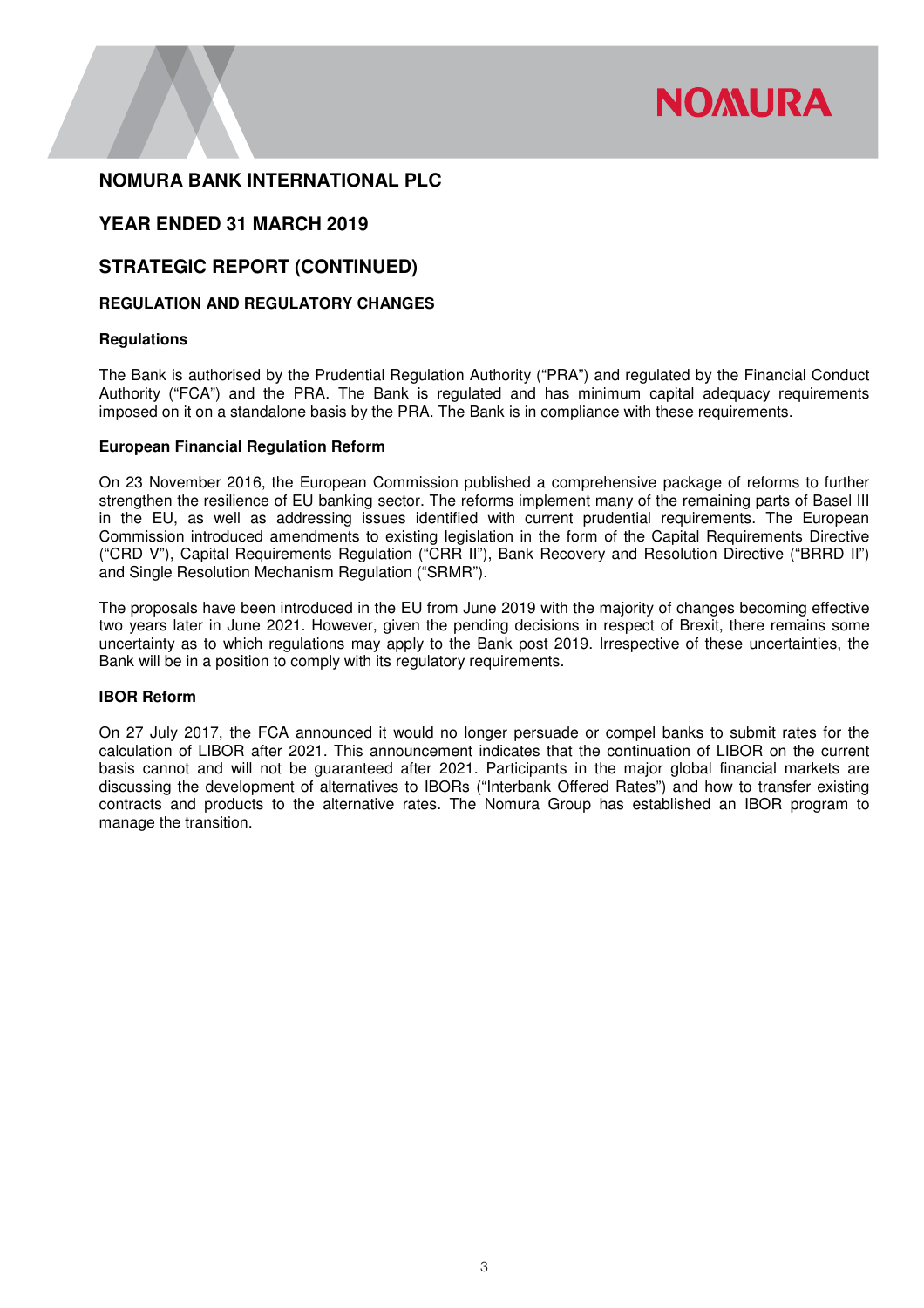# NOMURA BANK INTERNATIONAL PLC

## YEAR ENDED 31 MARCH 2019

## STRATEGIC REPORT (CONTINUED)

### REGULATION AND REGULATORY CHANGES

#### Regulations

The Bank is authorised by the Prudential Regulation Authority ("PRA") and regulated by the Financial Conduct Authority ("FCA") and the PRA. The Bank is regulated and has minimum capital adequacy requirements imposed on it on a standalone basis by the PRA. The Bank is in compliance with these requirements.

#### European Financial Regulation Reform

On 23 November 2016, the European Commission published a comprehensive package of reforms to further strengthen the resilience of EU banking sector. The reforms implement many of the remaining parts of Basel III in the EU, as well as addressing issues identified with current prudential requirements. The European Commission introduced amendments to existing legislation in the form of the Capital Requirements Directive ("CRD V"), Capital Requirements Regulation ("CRR II"), Bank Recovery and Resolution Directive ("BRRD II") and Single Resolution Mechanism Regulation ("SRMR").

The proposals have been introduced in the EU from June 2019 with the majority of changes becoming effective two years later in June 2021. However, given the pending decisions in respect of Brexit, there remains some uncertainty as to which regulations may apply to the Bank post 2019. Irrespective of these uncertainties, the Bank will be in a position to comply with its regulatory requirements.

#### IBOR Reform

On 27 July 2017, the FCA announced it would no longer persuade or compel banks to submit rates for the calculation of LIBOR after 2021. This announcement indicates that the continuation of LIBOR on the current basis cannot and will not be guaranteed after 2021. Participants in the major global financial markets are discussing the development of alternatives to IBORs ("Interbank Offered Rates") and how to transfer existing contracts and products to the alternative rates. The Nomura Group has established an IBOR program to manage the transition.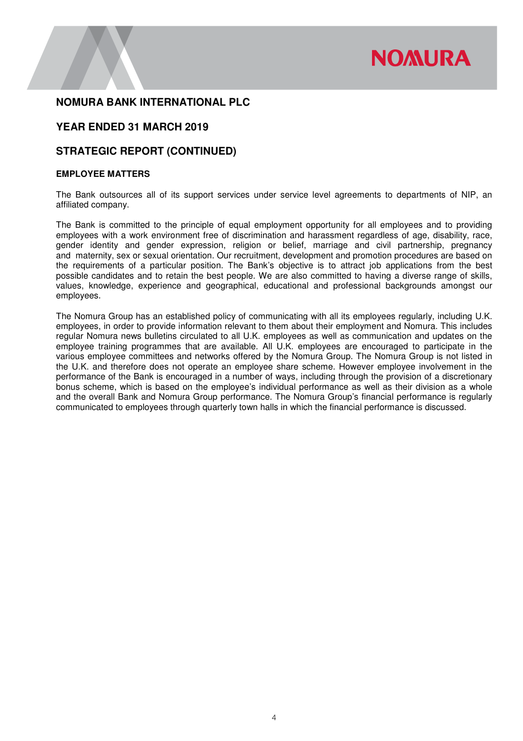## NOMURA BANK INTERNATIONAL PLC

## YEAR ENDED 31 MARCH 2019

## STRATEGIC REPORT (CONTINUED)

### EMPLOYEE MATTERS

The Bank outsources all of its support services under service level agreements to departments of NIP, an affiliated company.

The Bank is committed to the principle of equal employment opportunity for all employees and to providing employees with a work environment free of discrimination and harassment regardless of age, disability, race, gender identity and gender expression, religion or belief, marriage and civil partnership, pregnancy and maternity, sex or sexual orientation. Our recruitment, development and promotion procedures are based on the requirements of a particular position. The Bank's objective is to attract job applications from the best possible candidates and to retain the best people. We are also committed to having a diverse range of skills, values, knowledge, experience and geographical, educational and professional backgrounds amongst our employees.

The Nomura Group has an established policy of communicating with all its employees regularly, including U.K. employees, in order to provide information relevant to them about their employment and Nomura. This includes regular Nomura news bulletins circulated to all U.K. employees as well as communication and updates on the employee training programmes that are available. All U.K. employees are encouraged to participate in the various employee committees and networks offered by the Nomura Group. The Nomura Group is not listed in the U.K. and therefore does not operate an employee share scheme. However employee involvement in the performance of the Bank is encouraged in a number of ways, including through the provision of a discretionary bonus scheme, which is based on the employee's individual performance as well as their division as a whole and the overall Bank and Nomura Group performance. The Nomura Group's financial performance is regularly communicated to employees through quarterly town halls in which the financial performance is discussed.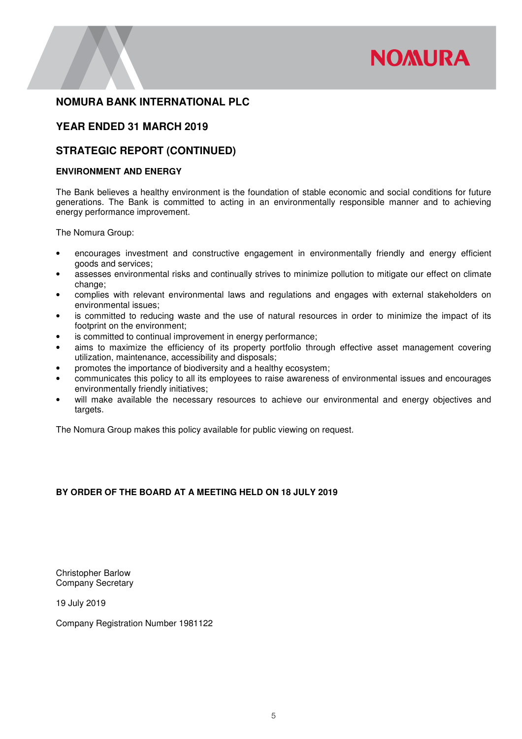## NOMURA BANK INTERNATIONAL PLC

## YEAR ENDED 31 MARCH 2019

## STRATEGIC REPORT (CONTINUED)

### ENVIRONMENT AND ENERGY

The Bank believes a healthy environment is the foundation of stable economic and social conditions for future generations. The Bank is committed to acting in an environmentally responsible manner and to achieving energy performance improvement.

The Nomura Group:

- encourages investment and constructive engagement in environmentally friendly and energy efficient goods and services;
- assesses environmental risks and continually strives to minimize pollution to mitigate our effect on climate change;
- complies with relevant environmental laws and regulations and engages with external stakeholders on environmental issues;
- is committed to reducing waste and the use of natural resources in order to minimize the impact of its footprint on the environment;
- is committed to continual improvement in energy performance;
- aims to maximize the efficiency of its property portfolio through effective asset management covering utilization, maintenance, accessibility and disposals;
- promotes the importance of biodiversity and a healthy ecosystem;
- communicates this policy to all its employees to raise awareness of environmental issues and encourages environmentally friendly initiatives;
- will make available the necessary resources to achieve our environmental and energy objectives and targets.

The Nomura Group makes this policy available for public viewing on request.

**BY ORDER OF THE BOARD AT A MEETING HELD ON 18 JULY 2019**

Christopher Barlow
Company Secretary

19 July 2019

Company Registration Number 1981122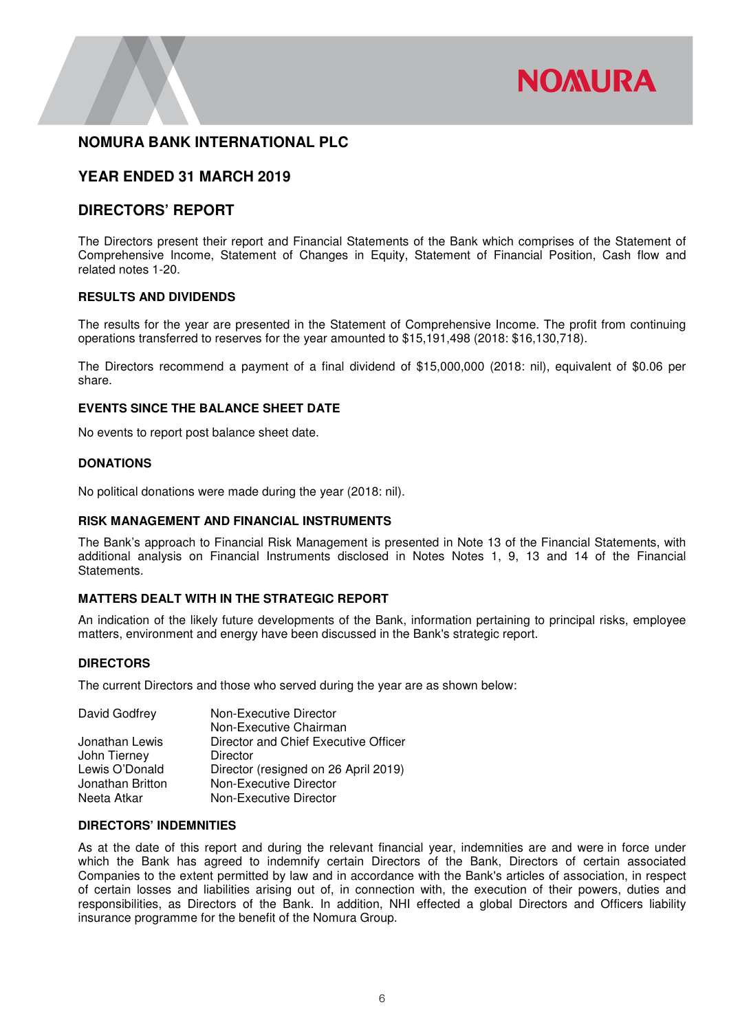# NOMURA BANK INTERNATIONAL PLC

## YEAR ENDED 31 MARCH 2019

## DIRECTORS' REPORT

The Directors present their report and Financial Statements of the Bank which comprises of the Statement of Comprehensive Income, Statement of Changes in Equity, Statement of Financial Position, Cash flow and related notes 1-20.

### RESULTS AND DIVIDENDS

The results for the year are presented in the Statement of Comprehensive Income. The profit from continuing operations transferred to reserves for the year amounted to $15,191,498 (2018: $16,130,718).

The Directors recommend a payment of a final dividend of $15,000,000 (2018: nil), equivalent of $0.06 per share.

### EVENTS SINCE THE BALANCE SHEET DATE

No events to report post balance sheet date.

### DONATIONS

No political donations were made during the year (2018: nil).

### RISK MANAGEMENT AND FINANCIAL INSTRUMENTS

The Bank's approach to Financial Risk Management is presented in Note 13 of the Financial Statements, with additional analysis on Financial Instruments disclosed in Notes Notes 1, 9, 13 and 14 of the Financial Statements.

### MATTERS DEALT WITH IN THE STRATEGIC REPORT

An indication of the likely future developments of the Bank, information pertaining to principal risks, employee matters, environment and energy have been discussed in the Bank's strategic report.

### DIRECTORS

The current Directors and those who served during the year are as shown below:

| | |
|---|---|
| David Godfrey | Non-Executive Director<br>Non-Executive Chairman |
| Jonathan Lewis | Director and Chief Executive Officer |
| John Tierney | Director |
| Lewis O'Donald | Director (resigned on 26 April 2019) |
| Jonathan Britton | Non-Executive Director |
| Neeta Atkar | Non-Executive Director |

### DIRECTORS' INDEMNITIES

As at the date of this report and during the relevant financial year, indemnities are and were in force under which the Bank has agreed to indemnify certain Directors of the Bank, Directors of certain associated Companies to the extent permitted by law and in accordance with the Bank's articles of association, in respect of certain losses and liabilities arising out of, in connection with, the execution of their powers, duties and responsibilities, as Directors of the Bank. In addition, NHI effected a global Directors and Officers liability insurance programme for the benefit of the Nomura Group.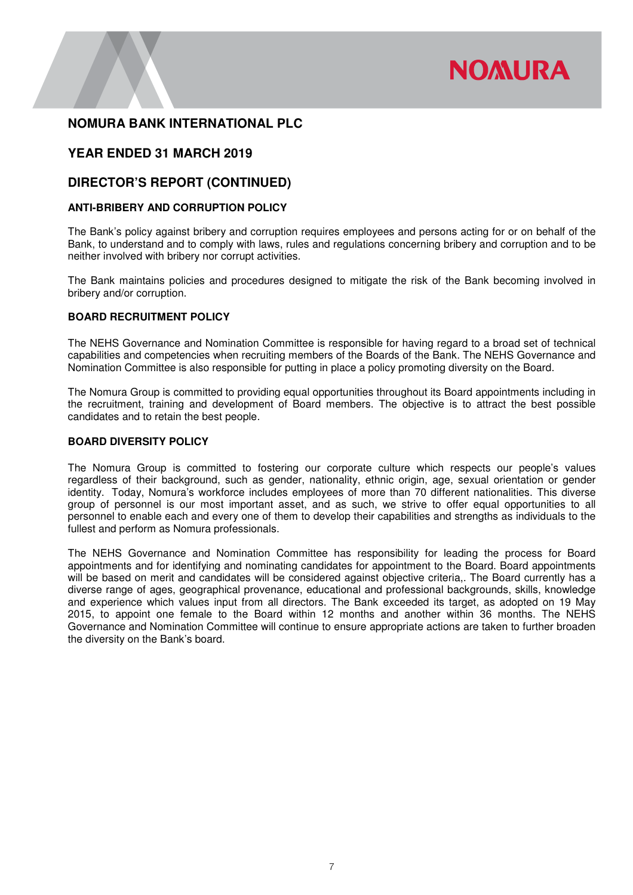# NOMURA BANK INTERNATIONAL PLC

## YEAR ENDED 31 MARCH 2019

## DIRECTOR'S REPORT (CONTINUED)

### ANTI-BRIBERY AND CORRUPTION POLICY

The Bank's policy against bribery and corruption requires employees and persons acting for or on behalf of the Bank, to understand and to comply with laws, rules and regulations concerning bribery and corruption and to be neither involved with bribery nor corrupt activities.

The Bank maintains policies and procedures designed to mitigate the risk of the Bank becoming involved in bribery and/or corruption.

### BOARD RECRUITMENT POLICY

The NEHS Governance and Nomination Committee is responsible for having regard to a broad set of technical capabilities and competencies when recruiting members of the Boards of the Bank. The NEHS Governance and Nomination Committee is also responsible for putting in place a policy promoting diversity on the Board.

The Nomura Group is committed to providing equal opportunities throughout its Board appointments including in the recruitment, training and development of Board members. The objective is to attract the best possible candidates and to retain the best people.

### BOARD DIVERSITY POLICY

The Nomura Group is committed to fostering our corporate culture which respects our people's values regardless of their background, such as gender, nationality, ethnic origin, age, sexual orientation or gender identity. Today, Nomura's workforce includes employees of more than 70 different nationalities. This diverse group of personnel is our most important asset, and as such, we strive to offer equal opportunities to all personnel to enable each and every one of them to develop their capabilities and strengths as individuals to the fullest and perform as Nomura professionals.

The NEHS Governance and Nomination Committee has responsibility for leading the process for Board appointments and for identifying and nominating candidates for appointment to the Board. Board appointments will be based on merit and candidates will be considered against objective criteria,. The Board currently has a diverse range of ages, geographical provenance, educational and professional backgrounds, skills, knowledge and experience which values input from all directors. The Bank exceeded its target, as adopted on 19 May 2015, to appoint one female to the Board within 12 months and another within 36 months. The NEHS Governance and Nomination Committee will continue to ensure appropriate actions are taken to further broaden the diversity on the Bank's board.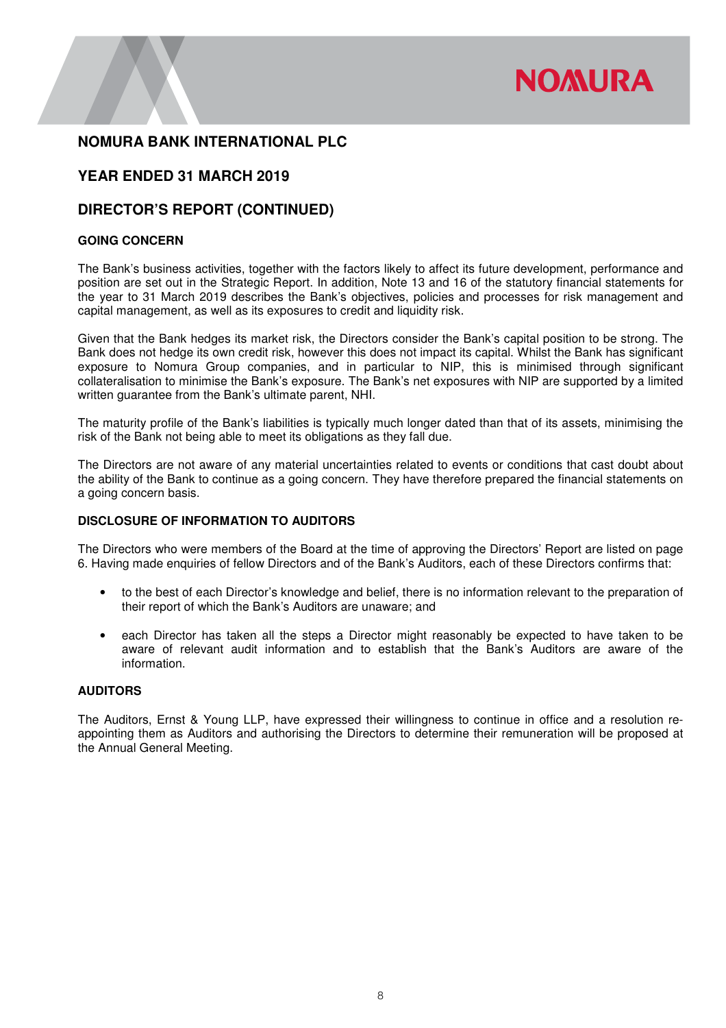# NOMURA BANK INTERNATIONAL PLC

## YEAR ENDED 31 MARCH 2019

## DIRECTOR'S REPORT (CONTINUED)

### GOING CONCERN

The Bank's business activities, together with the factors likely to affect its future development, performance and position are set out in the Strategic Report. In addition, Note 13 and 16 of the statutory financial statements for the year to 31 March 2019 describes the Bank's objectives, policies and processes for risk management and capital management, as well as its exposures to credit and liquidity risk.

Given that the Bank hedges its market risk, the Directors consider the Bank's capital position to be strong. The Bank does not hedge its own credit risk, however this does not impact its capital. Whilst the Bank has significant exposure to Nomura Group companies, and in particular to NIP, this is minimised through significant collateralisation to minimise the Bank's exposure. The Bank's net exposures with NIP are supported by a limited written guarantee from the Bank's ultimate parent, NHI.

The maturity profile of the Bank's liabilities is typically much longer dated than that of its assets, minimising the risk of the Bank not being able to meet its obligations as they fall due.

The Directors are not aware of any material uncertainties related to events or conditions that cast doubt about the ability of the Bank to continue as a going concern. They have therefore prepared the financial statements on a going concern basis.

### DISCLOSURE OF INFORMATION TO AUDITORS

The Directors who were members of the Board at the time of approving the Directors' Report are listed on page 6. Having made enquiries of fellow Directors and of the Bank's Auditors, each of these Directors confirms that:

- to the best of each Director's knowledge and belief, there is no information relevant to the preparation of their report of which the Bank's Auditors are unaware; and
- each Director has taken all the steps a Director might reasonably be expected to have taken to be aware of relevant audit information and to establish that the Bank's Auditors are aware of the information.

### AUDITORS

The Auditors, Ernst & Young LLP, have expressed their willingness to continue in office and a resolution re-appointing them as Auditors and authorising the Directors to determine their remuneration will be proposed at the Annual General Meeting.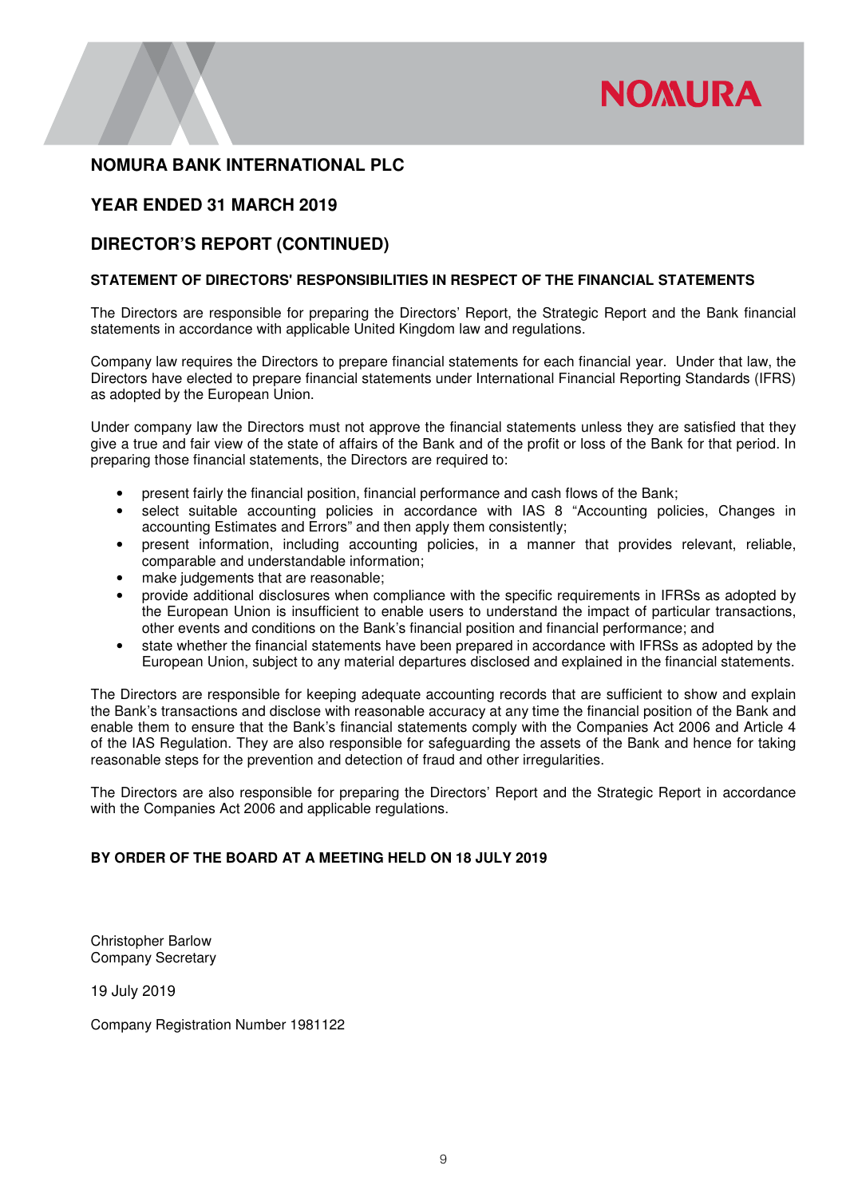# NOMURA BANK INTERNATIONAL PLC

## YEAR ENDED 31 MARCH 2019

## DIRECTOR'S REPORT (CONTINUED)

### STATEMENT OF DIRECTORS' RESPONSIBILITIES IN RESPECT OF THE FINANCIAL STATEMENTS

The Directors are responsible for preparing the Directors' Report, the Strategic Report and the Bank financial statements in accordance with applicable United Kingdom law and regulations.

Company law requires the Directors to prepare financial statements for each financial year. Under that law, the Directors have elected to prepare financial statements under International Financial Reporting Standards (IFRS) as adopted by the European Union.

Under company law the Directors must not approve the financial statements unless they are satisfied that they give a true and fair view of the state of affairs of the Bank and of the profit or loss of the Bank for that period. In preparing those financial statements, the Directors are required to:

- present fairly the financial position, financial performance and cash flows of the Bank;
- select suitable accounting policies in accordance with IAS 8 "Accounting policies, Changes in accounting Estimates and Errors" and then apply them consistently;
- present information, including accounting policies, in a manner that provides relevant, reliable, comparable and understandable information;
- make judgements that are reasonable;
- provide additional disclosures when compliance with the specific requirements in IFRSs as adopted by the European Union is insufficient to enable users to understand the impact of particular transactions, other events and conditions on the Bank's financial position and financial performance; and
- state whether the financial statements have been prepared in accordance with IFRSs as adopted by the European Union, subject to any material departures disclosed and explained in the financial statements.

The Directors are responsible for keeping adequate accounting records that are sufficient to show and explain the Bank's transactions and disclose with reasonable accuracy at any time the financial position of the Bank and enable them to ensure that the Bank's financial statements comply with the Companies Act 2006 and Article 4 of the IAS Regulation. They are also responsible for safeguarding the assets of the Bank and hence for taking reasonable steps for the prevention and detection of fraud and other irregularities.

The Directors are also responsible for preparing the Directors' Report and the Strategic Report in accordance with the Companies Act 2006 and applicable regulations.

**BY ORDER OF THE BOARD AT A MEETING HELD ON 18 JULY 2019**

Christopher Barlow
Company Secretary

19 July 2019

Company Registration Number 1981122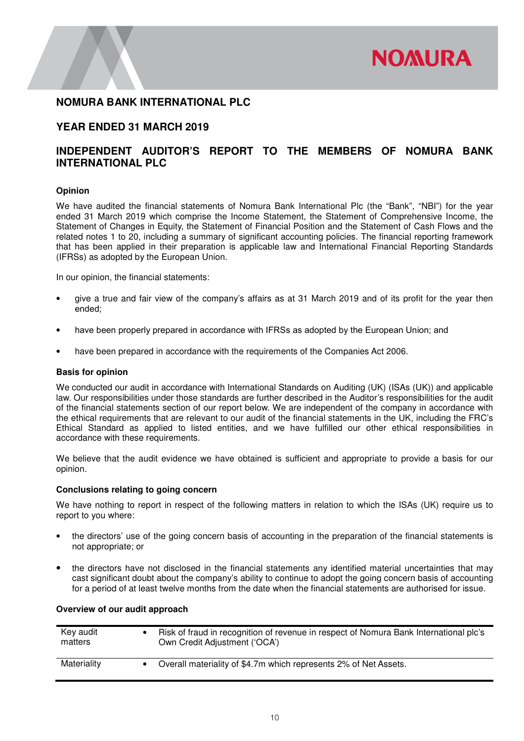**NOMURA BANK INTERNATIONAL PLC**

**YEAR ENDED 31 MARCH 2019**

## INDEPENDENT AUDITOR'S REPORT TO THE MEMBERS OF NOMURA BANK INTERNATIONAL PLC

### Opinion

We have audited the financial statements of Nomura Bank International Plc (the "Bank", "NBI") for the year ended 31 March 2019 which comprise the Income Statement, the Statement of Comprehensive Income, the Statement of Changes in Equity, the Statement of Financial Position and the Statement of Cash Flows and the related notes 1 to 20, including a summary of significant accounting policies. The financial reporting framework that has been applied in their preparation is applicable law and International Financial Reporting Standards (IFRSs) as adopted by the European Union.

In our opinion, the financial statements:

- give a true and fair view of the company's affairs as at 31 March 2019 and of its profit for the year then ended;
- have been properly prepared in accordance with IFRSs as adopted by the European Union; and
- have been prepared in accordance with the requirements of the Companies Act 2006.

### Basis for opinion

We conducted our audit in accordance with International Standards on Auditing (UK) (ISAs (UK)) and applicable law. Our responsibilities under those standards are further described in the Auditor's responsibilities for the audit of the financial statements section of our report below. We are independent of the company in accordance with the ethical requirements that are relevant to our audit of the financial statements in the UK, including the FRC's Ethical Standard as applied to listed entities, and we have fulfilled our other ethical responsibilities in accordance with these requirements.

We believe that the audit evidence we have obtained is sufficient and appropriate to provide a basis for our opinion.

### Conclusions relating to going concern

We have nothing to report in respect of the following matters in relation to which the ISAs (UK) require us to report to you where:

- the directors' use of the going concern basis of accounting in the preparation of the financial statements is not appropriate; or
- the directors have not disclosed in the financial statements any identified material uncertainties that may cast significant doubt about the company's ability to continue to adopt the going concern basis of accounting for a period of at least twelve months from the date when the financial statements are authorised for issue.

### Overview of our audit approach

| | |
|---|---|
| Key audit matters | • Risk of fraud in recognition of revenue in respect of Nomura Bank International plc's Own Credit Adjustment ('OCA') |
| Materiality | • Overall materiality of $4.7m which represents 2% of Net Assets. |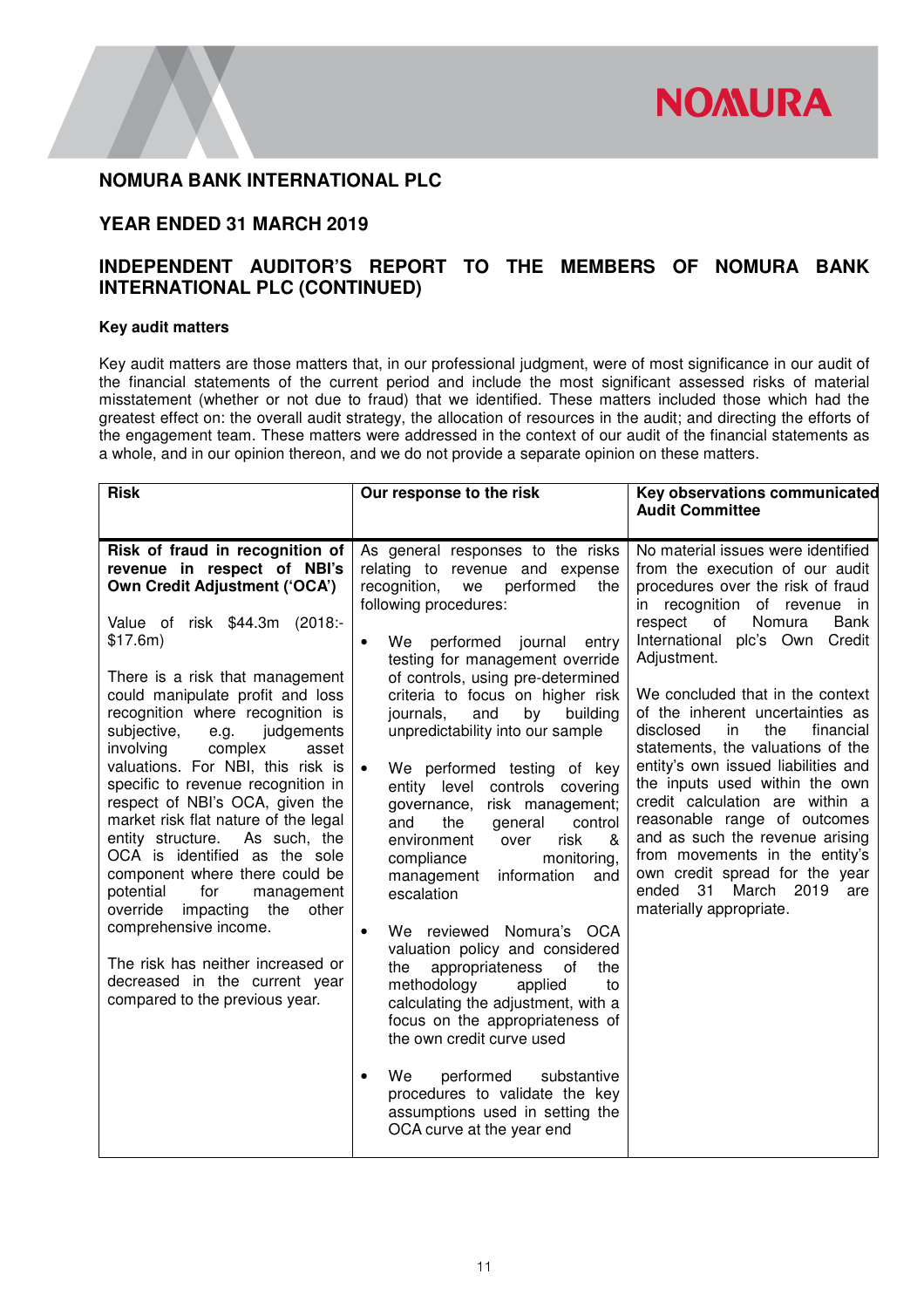# NOMURA BANK INTERNATIONAL PLC

## YEAR ENDED 31 MARCH 2019

## INDEPENDENT AUDITOR'S REPORT TO THE MEMBERS OF NOMURA BANK INTERNATIONAL PLC (CONTINUED)

**Key audit matters**

Key audit matters are those matters that, in our professional judgment, were of most significance in our audit of the financial statements of the current period and include the most significant assessed risks of material misstatement (whether or not due to fraud) that we identified. These matters included those which had the greatest effect on: the overall audit strategy, the allocation of resources in the audit; and directing the efforts of the engagement team. These matters were addressed in the context of our audit of the financial statements as a whole, and in our opinion thereon, and we do not provide a separate opinion on these matters.

| Risk | Our response to the risk | Key observations communicated Audit Committee |
|---|---|---|
| **Risk of fraud in recognition of revenue in respect of NBI's Own Credit Adjustment ('OCA')**<br><br>Value of risk \$44.3m (2018:- \$17.6m)<br><br>There is a risk that management could manipulate profit and loss recognition where recognition is subjective, e.g. judgements involving complex asset valuations. For NBI, this risk is specific to revenue recognition in respect of NBI's OCA, given the market risk flat nature of the legal entity structure. As such, the OCA is identified as the sole component where there could be potential for management override impacting the other comprehensive income.<br><br>The risk has neither increased or decreased in the current year compared to the previous year. | As general responses to the risks relating to revenue and expense recognition, we performed the following procedures:<br><br>• We performed journal entry testing for management override of controls, using pre-determined criteria to focus on higher risk journals, and by building unpredictability into our sample<br><br>• We performed testing of key entity level controls covering governance, risk management; and the general control environment over risk & compliance monitoring, management information and escalation<br><br>• We reviewed Nomura's OCA valuation policy and considered the appropriateness of the methodology applied to calculating the adjustment, with a focus on the appropriateness of the own credit curve used<br><br>• We performed substantive procedures to validate the key assumptions used in setting the OCA curve at the year end | No material issues were identified from the execution of our audit procedures over the risk of fraud in recognition of revenue in respect of Nomura Bank International plc's Own Credit Adjustment.<br><br>We concluded that in the context of the inherent uncertainties as disclosed in the financial statements, the valuations of the entity's own issued liabilities and the inputs used within the own credit calculation are within a reasonable range of outcomes and as such the revenue arising from movements in the entity's own credit spread for the year ended 31 March 2019 are materially appropriate. |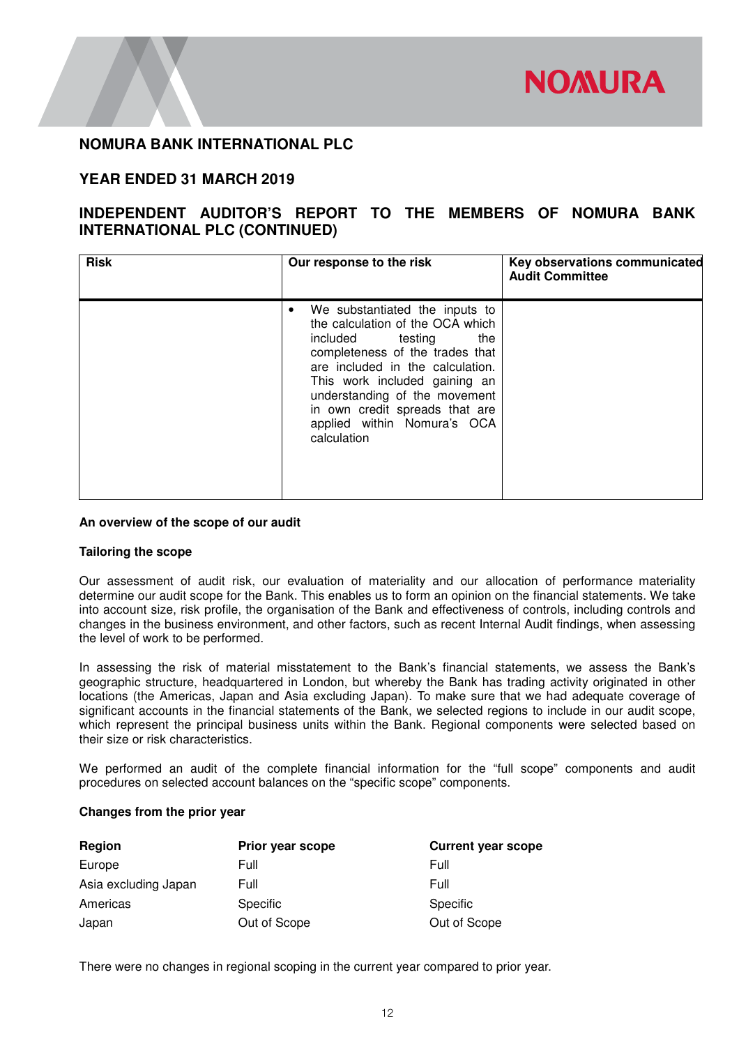# NOMURA BANK INTERNATIONAL PLC

## YEAR ENDED 31 MARCH 2019

## INDEPENDENT AUDITOR'S REPORT TO THE MEMBERS OF NOMURA BANK INTERNATIONAL PLC (CONTINUED)

| Risk | Our response to the risk | Key observations communicated Audit Committee |
|---|---|---|
| | • We substantiated the inputs to the calculation of the OCA which included testing the completeness of the trades that are included in the calculation. This work included gaining an understanding of the movement in own credit spreads that are applied within Nomura's OCA calculation | |

**An overview of the scope of our audit**

**Tailoring the scope**

Our assessment of audit risk, our evaluation of materiality and our allocation of performance materiality determine our audit scope for the Bank. This enables us to form an opinion on the financial statements. We take into account size, risk profile, the organisation of the Bank and effectiveness of controls, including controls and changes in the business environment, and other factors, such as recent Internal Audit findings, when assessing the level of work to be performed.

In assessing the risk of material misstatement to the Bank's financial statements, we assess the Bank's geographic structure, headquartered in London, but whereby the Bank has trading activity originated in other locations (the Americas, Japan and Asia excluding Japan). To make sure that we had adequate coverage of significant accounts in the financial statements of the Bank, we selected regions to include in our audit scope, which represent the principal business units within the Bank. Regional components were selected based on their size or risk characteristics.

We performed an audit of the complete financial information for the "full scope" components and audit procedures on selected account balances on the "specific scope" components.

**Changes from the prior year**

| Region | Prior year scope | Current year scope |
|---|---|---|
| Europe | Full | Full |
| Asia excluding Japan | Full | Full |
| Americas | Specific | Specific |
| Japan | Out of Scope | Out of Scope |

There were no changes in regional scoping in the current year compared to prior year.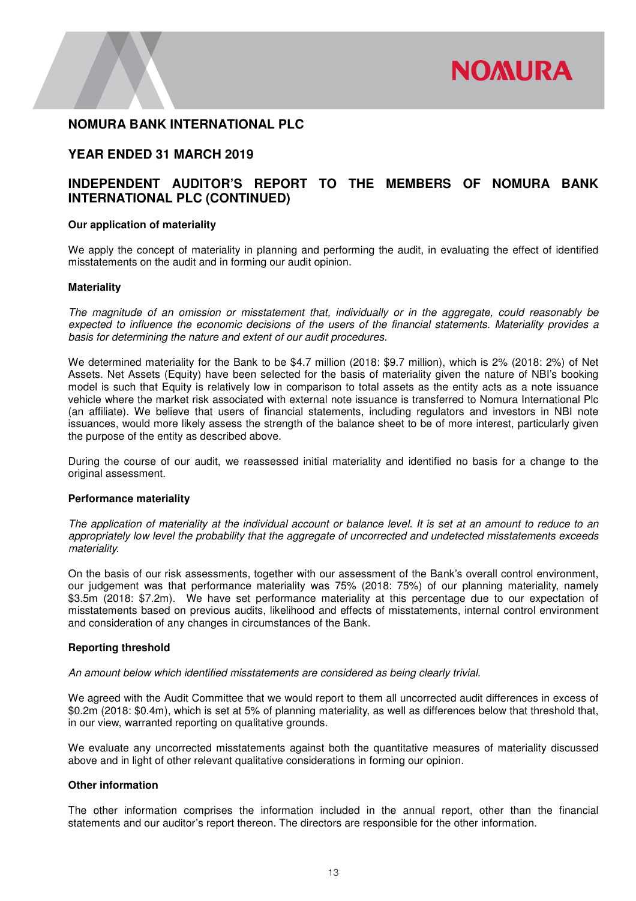# NOMURA BANK INTERNATIONAL PLC

## YEAR ENDED 31 MARCH 2019

## INDEPENDENT AUDITOR'S REPORT TO THE MEMBERS OF NOMURA BANK INTERNATIONAL PLC (CONTINUED)

**Our application of materiality**

We apply the concept of materiality in planning and performing the audit, in evaluating the effect of identified misstatements on the audit and in forming our audit opinion.

**Materiality**

*The magnitude of an omission or misstatement that, individually or in the aggregate, could reasonably be expected to influence the economic decisions of the users of the financial statements. Materiality provides a basis for determining the nature and extent of our audit procedures.*

We determined materiality for the Bank to be $4.7 million (2018: $9.7 million), which is 2% (2018: 2%) of Net Assets. Net Assets (Equity) have been selected for the basis of materiality given the nature of NBI's booking model is such that Equity is relatively low in comparison to total assets as the entity acts as a note issuance vehicle where the market risk associated with external note issuance is transferred to Nomura International Plc (an affiliate). We believe that users of financial statements, including regulators and investors in NBI note issuances, would more likely assess the strength of the balance sheet to be of more interest, particularly given the purpose of the entity as described above.

During the course of our audit, we reassessed initial materiality and identified no basis for a change to the original assessment.

**Performance materiality**

*The application of materiality at the individual account or balance level. It is set at an amount to reduce to an appropriately low level the probability that the aggregate of uncorrected and undetected misstatements exceeds materiality.*

On the basis of our risk assessments, together with our assessment of the Bank's overall control environment, our judgement was that performance materiality was 75% (2018: 75%) of our planning materiality, namely $3.5m (2018: $7.2m). We have set performance materiality at this percentage due to our expectation of misstatements based on previous audits, likelihood and effects of misstatements, internal control environment and consideration of any changes in circumstances of the Bank.

**Reporting threshold**

*An amount below which identified misstatements are considered as being clearly trivial.*

We agreed with the Audit Committee that we would report to them all uncorrected audit differences in excess of $0.2m (2018: $0.4m), which is set at 5% of planning materiality, as well as differences below that threshold that, in our view, warranted reporting on qualitative grounds.

We evaluate any uncorrected misstatements against both the quantitative measures of materiality discussed above and in light of other relevant qualitative considerations in forming our opinion.

**Other information**

The other information comprises the information included in the annual report, other than the financial statements and our auditor's report thereon. The directors are responsible for the other information.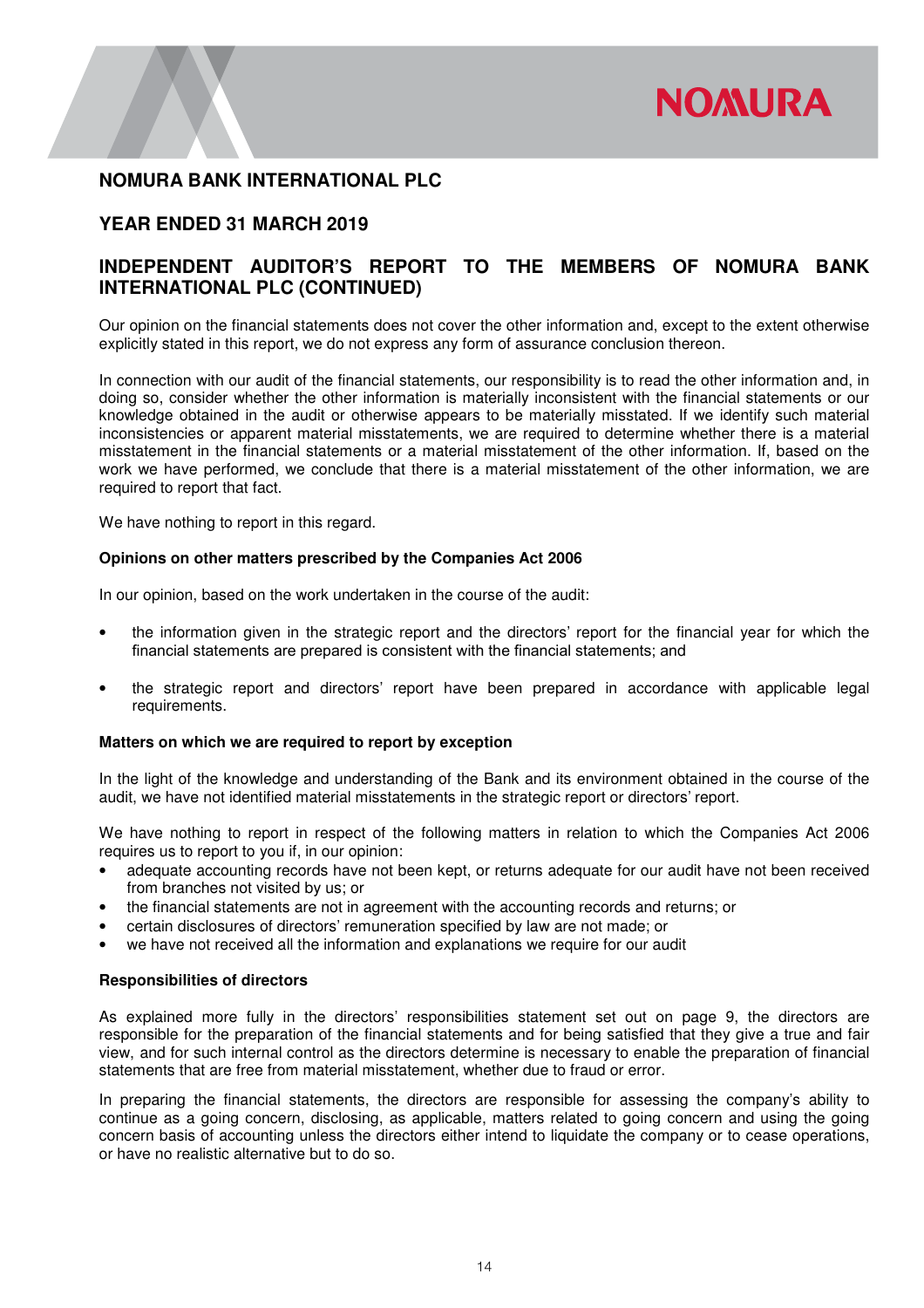# NOMURA BANK INTERNATIONAL PLC

## YEAR ENDED 31 MARCH 2019

## INDEPENDENT AUDITOR'S REPORT TO THE MEMBERS OF NOMURA BANK INTERNATIONAL PLC (CONTINUED)

Our opinion on the financial statements does not cover the other information and, except to the extent otherwise explicitly stated in this report, we do not express any form of assurance conclusion thereon.

In connection with our audit of the financial statements, our responsibility is to read the other information and, in doing so, consider whether the other information is materially inconsistent with the financial statements or our knowledge obtained in the audit or otherwise appears to be materially misstated. If we identify such material inconsistencies or apparent material misstatements, we are required to determine whether there is a material misstatement in the financial statements or a material misstatement of the other information. If, based on the work we have performed, we conclude that there is a material misstatement of the other information, we are required to report that fact.

We have nothing to report in this regard.

**Opinions on other matters prescribed by the Companies Act 2006**

In our opinion, based on the work undertaken in the course of the audit:

- the information given in the strategic report and the directors' report for the financial year for which the financial statements are prepared is consistent with the financial statements; and
- the strategic report and directors' report have been prepared in accordance with applicable legal requirements.

**Matters on which we are required to report by exception**

In the light of the knowledge and understanding of the Bank and its environment obtained in the course of the audit, we have not identified material misstatements in the strategic report or directors' report.

We have nothing to report in respect of the following matters in relation to which the Companies Act 2006 requires us to report to you if, in our opinion:

- adequate accounting records have not been kept, or returns adequate for our audit have not been received from branches not visited by us; or
- the financial statements are not in agreement with the accounting records and returns; or
- certain disclosures of directors' remuneration specified by law are not made; or
- we have not received all the information and explanations we require for our audit

**Responsibilities of directors**

As explained more fully in the directors' responsibilities statement set out on page 9, the directors are responsible for the preparation of the financial statements and for being satisfied that they give a true and fair view, and for such internal control as the directors determine is necessary to enable the preparation of financial statements that are free from material misstatement, whether due to fraud or error.

In preparing the financial statements, the directors are responsible for assessing the company's ability to continue as a going concern, disclosing, as applicable, matters related to going concern and using the going concern basis of accounting unless the directors either intend to liquidate the company or to cease operations, or have no realistic alternative but to do so.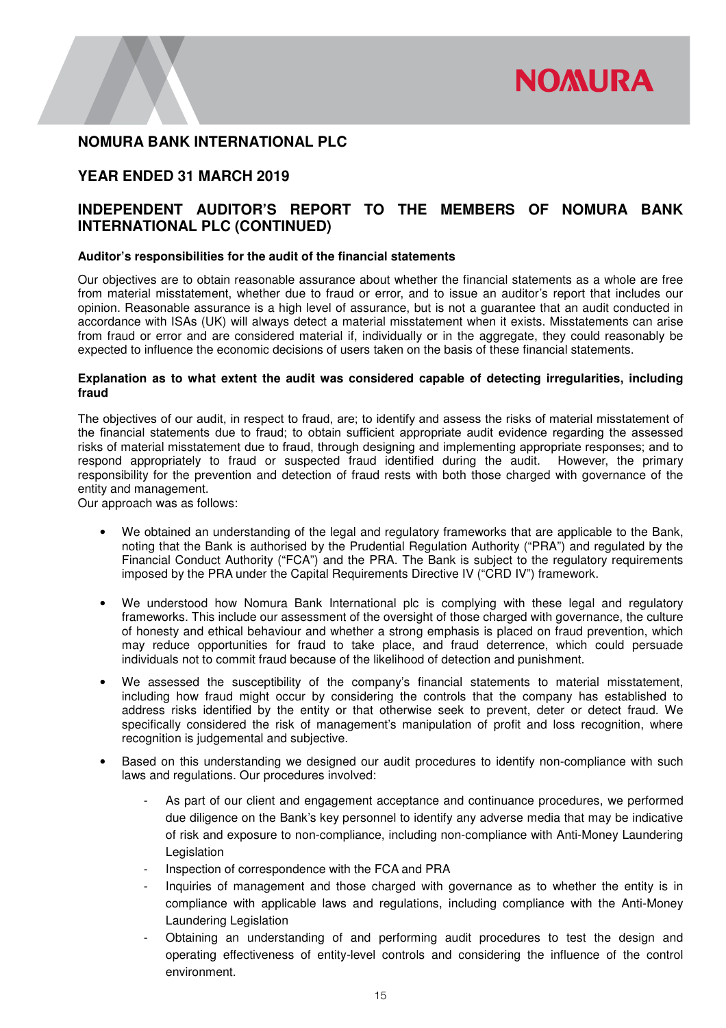# NOMURA BANK INTERNATIONAL PLC

## YEAR ENDED 31 MARCH 2019

## INDEPENDENT AUDITOR'S REPORT TO THE MEMBERS OF NOMURA BANK INTERNATIONAL PLC (CONTINUED)

**Auditor's responsibilities for the audit of the financial statements**

Our objectives are to obtain reasonable assurance about whether the financial statements as a whole are free from material misstatement, whether due to fraud or error, and to issue an auditor's report that includes our opinion. Reasonable assurance is a high level of assurance, but is not a guarantee that an audit conducted in accordance with ISAs (UK) will always detect a material misstatement when it exists. Misstatements can arise from fraud or error and are considered material if, individually or in the aggregate, they could reasonably be expected to influence the economic decisions of users taken on the basis of these financial statements.

**Explanation as to what extent the audit was considered capable of detecting irregularities, including fraud**

The objectives of our audit, in respect to fraud, are; to identify and assess the risks of material misstatement of the financial statements due to fraud; to obtain sufficient appropriate audit evidence regarding the assessed risks of material misstatement due to fraud, through designing and implementing appropriate responses; and to respond appropriately to fraud or suspected fraud identified during the audit. However, the primary responsibility for the prevention and detection of fraud rests with both those charged with governance of the entity and management.
Our approach was as follows:

- We obtained an understanding of the legal and regulatory frameworks that are applicable to the Bank, noting that the Bank is authorised by the Prudential Regulation Authority ("PRA") and regulated by the Financial Conduct Authority ("FCA") and the PRA. The Bank is subject to the regulatory requirements imposed by the PRA under the Capital Requirements Directive IV ("CRD IV") framework.

- We understood how Nomura Bank International plc is complying with these legal and regulatory frameworks. This include our assessment of the oversight of those charged with governance, the culture of honesty and ethical behaviour and whether a strong emphasis is placed on fraud prevention, which may reduce opportunities for fraud to take place, and fraud deterrence, which could persuade individuals not to commit fraud because of the likelihood of detection and punishment.

- We assessed the susceptibility of the company's financial statements to material misstatement, including how fraud might occur by considering the controls that the company has established to address risks identified by the entity or that otherwise seek to prevent, deter or detect fraud. We specifically considered the risk of management's manipulation of profit and loss recognition, where recognition is judgemental and subjective.

- Based on this understanding we designed our audit procedures to identify non-compliance with such laws and regulations. Our procedures involved:
  - As part of our client and engagement acceptance and continuance procedures, we performed due diligence on the Bank's key personnel to identify any adverse media that may be indicative of risk and exposure to non-compliance, including non-compliance with Anti-Money Laundering Legislation
  - Inspection of correspondence with the FCA and PRA
  - Inquiries of management and those charged with governance as to whether the entity is in compliance with applicable laws and regulations, including compliance with the Anti-Money Laundering Legislation
  - Obtaining an understanding of and performing audit procedures to test the design and operating effectiveness of entity-level controls and considering the influence of the control environment.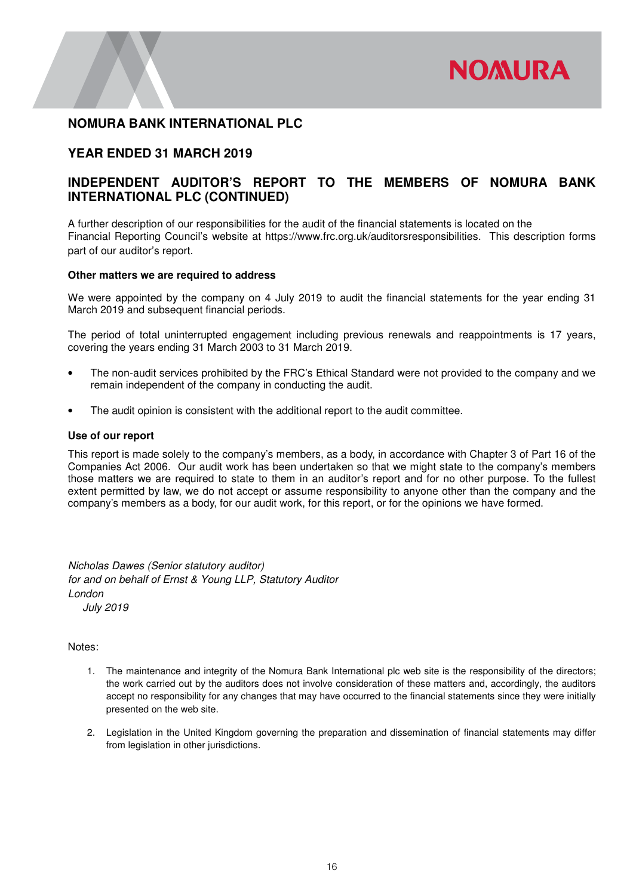# NOMURA BANK INTERNATIONAL PLC

## YEAR ENDED 31 MARCH 2019

## INDEPENDENT AUDITOR'S REPORT TO THE MEMBERS OF NOMURA BANK INTERNATIONAL PLC (CONTINUED)

A further description of our responsibilities for the audit of the financial statements is located on the Financial Reporting Council's website at https://www.frc.org.uk/auditorsresponsibilities. This description forms part of our auditor's report.

**Other matters we are required to address**

We were appointed by the company on 4 July 2019 to audit the financial statements for the year ending 31 March 2019 and subsequent financial periods.

The period of total uninterrupted engagement including previous renewals and reappointments is 17 years, covering the years ending 31 March 2003 to 31 March 2019.

- The non-audit services prohibited by the FRC's Ethical Standard were not provided to the company and we remain independent of the company in conducting the audit.

- The audit opinion is consistent with the additional report to the audit committee.

**Use of our report**

This report is made solely to the company's members, as a body, in accordance with Chapter 3 of Part 16 of the Companies Act 2006. Our audit work has been undertaken so that we might state to the company's members those matters we are required to state to them in an auditor's report and for no other purpose. To the fullest extent permitted by law, we do not accept or assume responsibility to anyone other than the company and the company's members as a body, for our audit work, for this report, or for the opinions we have formed.

*Nicholas Dawes (Senior statutory auditor)*
*for and on behalf of Ernst & Young LLP, Statutory Auditor*
*London*
*July 2019*

Notes:

1. The maintenance and integrity of the Nomura Bank International plc web site is the responsibility of the directors; the work carried out by the auditors does not involve consideration of these matters and, accordingly, the auditors accept no responsibility for any changes that may have occurred to the financial statements since they were initially presented on the web site.

2. Legislation in the United Kingdom governing the preparation and dissemination of financial statements may differ from legislation in other jurisdictions.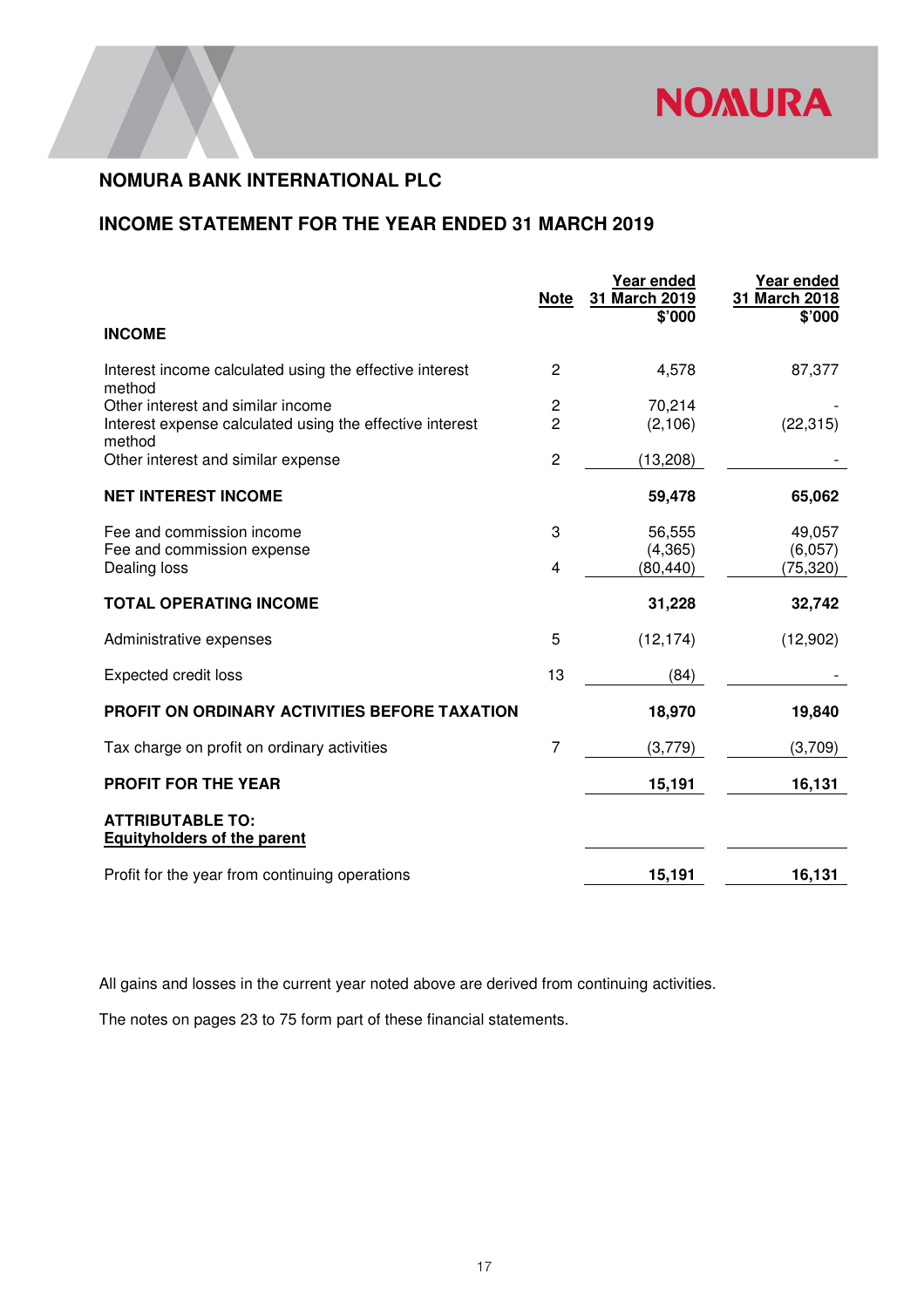# NOMURA BANK INTERNATIONAL PLC

## INCOME STATEMENT FOR THE YEAR ENDED 31 MARCH 2019

| | Note | Year ended 31 March 2019 $'000 | Year ended 31 March 2018 $'000 |
|---|---|---|---|
| **INCOME** | | | |
| Interest income calculated using the effective interest method | 2 | 4,578 | 87,377 |
| Other interest and similar income | 2 | 70,214 | - |
| Interest expense calculated using the effective interest method | 2 | (2,106) | (22,315) |
| Other interest and similar expense | 2 | (13,208) | - |
| **NET INTEREST INCOME** | | **59,478** | **65,062** |
| Fee and commission income | 3 | 56,555 | 49,057 |
| Fee and commission expense | | (4,365) | (6,057) |
| Dealing loss | 4 | (80,440) | (75,320) |
| **TOTAL OPERATING INCOME** | | **31,228** | **32,742** |
| Administrative expenses | 5 | (12,174) | (12,902) |
| Expected credit loss | 13 | (84) | - |
| **PROFIT ON ORDINARY ACTIVITIES BEFORE TAXATION** | | **18,970** | **19,840** |
| Tax charge on profit on ordinary activities | 7 | (3,779) | (3,709) |
| **PROFIT FOR THE YEAR** | | **15,191** | **16,131** |
| **ATTRIBUTABLE TO:** | | | |
| **Equityholders of the parent** | | | |
| Profit for the year from continuing operations | | 15,191 | 16,131 |

All gains and losses in the current year noted above are derived from continuing activities.

The notes on pages 23 to 75 form part of these financial statements.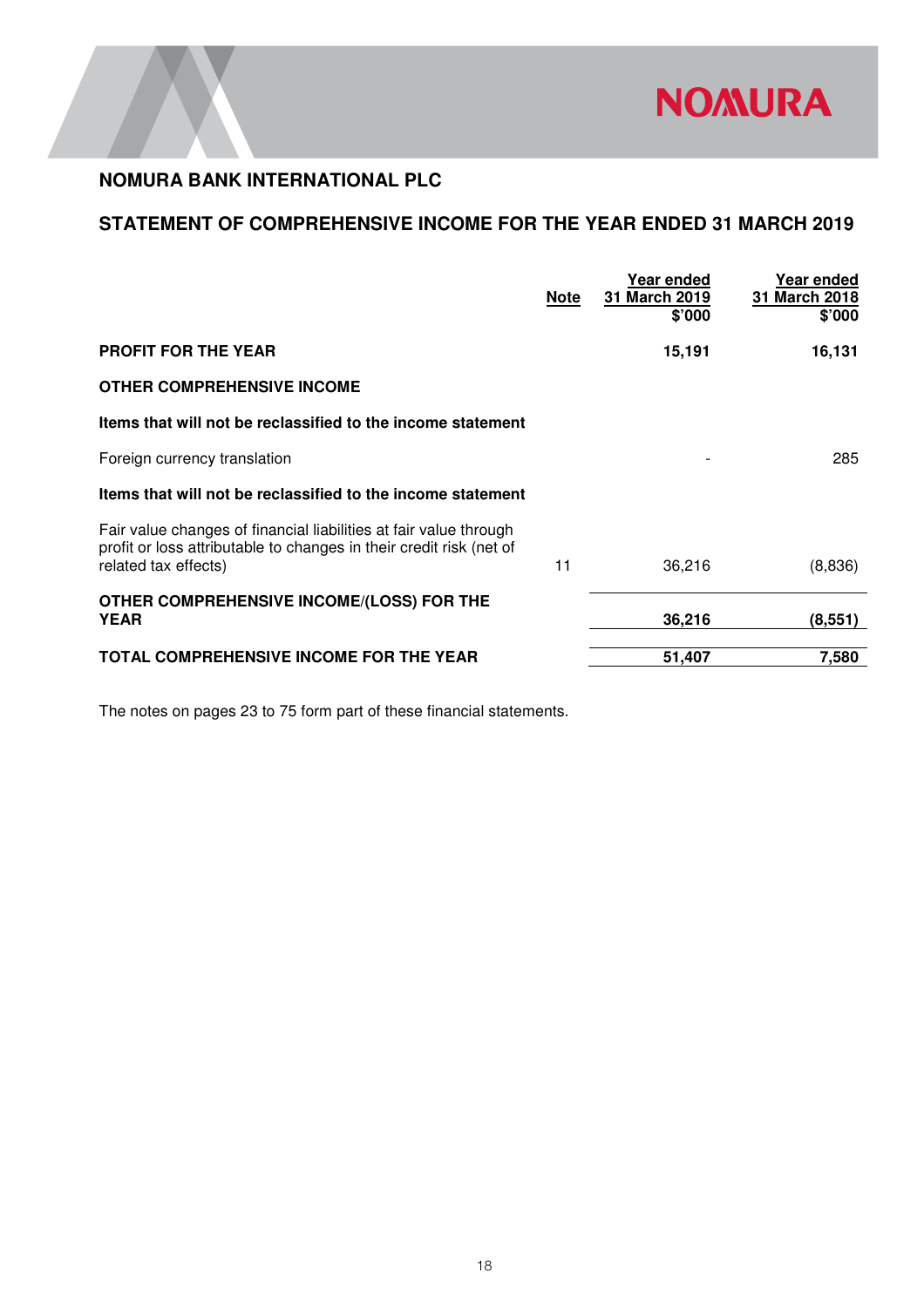## NOMURA BANK INTERNATIONAL PLC

## STATEMENT OF COMPREHENSIVE INCOME FOR THE YEAR ENDED 31 MARCH 2019

| | Note | Year ended 31 March 2019 $'000 | Year ended 31 March 2018 $'000 |
|---|---|---|---|
| **PROFIT FOR THE YEAR** | | **15,191** | **16,131** |
| **OTHER COMPREHENSIVE INCOME** | | | |
| **Items that will not be reclassified to the income statement** | | | |
| Foreign currency translation | | - | 285 |
| **Items that will not be reclassified to the income statement** | | | |
| Fair value changes of financial liabilities at fair value through profit or loss attributable to changes in their credit risk (net of related tax effects) | 11 | 36,216 | (8,836) |
| **OTHER COMPREHENSIVE INCOME/(LOSS) FOR THE YEAR** | | **36,216** | **(8,551)** |
| **TOTAL COMPREHENSIVE INCOME FOR THE YEAR** | | **51,407** | **7,580** |

The notes on pages 23 to 75 form part of these financial statements.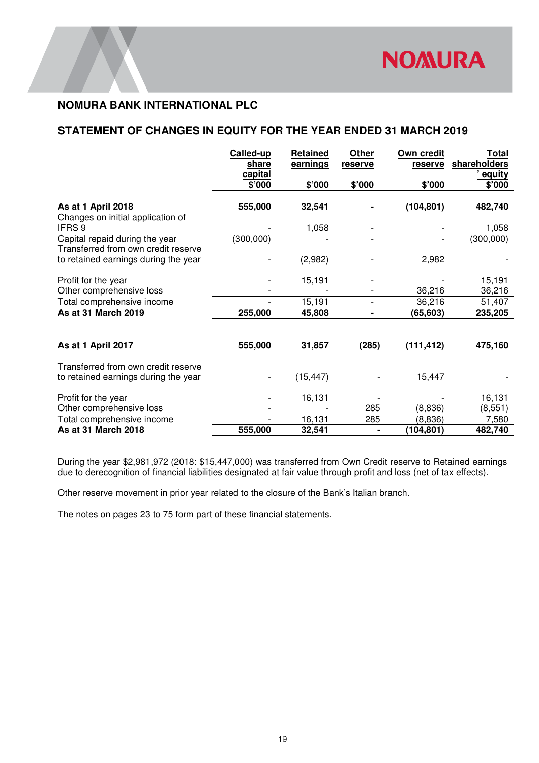## NOMURA BANK INTERNATIONAL PLC

## STATEMENT OF CHANGES IN EQUITY FOR THE YEAR ENDED 31 MARCH 2019

| | Called-up share capital $'000 | Retained earnings $'000 | Other reserve $'000 | Own credit reserve $'000 | Total shareholders' equity $'000 |
|---|---|---|---|---|---|
| **As at 1 April 2018** | **555,000** | **32,541** | **-** | **(104,801)** | **482,740** |
| Changes on initial application of IFRS 9 | - | 1,058 | - | - | 1,058 |
| Capital repaid during the year | (300,000) | - | - | - | (300,000) |
| Transferred from own credit reserve to retained earnings during the year | - | (2,982) | - | 2,982 | - |
| Profit for the year | - | 15,191 | - | - | 15,191 |
| Other comprehensive loss | - | - | - | 36,216 | 36,216 |
| Total comprehensive income | - | 15,191 | - | 36,216 | 51,407 |
| **As at 31 March 2019** | **255,000** | **45,808** | **-** | **(65,603)** | **235,205** |
| | | | | | |
| **As at 1 April 2017** | **555,000** | **31,857** | **(285)** | **(111,412)** | **475,160** |
| Transferred from own credit reserve to retained earnings during the year | - | (15,447) | - | 15,447 | - |
| Profit for the year | - | 16,131 | - | - | 16,131 |
| Other comprehensive loss | - | - | 285 | (8,836) | (8,551) |
| Total comprehensive income | - | 16,131 | 285 | (8,836) | 7,580 |
| **As at 31 March 2018** | **555,000** | **32,541** | **-** | **(104,801)** | **482,740** |

During the year $2,981,972 (2018: $15,447,000) was transferred from Own Credit reserve to Retained earnings due to derecognition of financial liabilities designated at fair value through profit and loss (net of tax effects).

Other reserve movement in prior year related to the closure of the Bank's Italian branch.

The notes on pages 23 to 75 form part of these financial statements.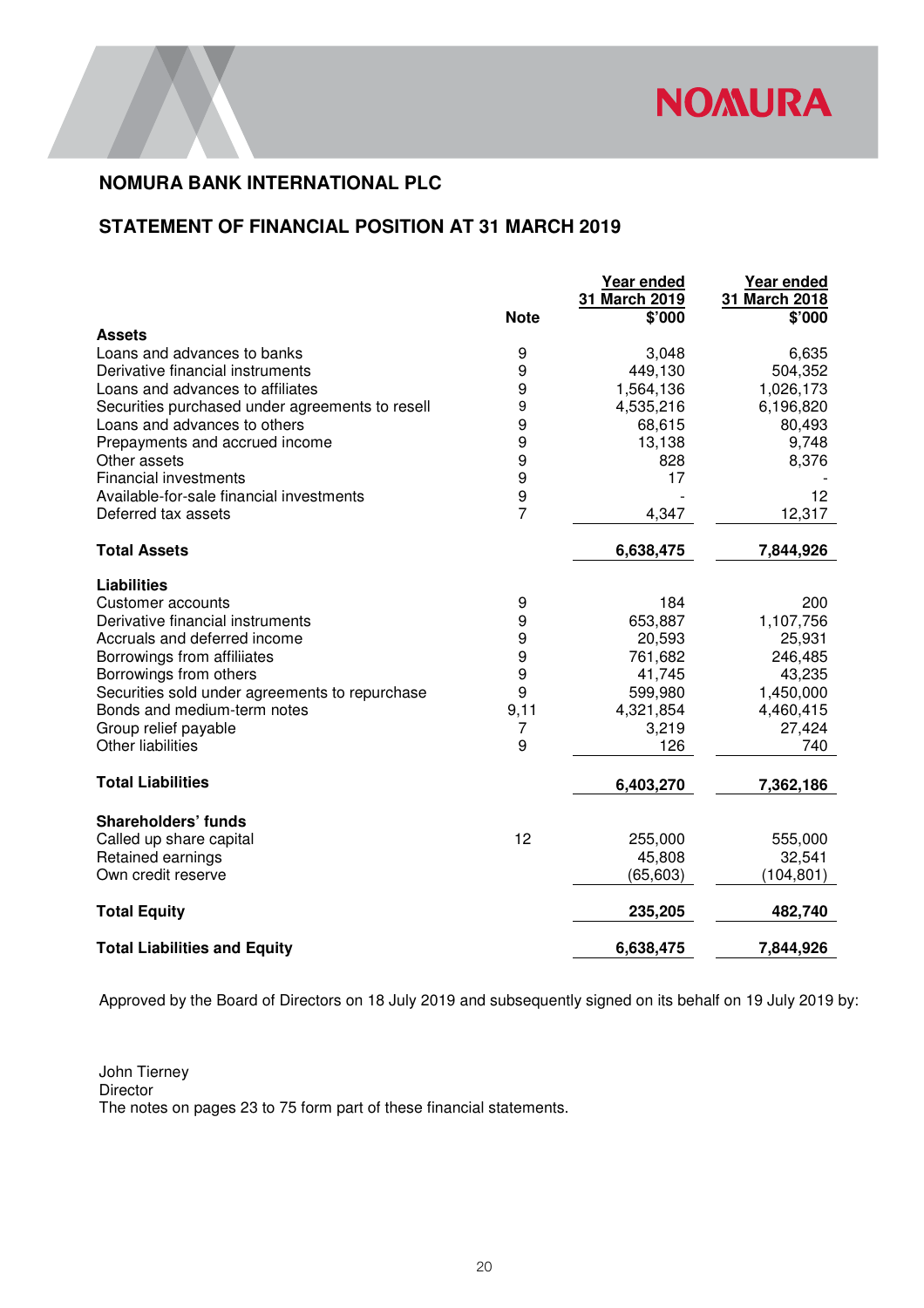# NOMURA BANK INTERNATIONAL PLC

## STATEMENT OF FINANCIAL POSITION AT 31 MARCH 2019

| | Note | Year ended 31 March 2019 $'000 | Year ended 31 March 2018 $'000 |
|---|---|---|---|
| **Assets** | | | |
| Loans and advances to banks | 9 | 3,048 | 6,635 |
| Derivative financial instruments | 9 | 449,130 | 504,352 |
| Loans and advances to affiliates | 9 | 1,564,136 | 1,026,173 |
| Securities purchased under agreements to resell | 9 | 4,535,216 | 6,196,820 |
| Loans and advances to others | 9 | 68,615 | 80,493 |
| Prepayments and accrued income | 9 | 13,138 | 9,748 |
| Other assets | 9 | 828 | 8,376 |
| Financial investments | 9 | 17 | - |
| Available-for-sale financial investments | 9 | - | 12 |
| Deferred tax assets | 7 | 4,347 | 12,317 |
| **Total Assets** | | **6,638,475** | **7,844,926** |
| **Liabilities** | | | |
| Customer accounts | 9 | 184 | 200 |
| Derivative financial instruments | 9 | 653,887 | 1,107,756 |
| Accruals and deferred income | 9 | 20,593 | 25,931 |
| Borrowings from affiliiates | 9 | 761,682 | 246,485 |
| Borrowings from others | 9 | 41,745 | 43,235 |
| Securities sold under agreements to repurchase | 9 | 599,980 | 1,450,000 |
| Bonds and medium-term notes | 9,11 | 4,321,854 | 4,460,415 |
| Group relief payable | 7 | 3,219 | 27,424 |
| Other liabilities | 9 | 126 | 740 |
| **Total Liabilities** | | **6,403,270** | **7,362,186** |
| **Shareholders' funds** | | | |
| Called up share capital | 12 | 255,000 | 555,000 |
| Retained earnings | | 45,808 | 32,541 |
| Own credit reserve | | (65,603) | (104,801) |
| **Total Equity** | | **235,205** | **482,740** |
| **Total Liabilities and Equity** | | **6,638,475** | **7,844,926** |

Approved by the Board of Directors on 18 July 2019 and subsequently signed on its behalf on 19 July 2019 by:

John Tierney
Director
The notes on pages 23 to 75 form part of these financial statements.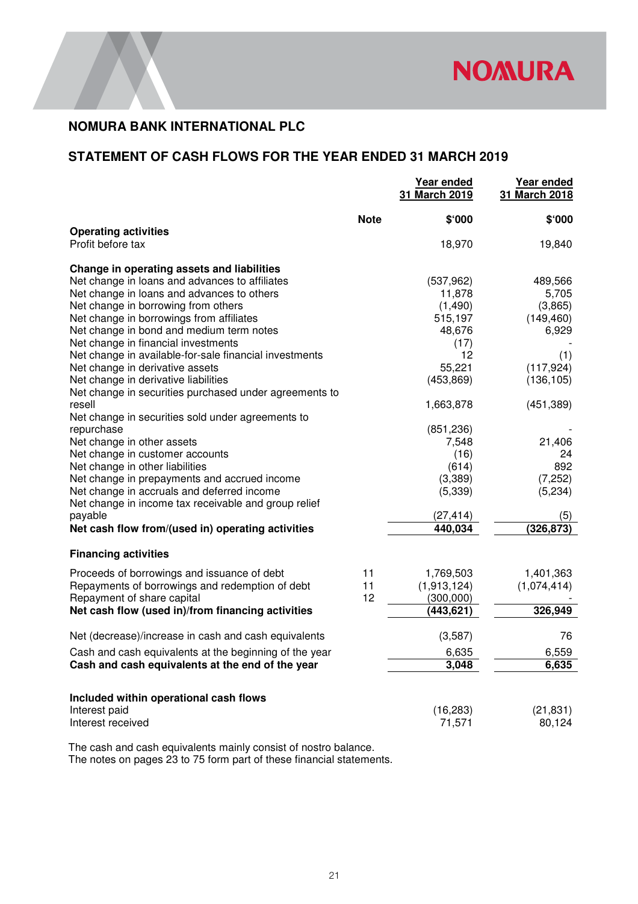## NOMURA BANK INTERNATIONAL PLC

## STATEMENT OF CASH FLOWS FOR THE YEAR ENDED 31 MARCH 2019

| | Note | Year ended 31 March 2019 | Year ended 31 March 2018 |
|---|---|---|---|
| | | $'000 | $'000 |
| **Operating activities** | | | |
| Profit before tax | | 18,970 | 19,840 |
| **Change in operating assets and liabilities** | | | |
| Net change in loans and advances to affiliates | | (537,962) | 489,566 |
| Net change in loans and advances to others | | 11,878 | 5,705 |
| Net change in borrowing from others | | (1,490) | (3,865) |
| Net change in borrowings from affiliates | | 515,197 | (149,460) |
| Net change in bond and medium term notes | | 48,676 | 6,929 |
| Net change in financial investments | | (17) | - |
| Net change in available-for-sale financial investments | | 12 | (1) |
| Net change in derivative assets | | 55,221 | (117,924) |
| Net change in derivative liabilities | | (453,869) | (136,105) |
| Net change in securities purchased under agreements to resell | | 1,663,878 | (451,389) |
| Net change in securities sold under agreements to repurchase | | (851,236) | - |
| Net change in other assets | | 7,548 | 21,406 |
| Net change in customer accounts | | (16) | 24 |
| Net change in other liabilities | | (614) | 892 |
| Net change in prepayments and accrued income | | (3,389) | (7,252) |
| Net change in accruals and deferred income | | (5,339) | (5,234) |
| Net change in income tax receivable and group relief payable | | (27,414) | (5) |
| **Net cash flow from/(used in) operating activities** | | **440,034** | **(326,873)** |
| **Financing activities** | | | |
| Proceeds of borrowings and issuance of debt | 11 | 1,769,503 | 1,401,363 |
| Repayments of borrowings and redemption of debt | 11 | (1,913,124) | (1,074,414) |
| Repayment of share capital | 12 | (300,000) | - |
| **Net cash flow (used in)/from financing activities** | | **(443,621)** | **326,949** |
| Net (decrease)/increase in cash and cash equivalents | | (3,587) | 76 |
| Cash and cash equivalents at the beginning of the year | | 6,635 | 6,559 |
| **Cash and cash equivalents at the end of the year** | | **3,048** | **6,635** |
| **Included within operational cash flows** | | | |
| Interest paid | | (16,283) | (21,831) |
| Interest received | | 71,571 | 80,124 |

The cash and cash equivalents mainly consist of nostro balance.
The notes on pages 23 to 75 form part of these financial statements.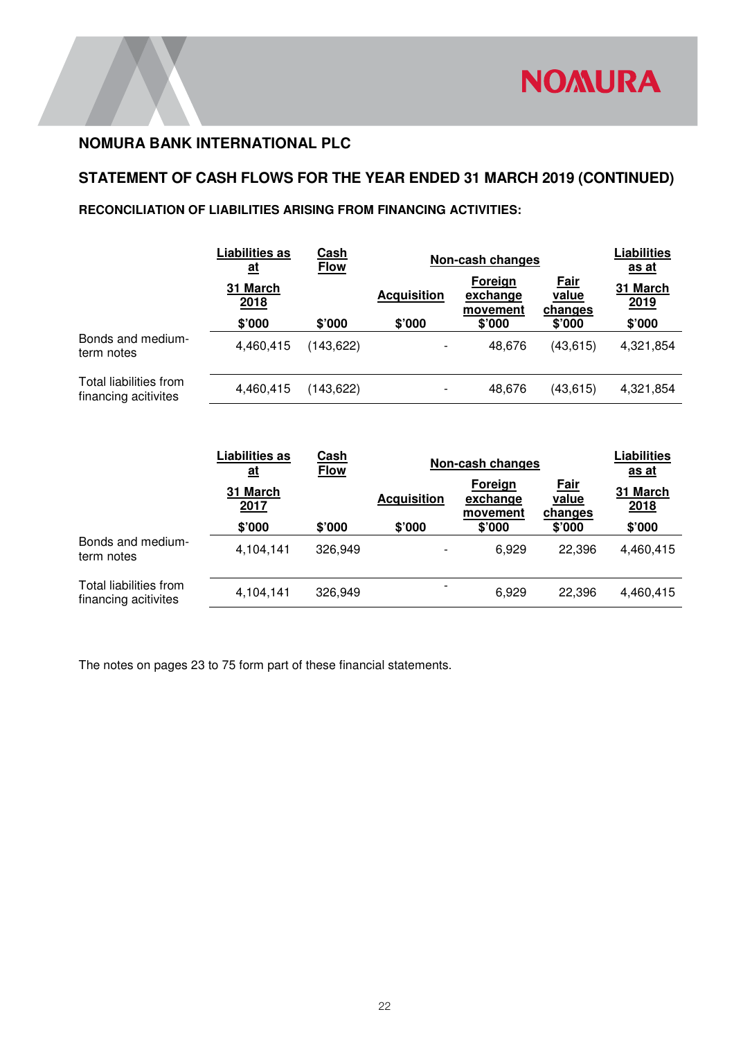## NOMURA BANK INTERNATIONAL PLC

## STATEMENT OF CASH FLOWS FOR THE YEAR ENDED 31 MARCH 2019 (CONTINUED)

### RECONCILIATION OF LIABILITIES ARISING FROM FINANCING ACTIVITIES:

| | Liabilities as at | Cash Flow | Non-cash changes | | | Liabilities as at |
|---|---|---|---|---|---|---|
| | 31 March 2018 | | Acquisition | Foreign exchange movement | Fair value changes | 31 March 2019 |
| | $'000 | $'000 | $'000 | $'000 | $'000 | $'000 |
| Bonds and medium-term notes | 4,460,415 | (143,622) | - | 48,676 | (43,615) | 4,321,854 |
| Total liabilities from financing acitivites | 4,460,415 | (143,622) | - | 48,676 | (43,615) | 4,321,854 |

| | Liabilities as at | Cash Flow | Non-cash changes | | | Liabilities as at |
|---|---|---|---|---|---|---|
| | 31 March 2017 | | Acquisition | Foreign exchange movement | Fair value changes | 31 March 2018 |
| | $'000 | $'000 | $'000 | $'000 | $'000 | $'000 |
| Bonds and medium-term notes | 4,104,141 | 326,949 | - | 6,929 | 22,396 | 4,460,415 |
| Total liabilities from financing acitivites | 4,104,141 | 326,949 | - | 6,929 | 22,396 | 4,460,415 |

The notes on pages 23 to 75 form part of these financial statements.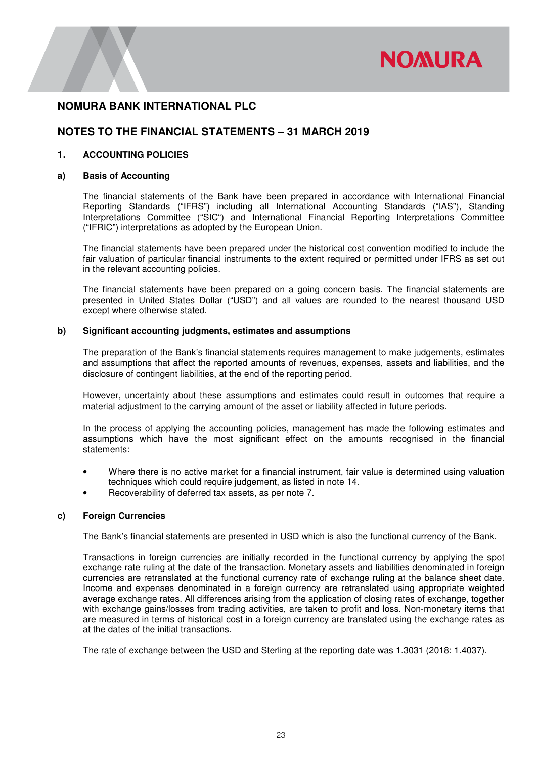# NOMURA BANK INTERNATIONAL PLC

## NOTES TO THE FINANCIAL STATEMENTS – 31 MARCH 2019

### 1. ACCOUNTING POLICIES

#### a) Basis of Accounting

The financial statements of the Bank have been prepared in accordance with International Financial Reporting Standards ("IFRS") including all International Accounting Standards ("IAS"), Standing Interpretations Committee ("SIC") and International Financial Reporting Interpretations Committee ("IFRIC") interpretations as adopted by the European Union.

The financial statements have been prepared under the historical cost convention modified to include the fair valuation of particular financial instruments to the extent required or permitted under IFRS as set out in the relevant accounting policies.

The financial statements have been prepared on a going concern basis. The financial statements are presented in United States Dollar ("USD") and all values are rounded to the nearest thousand USD except where otherwise stated.

#### b) Significant accounting judgments, estimates and assumptions

The preparation of the Bank's financial statements requires management to make judgements, estimates and assumptions that affect the reported amounts of revenues, expenses, assets and liabilities, and the disclosure of contingent liabilities, at the end of the reporting period.

However, uncertainty about these assumptions and estimates could result in outcomes that require a material adjustment to the carrying amount of the asset or liability affected in future periods.

In the process of applying the accounting policies, management has made the following estimates and assumptions which have the most significant effect on the amounts recognised in the financial statements:

- Where there is no active market for a financial instrument, fair value is determined using valuation techniques which could require judgement, as listed in note 14.
- Recoverability of deferred tax assets, as per note 7.

#### c) Foreign Currencies

The Bank's financial statements are presented in USD which is also the functional currency of the Bank.

Transactions in foreign currencies are initially recorded in the functional currency by applying the spot exchange rate ruling at the date of the transaction. Monetary assets and liabilities denominated in foreign currencies are retranslated at the functional currency rate of exchange ruling at the balance sheet date. Income and expenses denominated in a foreign currency are retranslated using appropriate weighted average exchange rates. All differences arising from the application of closing rates of exchange, together with exchange gains/losses from trading activities, are taken to profit and loss. Non-monetary items that are measured in terms of historical cost in a foreign currency are translated using the exchange rates as at the dates of the initial transactions.

The rate of exchange between the USD and Sterling at the reporting date was 1.3031 (2018: 1.4037).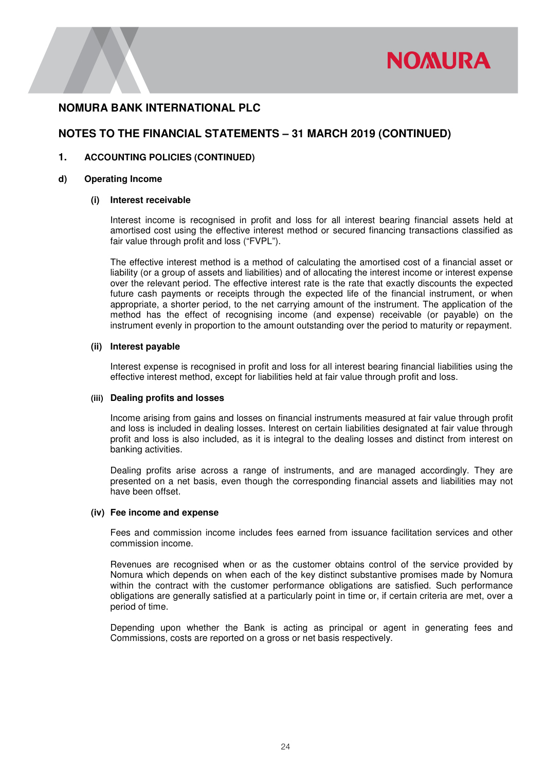# NOMURA BANK INTERNATIONAL PLC

## NOTES TO THE FINANCIAL STATEMENTS – 31 MARCH 2019 (CONTINUED)

### 1. ACCOUNTING POLICIES (CONTINUED)

### d) Operating Income

#### (i) Interest receivable

Interest income is recognised in profit and loss for all interest bearing financial assets held at amortised cost using the effective interest method or secured financing transactions classified as fair value through profit and loss ("FVPL").

The effective interest method is a method of calculating the amortised cost of a financial asset or liability (or a group of assets and liabilities) and of allocating the interest income or interest expense over the relevant period. The effective interest rate is the rate that exactly discounts the expected future cash payments or receipts through the expected life of the financial instrument, or when appropriate, a shorter period, to the net carrying amount of the instrument. The application of the method has the effect of recognising income (and expense) receivable (or payable) on the instrument evenly in proportion to the amount outstanding over the period to maturity or repayment.

#### (ii) Interest payable

Interest expense is recognised in profit and loss for all interest bearing financial liabilities using the effective interest method, except for liabilities held at fair value through profit and loss.

#### (iii) Dealing profits and losses

Income arising from gains and losses on financial instruments measured at fair value through profit and loss is included in dealing losses. Interest on certain liabilities designated at fair value through profit and loss is also included, as it is integral to the dealing losses and distinct from interest on banking activities.

Dealing profits arise across a range of instruments, and are managed accordingly. They are presented on a net basis, even though the corresponding financial assets and liabilities may not have been offset.

#### (iv) Fee income and expense

Fees and commission income includes fees earned from issuance facilitation services and other commission income.

Revenues are recognised when or as the customer obtains control of the service provided by Nomura which depends on when each of the key distinct substantive promises made by Nomura within the contract with the customer performance obligations are satisfied. Such performance obligations are generally satisfied at a particularly point in time or, if certain criteria are met, over a period of time.

Depending upon whether the Bank is acting as principal or agent in generating fees and Commissions, costs are reported on a gross or net basis respectively.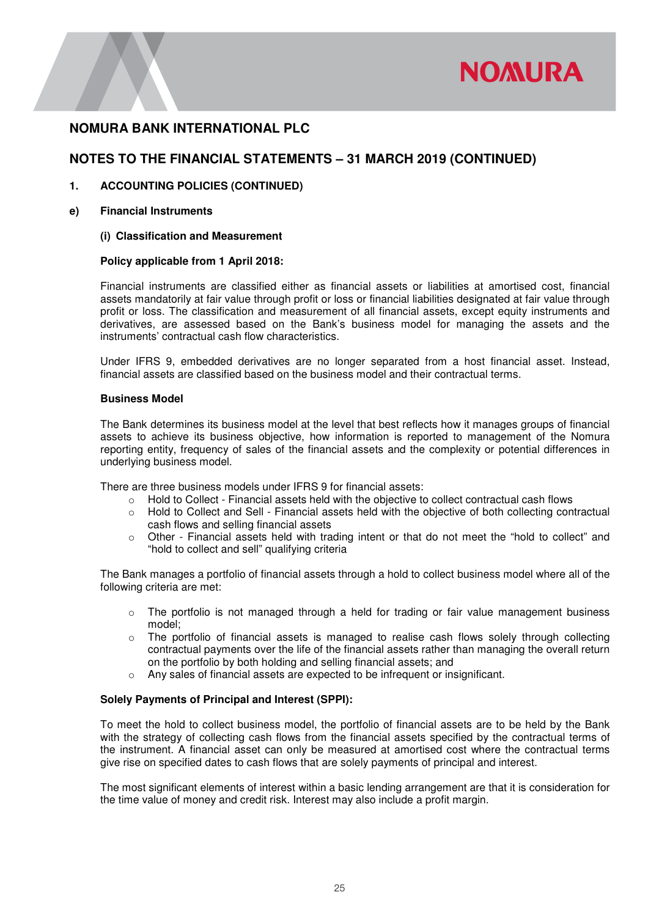## NOMURA BANK INTERNATIONAL PLC

## NOTES TO THE FINANCIAL STATEMENTS – 31 MARCH 2019 (CONTINUED)

### 1. ACCOUNTING POLICIES (CONTINUED)

#### e) Financial Instruments

**(i) Classification and Measurement**

**Policy applicable from 1 April 2018:**

Financial instruments are classified either as financial assets or liabilities at amortised cost, financial assets mandatorily at fair value through profit or loss or financial liabilities designated at fair value through profit or loss. The classification and measurement of all financial assets, except equity instruments and derivatives, are assessed based on the Bank's business model for managing the assets and the instruments' contractual cash flow characteristics.

Under IFRS 9, embedded derivatives are no longer separated from a host financial asset. Instead, financial assets are classified based on the business model and their contractual terms.

**Business Model**

The Bank determines its business model at the level that best reflects how it manages groups of financial assets to achieve its business objective, how information is reported to management of the Nomura reporting entity, frequency of sales of the financial assets and the complexity or potential differences in underlying business model.

There are three business models under IFRS 9 for financial assets:

- Hold to Collect - Financial assets held with the objective to collect contractual cash flows
- Hold to Collect and Sell - Financial assets held with the objective of both collecting contractual cash flows and selling financial assets
- Other - Financial assets held with trading intent or that do not meet the "hold to collect" and "hold to collect and sell" qualifying criteria

The Bank manages a portfolio of financial assets through a hold to collect business model where all of the following criteria are met:

- The portfolio is not managed through a held for trading or fair value management business model;
- The portfolio of financial assets is managed to realise cash flows solely through collecting contractual payments over the life of the financial assets rather than managing the overall return on the portfolio by both holding and selling financial assets; and
- Any sales of financial assets are expected to be infrequent or insignificant.

**Solely Payments of Principal and Interest (SPPI):**

To meet the hold to collect business model, the portfolio of financial assets are to be held by the Bank with the strategy of collecting cash flows from the financial assets specified by the contractual terms of the instrument. A financial asset can only be measured at amortised cost where the contractual terms give rise on specified dates to cash flows that are solely payments of principal and interest.

The most significant elements of interest within a basic lending arrangement are that it is consideration for the time value of money and credit risk. Interest may also include a profit margin.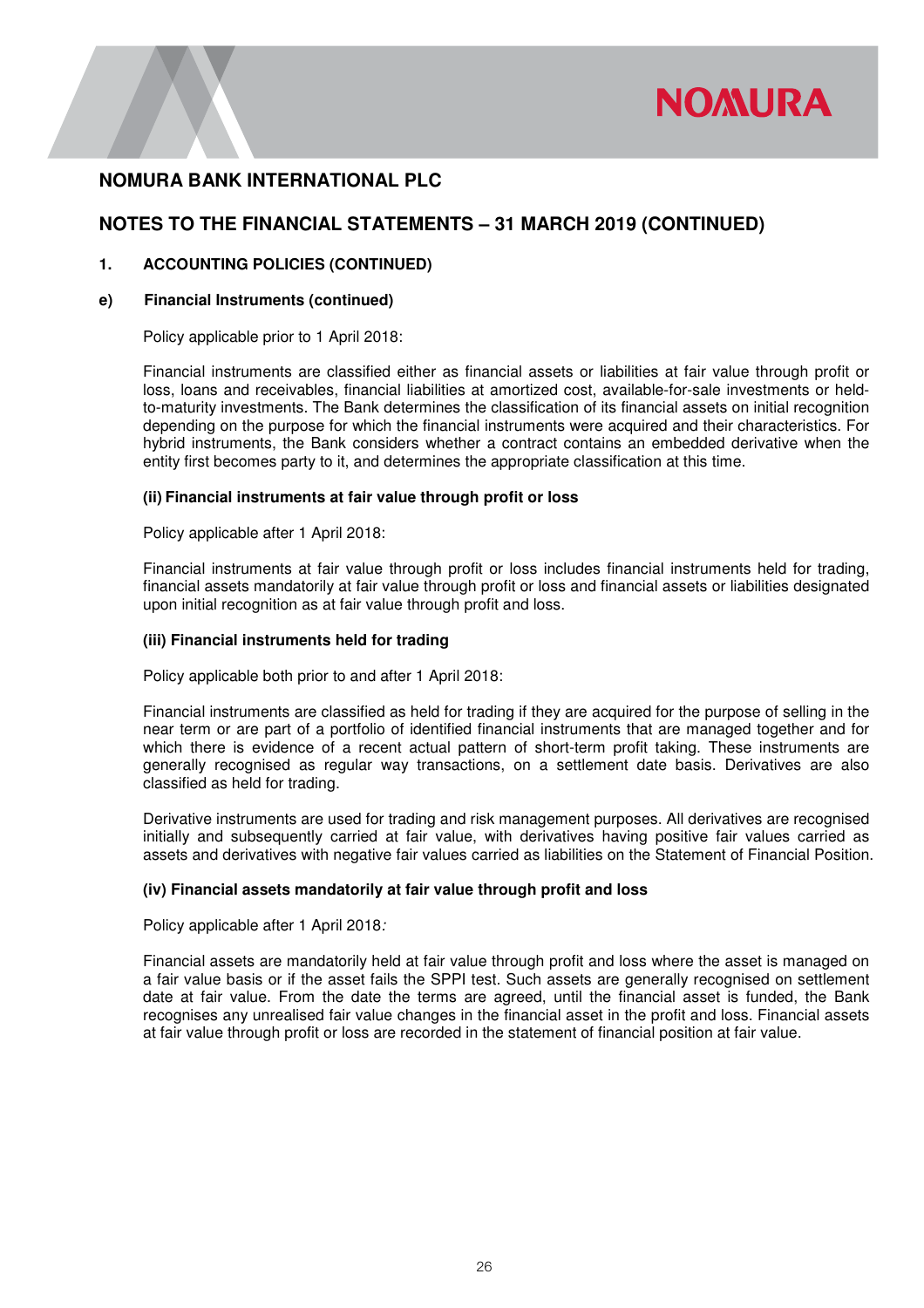# NOMURA BANK INTERNATIONAL PLC

## NOTES TO THE FINANCIAL STATEMENTS – 31 MARCH 2019 (CONTINUED)

### 1. ACCOUNTING POLICIES (CONTINUED)

#### e) Financial Instruments (continued)

Policy applicable prior to 1 April 2018:

Financial instruments are classified either as financial assets or liabilities at fair value through profit or loss, loans and receivables, financial liabilities at amortized cost, available-for-sale investments or held-to-maturity investments. The Bank determines the classification of its financial assets on initial recognition depending on the purpose for which the financial instruments were acquired and their characteristics. For hybrid instruments, the Bank considers whether a contract contains an embedded derivative when the entity first becomes party to it, and determines the appropriate classification at this time.

**(ii) Financial instruments at fair value through profit or loss**

Policy applicable after 1 April 2018:

Financial instruments at fair value through profit or loss includes financial instruments held for trading, financial assets mandatorily at fair value through profit or loss and financial assets or liabilities designated upon initial recognition as at fair value through profit and loss.

**(iii) Financial instruments held for trading**

Policy applicable both prior to and after 1 April 2018:

Financial instruments are classified as held for trading if they are acquired for the purpose of selling in the near term or are part of a portfolio of identified financial instruments that are managed together and for which there is evidence of a recent actual pattern of short-term profit taking. These instruments are generally recognised as regular way transactions, on a settlement date basis. Derivatives are also classified as held for trading.

Derivative instruments are used for trading and risk management purposes. All derivatives are recognised initially and subsequently carried at fair value, with derivatives having positive fair values carried as assets and derivatives with negative fair values carried as liabilities on the Statement of Financial Position.

**(iv) Financial assets mandatorily at fair value through profit and loss**

Policy applicable after 1 April 2018*:*

Financial assets are mandatorily held at fair value through profit and loss where the asset is managed on a fair value basis or if the asset fails the SPPI test. Such assets are generally recognised on settlement date at fair value. From the date the terms are agreed, until the financial asset is funded, the Bank recognises any unrealised fair value changes in the financial asset in the profit and loss. Financial assets at fair value through profit or loss are recorded in the statement of financial position at fair value.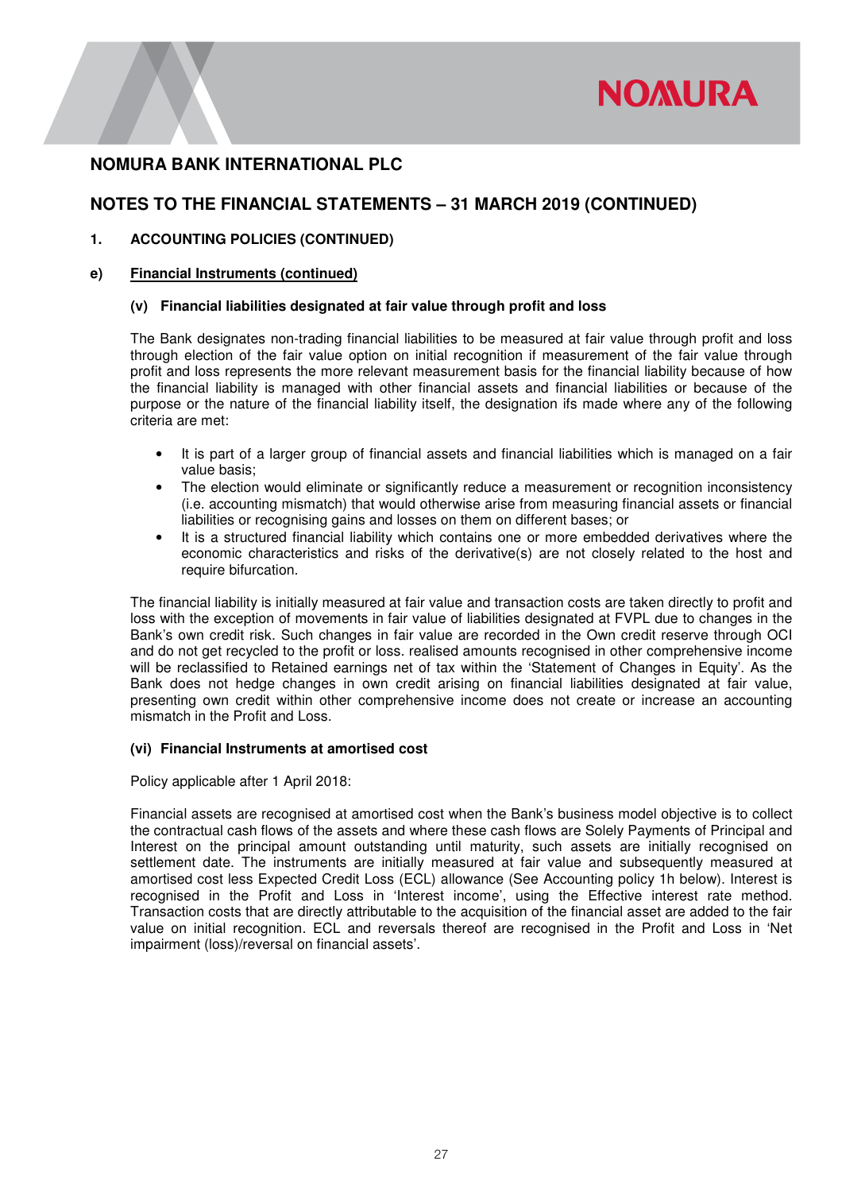# NOMURA BANK INTERNATIONAL PLC

## NOTES TO THE FINANCIAL STATEMENTS – 31 MARCH 2019 (CONTINUED)

### 1. ACCOUNTING POLICIES (CONTINUED)

### e) Financial Instruments (continued)

#### (v) Financial liabilities designated at fair value through profit and loss

The Bank designates non-trading financial liabilities to be measured at fair value through profit and loss through election of the fair value option on initial recognition if measurement of the fair value through profit and loss represents the more relevant measurement basis for the financial liability because of how the financial liability is managed with other financial assets and financial liabilities or because of the purpose or the nature of the financial liability itself, the designation ifs made where any of the following criteria are met:

- It is part of a larger group of financial assets and financial liabilities which is managed on a fair value basis;
- The election would eliminate or significantly reduce a measurement or recognition inconsistency (i.e. accounting mismatch) that would otherwise arise from measuring financial assets or financial liabilities or recognising gains and losses on them on different bases; or
- It is a structured financial liability which contains one or more embedded derivatives where the economic characteristics and risks of the derivative(s) are not closely related to the host and require bifurcation.

The financial liability is initially measured at fair value and transaction costs are taken directly to profit and loss with the exception of movements in fair value of liabilities designated at FVPL due to changes in the Bank's own credit risk. Such changes in fair value are recorded in the Own credit reserve through OCI and do not get recycled to the profit or loss. realised amounts recognised in other comprehensive income will be reclassified to Retained earnings net of tax within the 'Statement of Changes in Equity'. As the Bank does not hedge changes in own credit arising on financial liabilities designated at fair value, presenting own credit within other comprehensive income does not create or increase an accounting mismatch in the Profit and Loss.

#### (vi) Financial Instruments at amortised cost

Policy applicable after 1 April 2018:

Financial assets are recognised at amortised cost when the Bank's business model objective is to collect the contractual cash flows of the assets and where these cash flows are Solely Payments of Principal and Interest on the principal amount outstanding until maturity, such assets are initially recognised on settlement date. The instruments are initially measured at fair value and subsequently measured at amortised cost less Expected Credit Loss (ECL) allowance (See Accounting policy 1h below). Interest is recognised in the Profit and Loss in 'Interest income', using the Effective interest rate method. Transaction costs that are directly attributable to the acquisition of the financial asset are added to the fair value on initial recognition. ECL and reversals thereof are recognised in the Profit and Loss in 'Net impairment (loss)/reversal on financial assets'.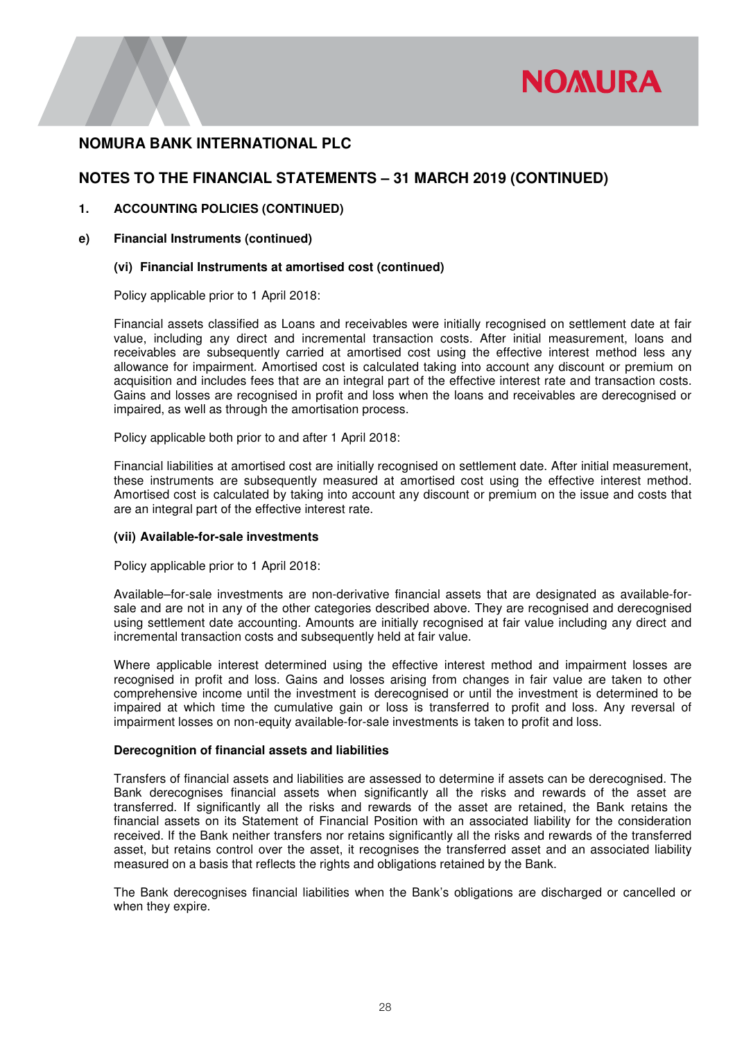# NOMURA BANK INTERNATIONAL PLC

## NOTES TO THE FINANCIAL STATEMENTS – 31 MARCH 2019 (CONTINUED)

**1. ACCOUNTING POLICIES (CONTINUED)**

**e) Financial Instruments (continued)**

**(vi) Financial Instruments at amortised cost (continued)**

Policy applicable prior to 1 April 2018:

Financial assets classified as Loans and receivables were initially recognised on settlement date at fair value, including any direct and incremental transaction costs. After initial measurement, loans and receivables are subsequently carried at amortised cost using the effective interest method less any allowance for impairment. Amortised cost is calculated taking into account any discount or premium on acquisition and includes fees that are an integral part of the effective interest rate and transaction costs. Gains and losses are recognised in profit and loss when the loans and receivables are derecognised or impaired, as well as through the amortisation process.

Policy applicable both prior to and after 1 April 2018:

Financial liabilities at amortised cost are initially recognised on settlement date. After initial measurement, these instruments are subsequently measured at amortised cost using the effective interest method. Amortised cost is calculated by taking into account any discount or premium on the issue and costs that are an integral part of the effective interest rate.

**(vii) Available-for-sale investments**

Policy applicable prior to 1 April 2018:

Available–for-sale investments are non-derivative financial assets that are designated as available-for-sale and are not in any of the other categories described above. They are recognised and derecognised using settlement date accounting. Amounts are initially recognised at fair value including any direct and incremental transaction costs and subsequently held at fair value.

Where applicable interest determined using the effective interest method and impairment losses are recognised in profit and loss. Gains and losses arising from changes in fair value are taken to other comprehensive income until the investment is derecognised or until the investment is determined to be impaired at which time the cumulative gain or loss is transferred to profit and loss. Any reversal of impairment losses on non-equity available-for-sale investments is taken to profit and loss.

**Derecognition of financial assets and liabilities**

Transfers of financial assets and liabilities are assessed to determine if assets can be derecognised. The Bank derecognises financial assets when significantly all the risks and rewards of the asset are transferred. If significantly all the risks and rewards of the asset are retained, the Bank retains the financial assets on its Statement of Financial Position with an associated liability for the consideration received. If the Bank neither transfers nor retains significantly all the risks and rewards of the transferred asset, but retains control over the asset, it recognises the transferred asset and an associated liability measured on a basis that reflects the rights and obligations retained by the Bank.

The Bank derecognises financial liabilities when the Bank's obligations are discharged or cancelled or when they expire.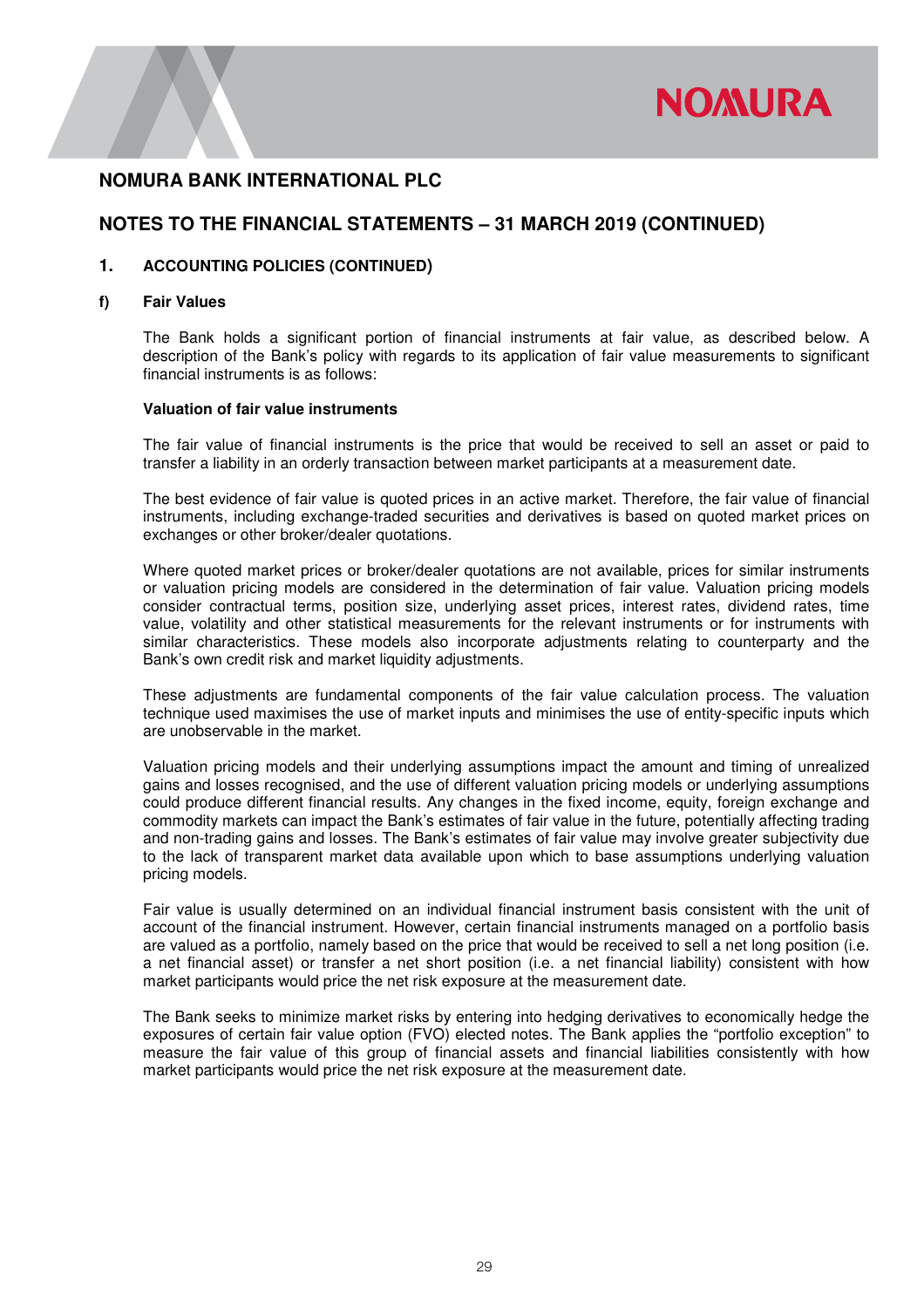# NOMURA BANK INTERNATIONAL PLC

## NOTES TO THE FINANCIAL STATEMENTS – 31 MARCH 2019 (CONTINUED)

### 1. ACCOUNTING POLICIES (CONTINUED)

#### f) Fair Values

The Bank holds a significant portion of financial instruments at fair value, as described below. A description of the Bank's policy with regards to its application of fair value measurements to significant financial instruments is as follows:

**Valuation of fair value instruments**

The fair value of financial instruments is the price that would be received to sell an asset or paid to transfer a liability in an orderly transaction between market participants at a measurement date.

The best evidence of fair value is quoted prices in an active market. Therefore, the fair value of financial instruments, including exchange-traded securities and derivatives is based on quoted market prices on exchanges or other broker/dealer quotations.

Where quoted market prices or broker/dealer quotations are not available, prices for similar instruments or valuation pricing models are considered in the determination of fair value. Valuation pricing models consider contractual terms, position size, underlying asset prices, interest rates, dividend rates, time value, volatility and other statistical measurements for the relevant instruments or for instruments with similar characteristics. These models also incorporate adjustments relating to counterparty and the Bank's own credit risk and market liquidity adjustments.

These adjustments are fundamental components of the fair value calculation process. The valuation technique used maximises the use of market inputs and minimises the use of entity-specific inputs which are unobservable in the market.

Valuation pricing models and their underlying assumptions impact the amount and timing of unrealized gains and losses recognised, and the use of different valuation pricing models or underlying assumptions could produce different financial results. Any changes in the fixed income, equity, foreign exchange and commodity markets can impact the Bank's estimates of fair value in the future, potentially affecting trading and non-trading gains and losses. The Bank's estimates of fair value may involve greater subjectivity due to the lack of transparent market data available upon which to base assumptions underlying valuation pricing models.

Fair value is usually determined on an individual financial instrument basis consistent with the unit of account of the financial instrument. However, certain financial instruments managed on a portfolio basis are valued as a portfolio, namely based on the price that would be received to sell a net long position (i.e. a net financial asset) or transfer a net short position (i.e. a net financial liability) consistent with how market participants would price the net risk exposure at the measurement date.

The Bank seeks to minimize market risks by entering into hedging derivatives to economically hedge the exposures of certain fair value option (FVO) elected notes. The Bank applies the "portfolio exception" to measure the fair value of this group of financial assets and financial liabilities consistently with how market participants would price the net risk exposure at the measurement date.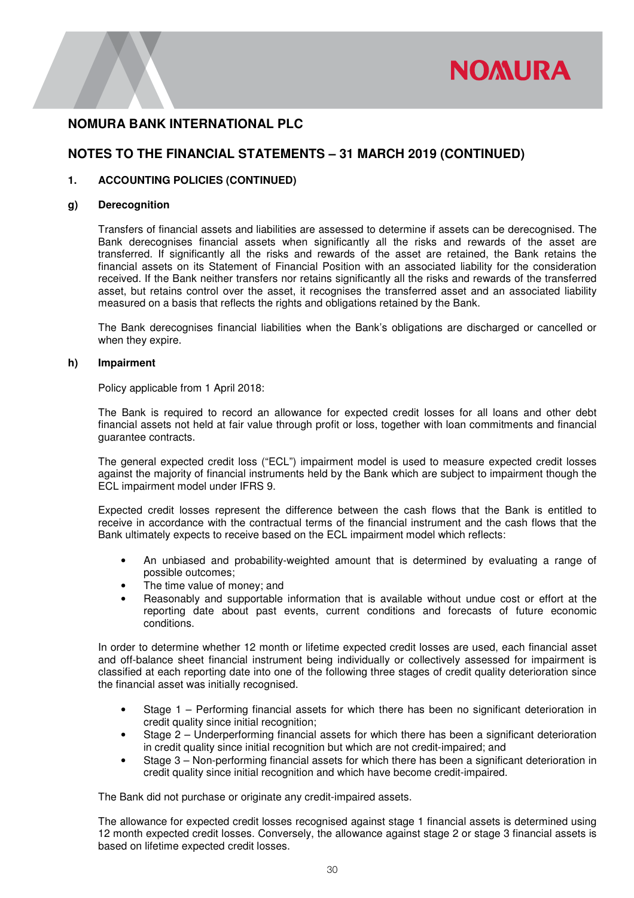# NOMURA BANK INTERNATIONAL PLC

## NOTES TO THE FINANCIAL STATEMENTS – 31 MARCH 2019 (CONTINUED)

### 1. ACCOUNTING POLICIES (CONTINUED)

#### g) Derecognition

Transfers of financial assets and liabilities are assessed to determine if assets can be derecognised. The Bank derecognises financial assets when significantly all the risks and rewards of the asset are transferred. If significantly all the risks and rewards of the asset are retained, the Bank retains the financial assets on its Statement of Financial Position with an associated liability for the consideration received. If the Bank neither transfers nor retains significantly all the risks and rewards of the transferred asset, but retains control over the asset, it recognises the transferred asset and an associated liability measured on a basis that reflects the rights and obligations retained by the Bank.

The Bank derecognises financial liabilities when the Bank's obligations are discharged or cancelled or when they expire.

#### h) Impairment

Policy applicable from 1 April 2018:

The Bank is required to record an allowance for expected credit losses for all loans and other debt financial assets not held at fair value through profit or loss, together with loan commitments and financial guarantee contracts.

The general expected credit loss ("ECL") impairment model is used to measure expected credit losses against the majority of financial instruments held by the Bank which are subject to impairment though the ECL impairment model under IFRS 9.

Expected credit losses represent the difference between the cash flows that the Bank is entitled to receive in accordance with the contractual terms of the financial instrument and the cash flows that the Bank ultimately expects to receive based on the ECL impairment model which reflects:

- An unbiased and probability-weighted amount that is determined by evaluating a range of possible outcomes;
- The time value of money; and
- Reasonably and supportable information that is available without undue cost or effort at the reporting date about past events, current conditions and forecasts of future economic conditions.

In order to determine whether 12 month or lifetime expected credit losses are used, each financial asset and off-balance sheet financial instrument being individually or collectively assessed for impairment is classified at each reporting date into one of the following three stages of credit quality deterioration since the financial asset was initially recognised.

- Stage 1 – Performing financial assets for which there has been no significant deterioration in credit quality since initial recognition;
- Stage 2 – Underperforming financial assets for which there has been a significant deterioration in credit quality since initial recognition but which are not credit-impaired; and
- Stage 3 – Non-performing financial assets for which there has been a significant deterioration in credit quality since initial recognition and which have become credit-impaired.

The Bank did not purchase or originate any credit-impaired assets.

The allowance for expected credit losses recognised against stage 1 financial assets is determined using 12 month expected credit losses. Conversely, the allowance against stage 2 or stage 3 financial assets is based on lifetime expected credit losses.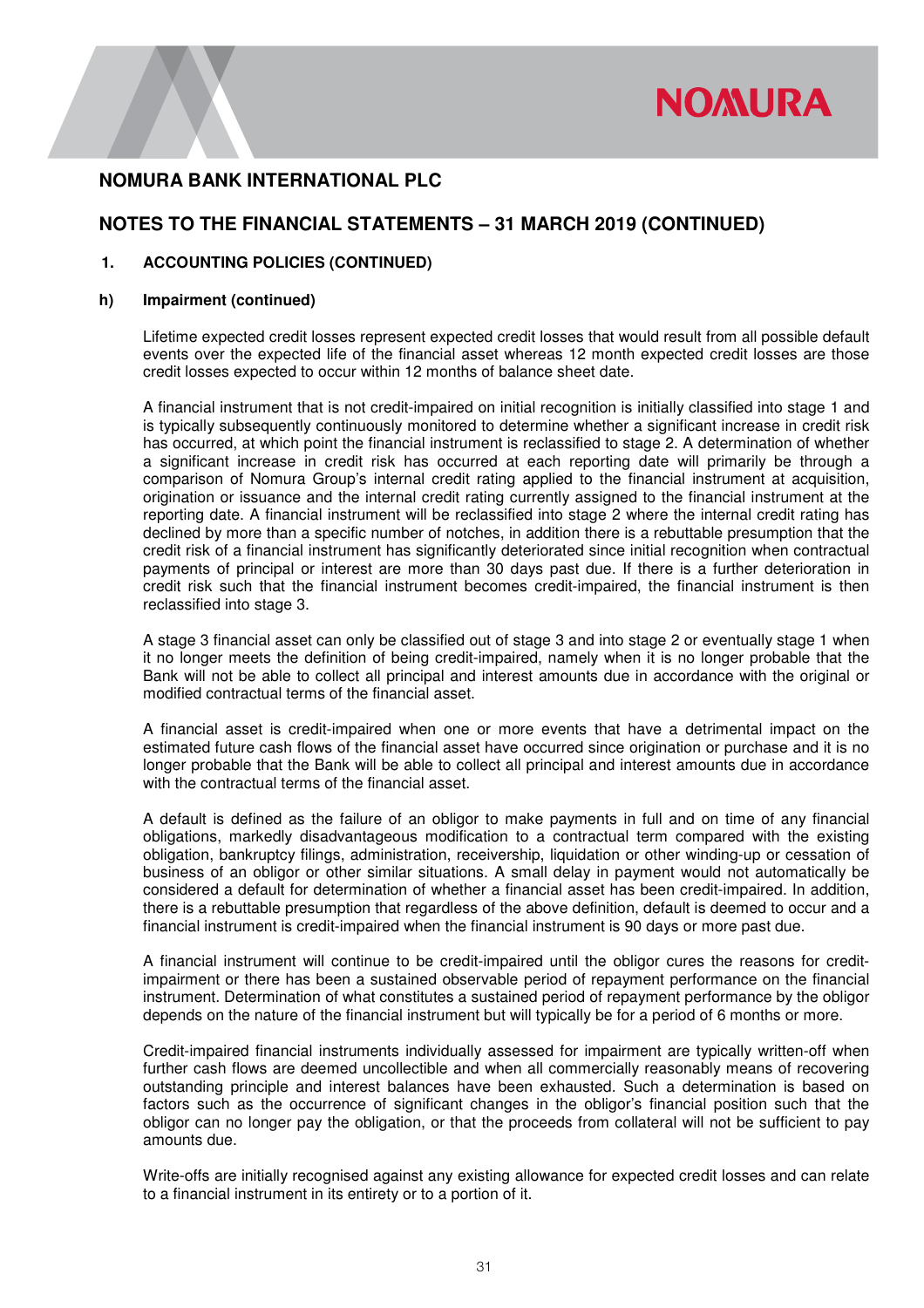# NOMURA BANK INTERNATIONAL PLC

## NOTES TO THE FINANCIAL STATEMENTS – 31 MARCH 2019 (CONTINUED)

### 1. ACCOUNTING POLICIES (CONTINUED)

### h) Impairment (continued)

Lifetime expected credit losses represent expected credit losses that would result from all possible default events over the expected life of the financial asset whereas 12 month expected credit losses are those credit losses expected to occur within 12 months of balance sheet date.

A financial instrument that is not credit-impaired on initial recognition is initially classified into stage 1 and is typically subsequently continuously monitored to determine whether a significant increase in credit risk has occurred, at which point the financial instrument is reclassified to stage 2. A determination of whether a significant increase in credit risk has occurred at each reporting date will primarily be through a comparison of Nomura Group's internal credit rating applied to the financial instrument at acquisition, origination or issuance and the internal credit rating currently assigned to the financial instrument at the reporting date. A financial instrument will be reclassified into stage 2 where the internal credit rating has declined by more than a specific number of notches, in addition there is a rebuttable presumption that the credit risk of a financial instrument has significantly deteriorated since initial recognition when contractual payments of principal or interest are more than 30 days past due. If there is a further deterioration in credit risk such that the financial instrument becomes credit-impaired, the financial instrument is then reclassified into stage 3.

A stage 3 financial asset can only be classified out of stage 3 and into stage 2 or eventually stage 1 when it no longer meets the definition of being credit-impaired, namely when it is no longer probable that the Bank will not be able to collect all principal and interest amounts due in accordance with the original or modified contractual terms of the financial asset.

A financial asset is credit-impaired when one or more events that have a detrimental impact on the estimated future cash flows of the financial asset have occurred since origination or purchase and it is no longer probable that the Bank will be able to collect all principal and interest amounts due in accordance with the contractual terms of the financial asset.

A default is defined as the failure of an obligor to make payments in full and on time of any financial obligations, markedly disadvantageous modification to a contractual term compared with the existing obligation, bankruptcy filings, administration, receivership, liquidation or other winding-up or cessation of business of an obligor or other similar situations. A small delay in payment would not automatically be considered a default for determination of whether a financial asset has been credit-impaired. In addition, there is a rebuttable presumption that regardless of the above definition, default is deemed to occur and a financial instrument is credit-impaired when the financial instrument is 90 days or more past due.

A financial instrument will continue to be credit-impaired until the obligor cures the reasons for credit-impairment or there has been a sustained observable period of repayment performance on the financial instrument. Determination of what constitutes a sustained period of repayment performance by the obligor depends on the nature of the financial instrument but will typically be for a period of 6 months or more.

Credit-impaired financial instruments individually assessed for impairment are typically written-off when further cash flows are deemed uncollectible and when all commercially reasonably means of recovering outstanding principle and interest balances have been exhausted. Such a determination is based on factors such as the occurrence of significant changes in the obligor's financial position such that the obligor can no longer pay the obligation, or that the proceeds from collateral will not be sufficient to pay amounts due.

Write-offs are initially recognised against any existing allowance for expected credit losses and can relate to a financial instrument in its entirety or to a portion of it.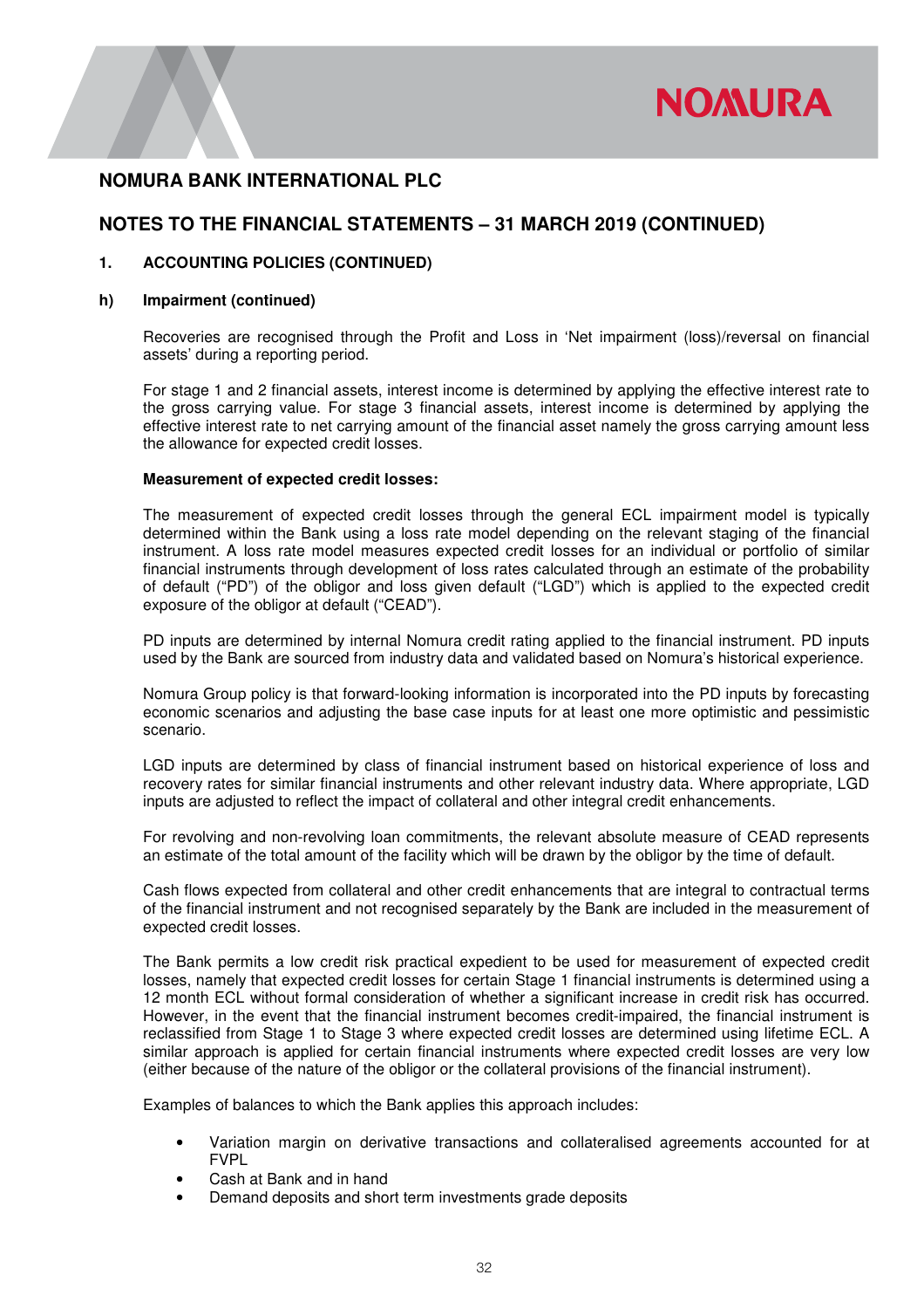## NOMURA BANK INTERNATIONAL PLC

## NOTES TO THE FINANCIAL STATEMENTS – 31 MARCH 2019 (CONTINUED)

### 1. ACCOUNTING POLICIES (CONTINUED)

### h) Impairment (continued)

Recoveries are recognised through the Profit and Loss in 'Net impairment (loss)/reversal on financial assets' during a reporting period.

For stage 1 and 2 financial assets, interest income is determined by applying the effective interest rate to the gross carrying value. For stage 3 financial assets, interest income is determined by applying the effective interest rate to net carrying amount of the financial asset namely the gross carrying amount less the allowance for expected credit losses.

**Measurement of expected credit losses:**

The measurement of expected credit losses through the general ECL impairment model is typically determined within the Bank using a loss rate model depending on the relevant staging of the financial instrument. A loss rate model measures expected credit losses for an individual or portfolio of similar financial instruments through development of loss rates calculated through an estimate of the probability of default ("PD") of the obligor and loss given default ("LGD") which is applied to the expected credit exposure of the obligor at default ("CEAD").

PD inputs are determined by internal Nomura credit rating applied to the financial instrument. PD inputs used by the Bank are sourced from industry data and validated based on Nomura's historical experience.

Nomura Group policy is that forward-looking information is incorporated into the PD inputs by forecasting economic scenarios and adjusting the base case inputs for at least one more optimistic and pessimistic scenario.

LGD inputs are determined by class of financial instrument based on historical experience of loss and recovery rates for similar financial instruments and other relevant industry data. Where appropriate, LGD inputs are adjusted to reflect the impact of collateral and other integral credit enhancements.

For revolving and non-revolving loan commitments, the relevant absolute measure of CEAD represents an estimate of the total amount of the facility which will be drawn by the obligor by the time of default.

Cash flows expected from collateral and other credit enhancements that are integral to contractual terms of the financial instrument and not recognised separately by the Bank are included in the measurement of expected credit losses.

The Bank permits a low credit risk practical expedient to be used for measurement of expected credit losses, namely that expected credit losses for certain Stage 1 financial instruments is determined using a 12 month ECL without formal consideration of whether a significant increase in credit risk has occurred. However, in the event that the financial instrument becomes credit-impaired, the financial instrument is reclassified from Stage 1 to Stage 3 where expected credit losses are determined using lifetime ECL. A similar approach is applied for certain financial instruments where expected credit losses are very low (either because of the nature of the obligor or the collateral provisions of the financial instrument).

Examples of balances to which the Bank applies this approach includes:

- Variation margin on derivative transactions and collateralised agreements accounted for at FVPL
- Cash at Bank and in hand
- Demand deposits and short term investments grade deposits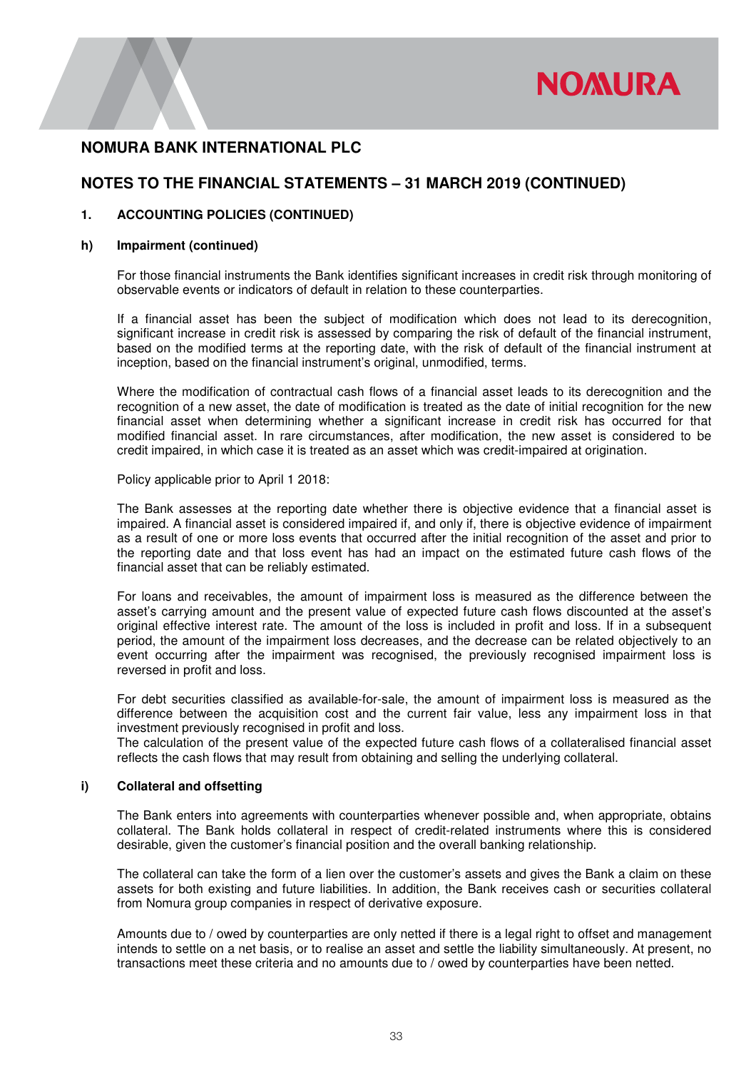# NOMURA BANK INTERNATIONAL PLC

## NOTES TO THE FINANCIAL STATEMENTS – 31 MARCH 2019 (CONTINUED)

### 1. ACCOUNTING POLICIES (CONTINUED)

#### h) Impairment (continued)

For those financial instruments the Bank identifies significant increases in credit risk through monitoring of observable events or indicators of default in relation to these counterparties.

If a financial asset has been the subject of modification which does not lead to its derecognition, significant increase in credit risk is assessed by comparing the risk of default of the financial instrument, based on the modified terms at the reporting date, with the risk of default of the financial instrument at inception, based on the financial instrument's original, unmodified, terms.

Where the modification of contractual cash flows of a financial asset leads to its derecognition and the recognition of a new asset, the date of modification is treated as the date of initial recognition for the new financial asset when determining whether a significant increase in credit risk has occurred for that modified financial asset. In rare circumstances, after modification, the new asset is considered to be credit impaired, in which case it is treated as an asset which was credit-impaired at origination.

Policy applicable prior to April 1 2018:

The Bank assesses at the reporting date whether there is objective evidence that a financial asset is impaired. A financial asset is considered impaired if, and only if, there is objective evidence of impairment as a result of one or more loss events that occurred after the initial recognition of the asset and prior to the reporting date and that loss event has had an impact on the estimated future cash flows of the financial asset that can be reliably estimated.

For loans and receivables, the amount of impairment loss is measured as the difference between the asset's carrying amount and the present value of expected future cash flows discounted at the asset's original effective interest rate. The amount of the loss is included in profit and loss. If in a subsequent period, the amount of the impairment loss decreases, and the decrease can be related objectively to an event occurring after the impairment was recognised, the previously recognised impairment loss is reversed in profit and loss.

For debt securities classified as available-for-sale, the amount of impairment loss is measured as the difference between the acquisition cost and the current fair value, less any impairment loss in that investment previously recognised in profit and loss.
The calculation of the present value of the expected future cash flows of a collateralised financial asset reflects the cash flows that may result from obtaining and selling the underlying collateral.

#### i) Collateral and offsetting

The Bank enters into agreements with counterparties whenever possible and, when appropriate, obtains collateral. The Bank holds collateral in respect of credit-related instruments where this is considered desirable, given the customer's financial position and the overall banking relationship.

The collateral can take the form of a lien over the customer's assets and gives the Bank a claim on these assets for both existing and future liabilities. In addition, the Bank receives cash or securities collateral from Nomura group companies in respect of derivative exposure.

Amounts due to / owed by counterparties are only netted if there is a legal right to offset and management intends to settle on a net basis, or to realise an asset and settle the liability simultaneously. At present, no transactions meet these criteria and no amounts due to / owed by counterparties have been netted.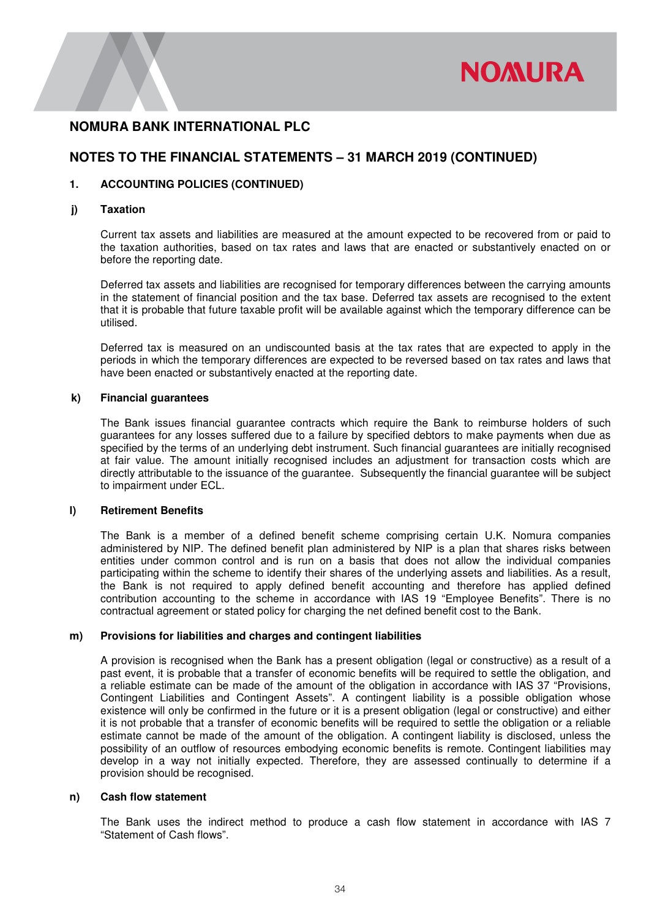# NOMURA BANK INTERNATIONAL PLC

## NOTES TO THE FINANCIAL STATEMENTS – 31 MARCH 2019 (CONTINUED)

### 1. ACCOUNTING POLICIES (CONTINUED)

#### j) Taxation

Current tax assets and liabilities are measured at the amount expected to be recovered from or paid to the taxation authorities, based on tax rates and laws that are enacted or substantively enacted on or before the reporting date.

Deferred tax assets and liabilities are recognised for temporary differences between the carrying amounts in the statement of financial position and the tax base. Deferred tax assets are recognised to the extent that it is probable that future taxable profit will be available against which the temporary difference can be utilised.

Deferred tax is measured on an undiscounted basis at the tax rates that are expected to apply in the periods in which the temporary differences are expected to be reversed based on tax rates and laws that have been enacted or substantively enacted at the reporting date.

#### k) Financial guarantees

The Bank issues financial guarantee contracts which require the Bank to reimburse holders of such guarantees for any losses suffered due to a failure by specified debtors to make payments when due as specified by the terms of an underlying debt instrument. Such financial guarantees are initially recognised at fair value. The amount initially recognised includes an adjustment for transaction costs which are directly attributable to the issuance of the guarantee. Subsequently the financial guarantee will be subject to impairment under ECL.

#### l) Retirement Benefits

The Bank is a member of a defined benefit scheme comprising certain U.K. Nomura companies administered by NIP. The defined benefit plan administered by NIP is a plan that shares risks between entities under common control and is run on a basis that does not allow the individual companies participating within the scheme to identify their shares of the underlying assets and liabilities. As a result, the Bank is not required to apply defined benefit accounting and therefore has applied defined contribution accounting to the scheme in accordance with IAS 19 "Employee Benefits". There is no contractual agreement or stated policy for charging the net defined benefit cost to the Bank.

#### m) Provisions for liabilities and charges and contingent liabilities

A provision is recognised when the Bank has a present obligation (legal or constructive) as a result of a past event, it is probable that a transfer of economic benefits will be required to settle the obligation, and a reliable estimate can be made of the amount of the obligation in accordance with IAS 37 "Provisions, Contingent Liabilities and Contingent Assets". A contingent liability is a possible obligation whose existence will only be confirmed in the future or it is a present obligation (legal or constructive) and either it is not probable that a transfer of economic benefits will be required to settle the obligation or a reliable estimate cannot be made of the amount of the obligation. A contingent liability is disclosed, unless the possibility of an outflow of resources embodying economic benefits is remote. Contingent liabilities may develop in a way not initially expected. Therefore, they are assessed continually to determine if a provision should be recognised.

#### n) Cash flow statement

The Bank uses the indirect method to produce a cash flow statement in accordance with IAS 7 "Statement of Cash flows".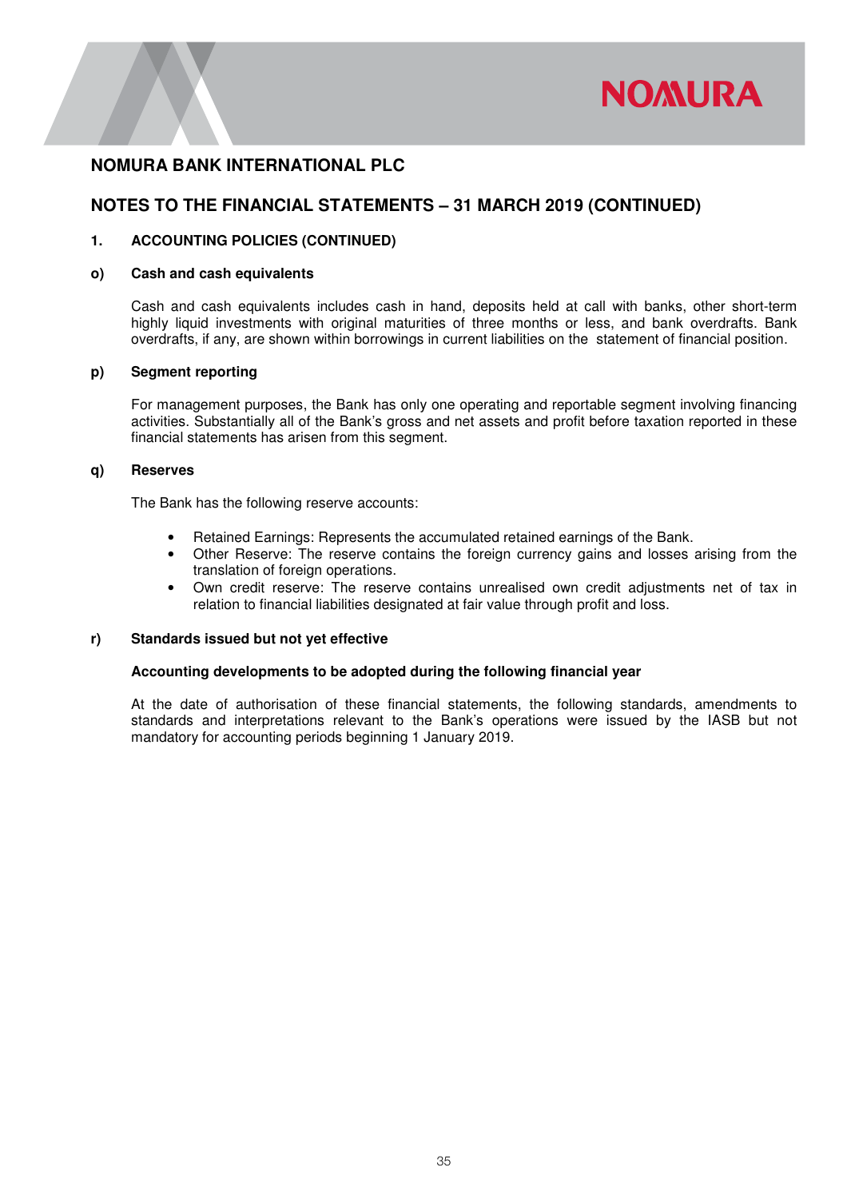## NOMURA BANK INTERNATIONAL PLC

## NOTES TO THE FINANCIAL STATEMENTS – 31 MARCH 2019 (CONTINUED)

### 1. ACCOUNTING POLICIES (CONTINUED)

#### o) Cash and cash equivalents

Cash and cash equivalents includes cash in hand, deposits held at call with banks, other short-term highly liquid investments with original maturities of three months or less, and bank overdrafts. Bank overdrafts, if any, are shown within borrowings in current liabilities on the statement of financial position.

#### p) Segment reporting

For management purposes, the Bank has only one operating and reportable segment involving financing activities. Substantially all of the Bank's gross and net assets and profit before taxation reported in these financial statements has arisen from this segment.

#### q) Reserves

The Bank has the following reserve accounts:

- Retained Earnings: Represents the accumulated retained earnings of the Bank.
- Other Reserve: The reserve contains the foreign currency gains and losses arising from the translation of foreign operations.
- Own credit reserve: The reserve contains unrealised own credit adjustments net of tax in relation to financial liabilities designated at fair value through profit and loss.

#### r) Standards issued but not yet effective

**Accounting developments to be adopted during the following financial year**

At the date of authorisation of these financial statements, the following standards, amendments to standards and interpretations relevant to the Bank's operations were issued by the IASB but not mandatory for accounting periods beginning 1 January 2019.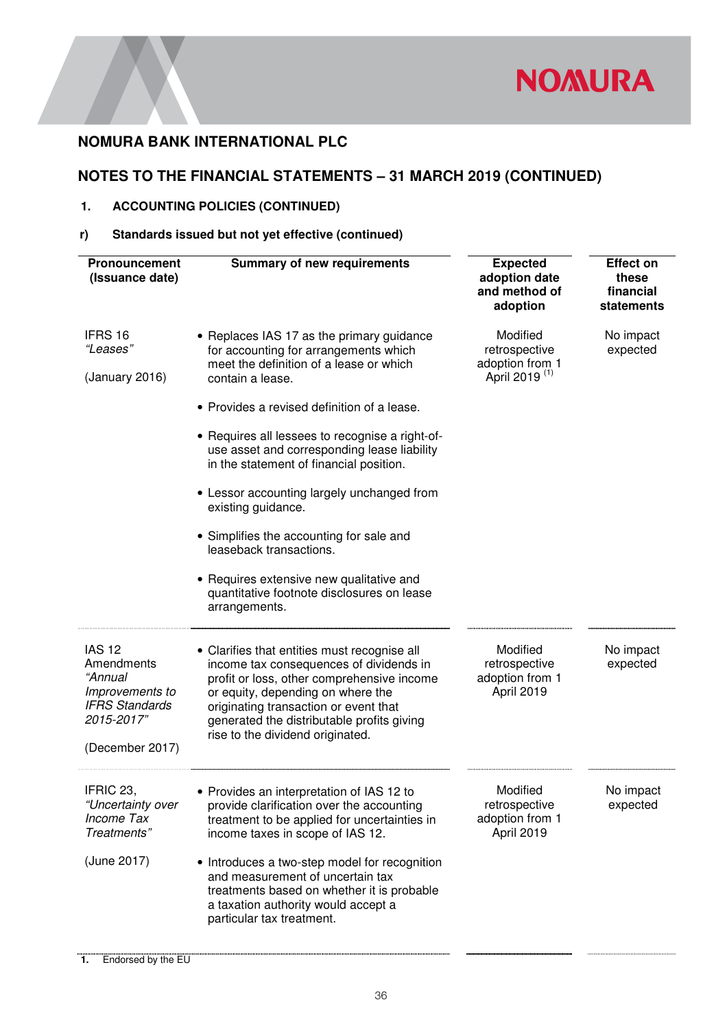## NOMURA BANK INTERNATIONAL PLC

## NOTES TO THE FINANCIAL STATEMENTS – 31 MARCH 2019 (CONTINUED)

### 1. ACCOUNTING POLICIES (CONTINUED)

### r) Standards issued but not yet effective (continued)

| Pronouncement (Issuance date) | Summary of new requirements | Expected adoption date and method of adoption | Effect on these financial statements |
|---|---|---|---|
| IFRS 16 *"Leases"*<br><br>(January 2016) | • Replaces IAS 17 as the primary guidance for accounting for arrangements which meet the definition of a lease or which contain a lease.<br><br>• Provides a revised definition of a lease.<br><br>• Requires all lessees to recognise a right-of-use asset and corresponding lease liability in the statement of financial position.<br><br>• Lessor accounting largely unchanged from existing guidance.<br><br>• Simplifies the accounting for sale and leaseback transactions.<br><br>• Requires extensive new qualitative and quantitative footnote disclosures on lease arrangements. | Modified retrospective adoption from 1 April 2019 [1] | No impact expected |
| IAS 12 Amendments *"Annual Improvements to IFRS Standards 2015-2017"*<br><br>(December 2017) | • Clarifies that entities must recognise all income tax consequences of dividends in profit or loss, other comprehensive income or equity, depending on where the originating transaction or event that generated the distributable profits giving rise to the dividend originated. | Modified retrospective adoption from 1 April 2019 | No impact expected |
| IFRIC 23, *"Uncertainty over Income Tax Treatments"*<br><br>(June 2017) | • Provides an interpretation of IAS 12 to provide clarification over the accounting treatment to be applied for uncertainties in income taxes in scope of IAS 12.<br><br>• Introduces a two-step model for recognition and measurement of uncertain tax treatments based on whether it is probable a taxation authority would accept a particular tax treatment. | Modified retrospective adoption from 1 April 2019 | No impact expected |

1. Endorsed by the EU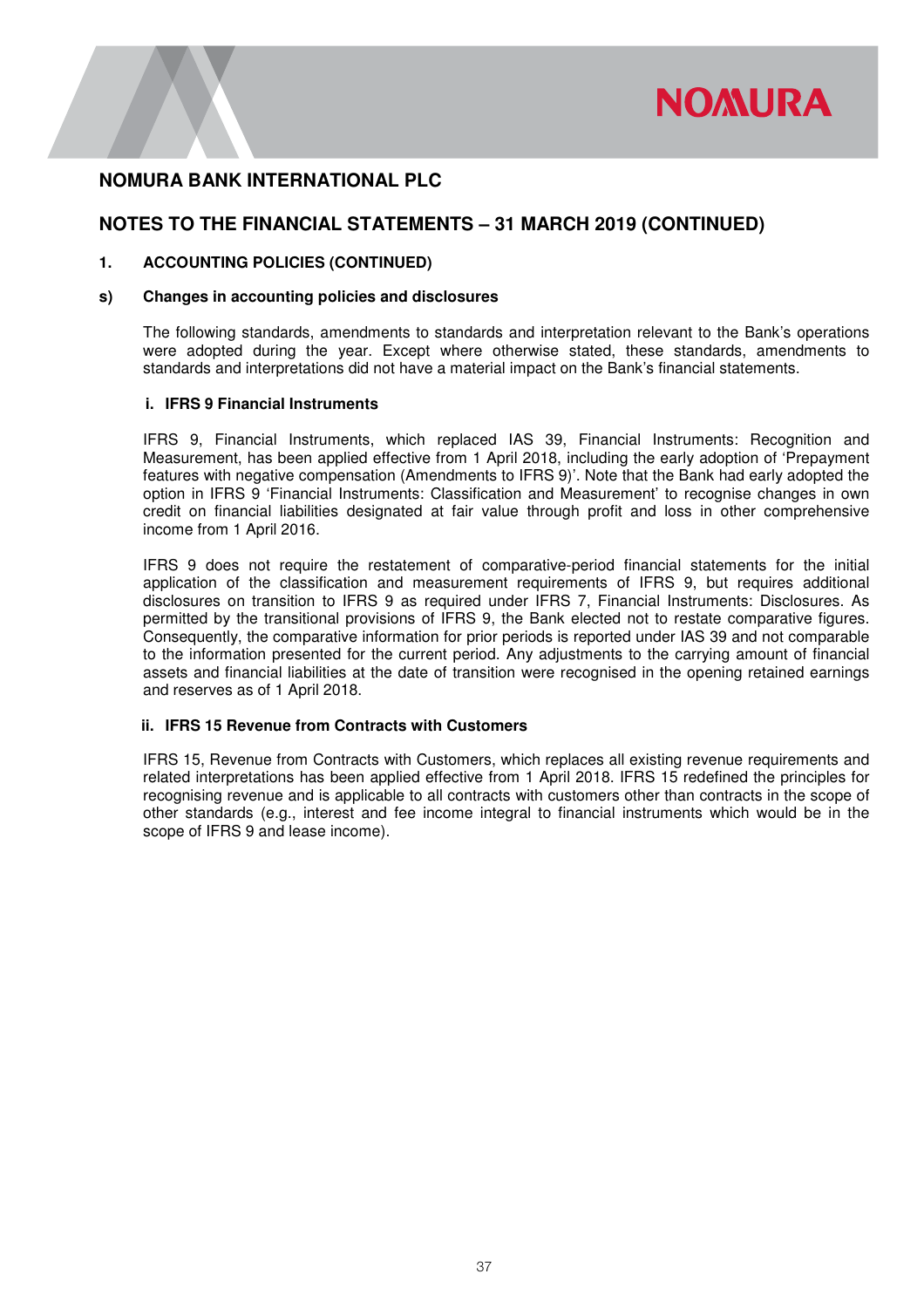# NOMURA BANK INTERNATIONAL PLC

## NOTES TO THE FINANCIAL STATEMENTS – 31 MARCH 2019 (CONTINUED)

### 1. ACCOUNTING POLICIES (CONTINUED)

### s) Changes in accounting policies and disclosures

The following standards, amendments to standards and interpretation relevant to the Bank's operations were adopted during the year. Except where otherwise stated, these standards, amendments to standards and interpretations did not have a material impact on the Bank's financial statements.

#### i. IFRS 9 Financial Instruments

IFRS 9, Financial Instruments, which replaced IAS 39, Financial Instruments: Recognition and Measurement, has been applied effective from 1 April 2018, including the early adoption of 'Prepayment features with negative compensation (Amendments to IFRS 9)'. Note that the Bank had early adopted the option in IFRS 9 'Financial Instruments: Classification and Measurement' to recognise changes in own credit on financial liabilities designated at fair value through profit and loss in other comprehensive income from 1 April 2016.

IFRS 9 does not require the restatement of comparative-period financial statements for the initial application of the classification and measurement requirements of IFRS 9, but requires additional disclosures on transition to IFRS 9 as required under IFRS 7, Financial Instruments: Disclosures. As permitted by the transitional provisions of IFRS 9, the Bank elected not to restate comparative figures. Consequently, the comparative information for prior periods is reported under IAS 39 and not comparable to the information presented for the current period. Any adjustments to the carrying amount of financial assets and financial liabilities at the date of transition were recognised in the opening retained earnings and reserves as of 1 April 2018.

#### ii. IFRS 15 Revenue from Contracts with Customers

IFRS 15, Revenue from Contracts with Customers, which replaces all existing revenue requirements and related interpretations has been applied effective from 1 April 2018. IFRS 15 redefined the principles for recognising revenue and is applicable to all contracts with customers other than contracts in the scope of other standards (e.g., interest and fee income integral to financial instruments which would be in the scope of IFRS 9 and lease income).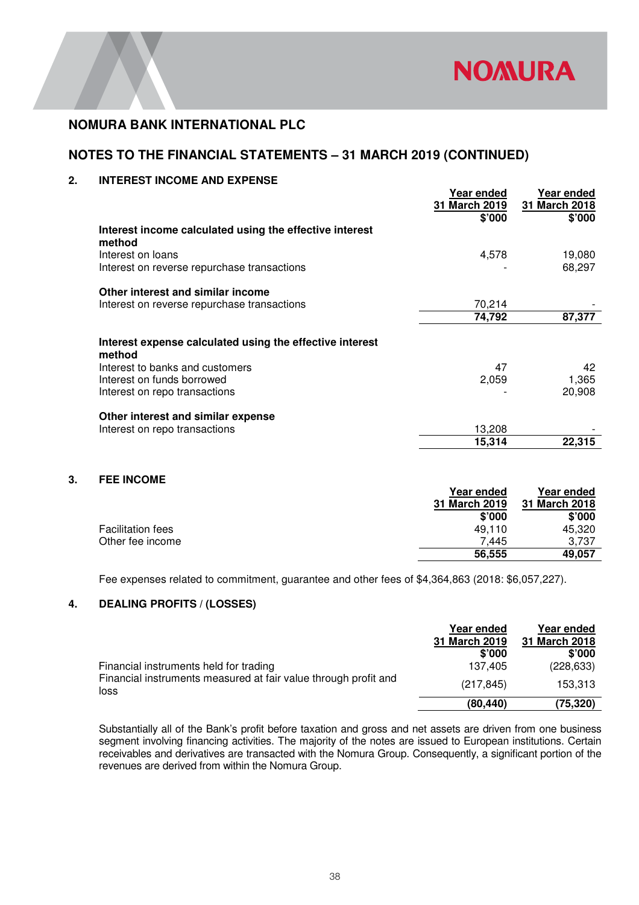## NOMURA BANK INTERNATIONAL PLC

## NOTES TO THE FINANCIAL STATEMENTS – 31 MARCH 2019 (CONTINUED)

### 2. INTEREST INCOME AND EXPENSE

| | Year ended 31 March 2019 $'000 | Year ended 31 March 2018 $'000 |
|---|---|---|
| **Interest income calculated using the effective interest method** | | |
| Interest on loans | 4,578 | 19,080 |
| Interest on reverse repurchase transactions | - | 68,297 |
| **Other interest and similar income** | | |
| Interest on reverse repurchase transactions | 70,214 | - |
| | **74,792** | **87,377** |
| **Interest expense calculated using the effective interest method** | | |
| Interest to banks and customers | 47 | 42 |
| Interest on funds borrowed | 2,059 | 1,365 |
| Interest on repo transactions | - | 20,908 |
| **Other interest and similar expense** | | |
| Interest on repo transactions | 13,208 | - |
| | **15,314** | **22,315** |

### 3. FEE INCOME

| | Year ended 31 March 2019 $'000 | Year ended 31 March 2018 $'000 |
|---|---|---|
| Facilitation fees | 49,110 | 45,320 |
| Other fee income | 7,445 | 3,737 |
| | **56,555** | **49,057** |

Fee expenses related to commitment, guarantee and other fees of $4,364,863 (2018: $6,057,227).

### 4. DEALING PROFITS / (LOSSES)

| | Year ended 31 March 2019 $'000 | Year ended 31 March 2018 $'000 |
|---|---|---|
| Financial instruments held for trading | 137,405 | (228,633) |
| Financial instruments measured at fair value through profit and loss | (217,845) | 153,313 |
| | **(80,440)** | **(75,320)** |

Substantially all of the Bank's profit before taxation and gross and net assets are driven from one business segment involving financing activities. The majority of the notes are issued to European institutions. Certain receivables and derivatives are transacted with the Nomura Group. Consequently, a significant portion of the revenues are derived from within the Nomura Group.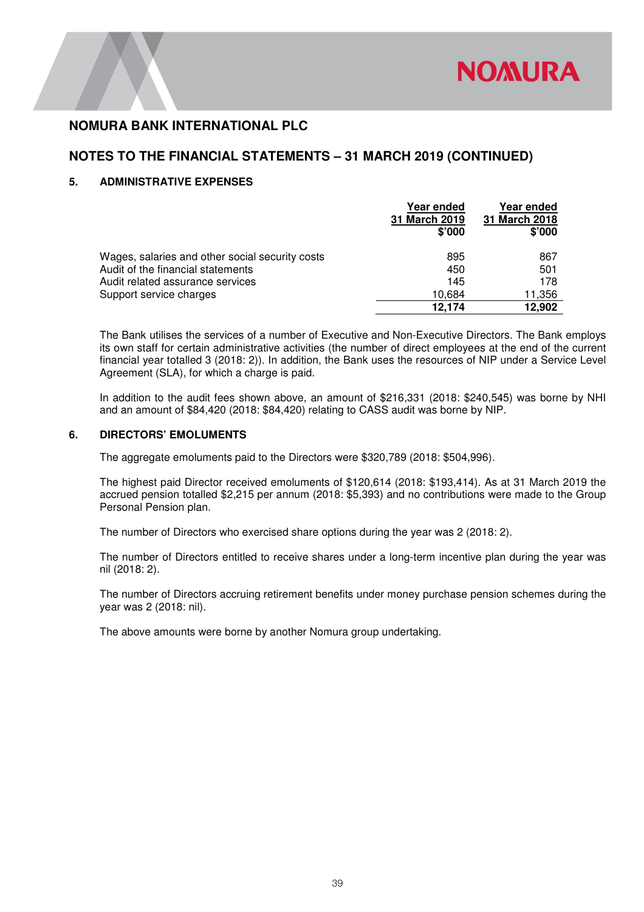# NOMURA BANK INTERNATIONAL PLC

## NOTES TO THE FINANCIAL STATEMENTS – 31 MARCH 2019 (CONTINUED)

### 5. ADMINISTRATIVE EXPENSES

| | Year ended 31 March 2019 $'000 | Year ended 31 March 2018 $'000 |
|---|---|---|
| Wages, salaries and other social security costs | 895 | 867 |
| Audit of the financial statements | 450 | 501 |
| Audit related assurance services | 145 | 178 |
| Support service charges | 10,684 | 11,356 |
| | **12,174** | **12,902** |

The Bank utilises the services of a number of Executive and Non-Executive Directors. The Bank employs its own staff for certain administrative activities (the number of direct employees at the end of the current financial year totalled 3 (2018: 2)). In addition, the Bank uses the resources of NIP under a Service Level Agreement (SLA), for which a charge is paid.

In addition to the audit fees shown above, an amount of $216,331 (2018: $240,545) was borne by NHI and an amount of $84,420 (2018: $84,420) relating to CASS audit was borne by NIP.

### 6. DIRECTORS' EMOLUMENTS

The aggregate emoluments paid to the Directors were $320,789 (2018: $504,996).

The highest paid Director received emoluments of $120,614 (2018: $193,414). As at 31 March 2019 the accrued pension totalled $2,215 per annum (2018: $5,393) and no contributions were made to the Group Personal Pension plan.

The number of Directors who exercised share options during the year was 2 (2018: 2).

The number of Directors entitled to receive shares under a long-term incentive plan during the year was nil (2018: 2).

The number of Directors accruing retirement benefits under money purchase pension schemes during the year was 2 (2018: nil).

The above amounts were borne by another Nomura group undertaking.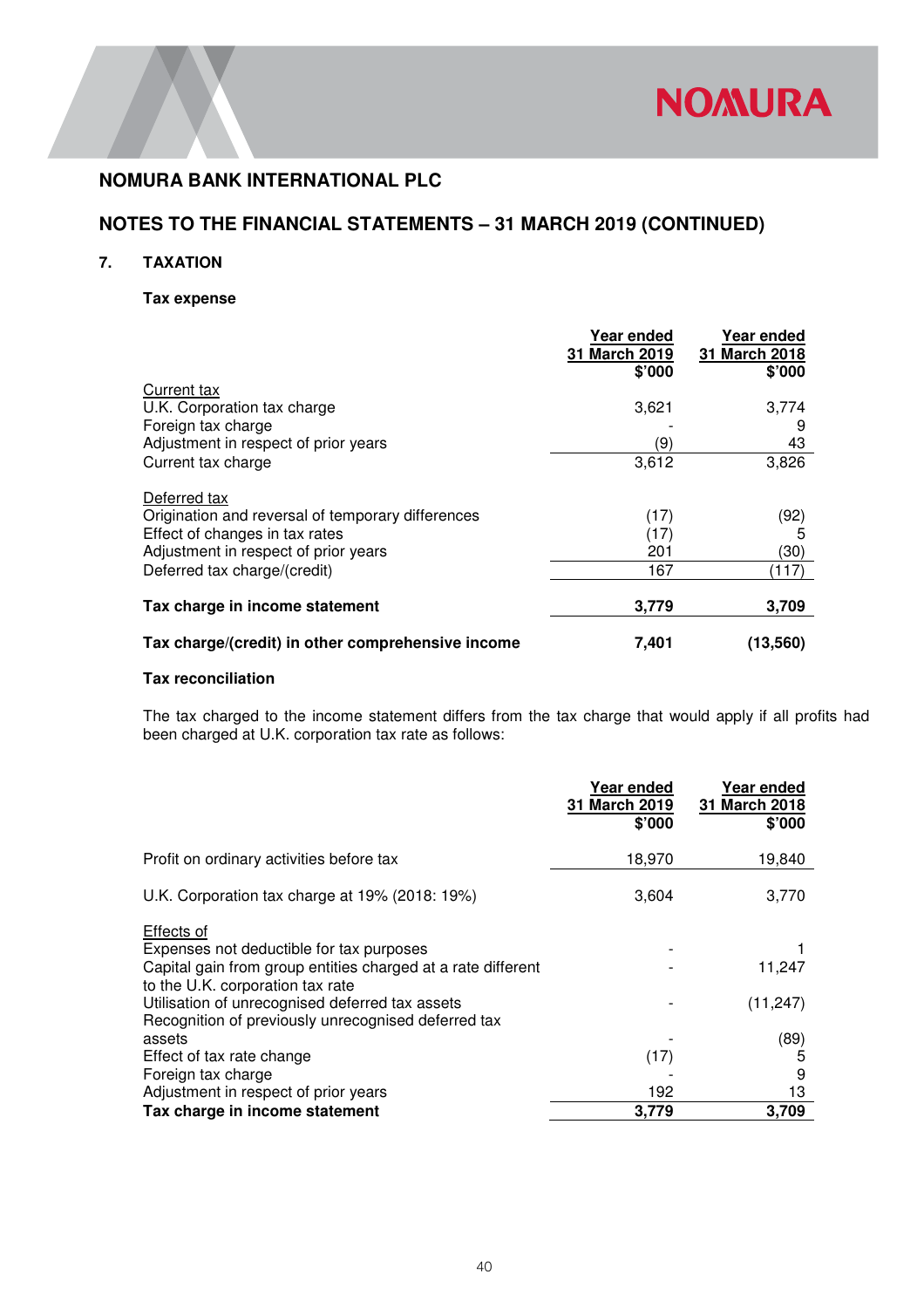## NOMURA BANK INTERNATIONAL PLC

## NOTES TO THE FINANCIAL STATEMENTS – 31 MARCH 2019 (CONTINUED)

### 7. TAXATION

**Tax expense**

| | Year ended 31 March 2019 $'000 | Year ended 31 March 2018 $'000 |
|---|---|---|
| Current tax | | |
| U.K. Corporation tax charge | 3,621 | 3,774 |
| Foreign tax charge | - | 9 |
| Adjustment in respect of prior years | (9) | 43 |
| Current tax charge | 3,612 | 3,826 |
| | | |
| Deferred tax | | |
| Origination and reversal of temporary differences | (17) | (92) |
| Effect of changes in tax rates | (17) | 5 |
| Adjustment in respect of prior years | 201 | (30) |
| Deferred tax charge/(credit) | 167 | (117) |
| | | |
| **Tax charge in income statement** | **3,779** | **3,709** |
| | | |
| **Tax charge/(credit) in other comprehensive income** | **7,401** | **(13,560)** |

**Tax reconciliation**

The tax charged to the income statement differs from the tax charge that would apply if all profits had been charged at U.K. corporation tax rate as follows:

| | Year ended 31 March 2019 $'000 | Year ended 31 March 2018 $'000 |
|---|---|---|
| Profit on ordinary activities before tax | 18,970 | 19,840 |
| | | |
| U.K. Corporation tax charge at 19% (2018: 19%) | 3,604 | 3,770 |
| | | |
| Effects of | | |
| Expenses not deductible for tax purposes | - | 1 |
| Capital gain from group entities charged at a rate different to the U.K. corporation tax rate | - | 11,247 |
| Utilisation of unrecognised deferred tax assets | - | (11,247) |
| Recognition of previously unrecognised deferred tax assets | - | (89) |
| Effect of tax rate change | (17) | 5 |
| Foreign tax charge | - | 9 |
| Adjustment in respect of prior years | 192 | 13 |
| **Tax charge in income statement** | **3,779** | **3,709** |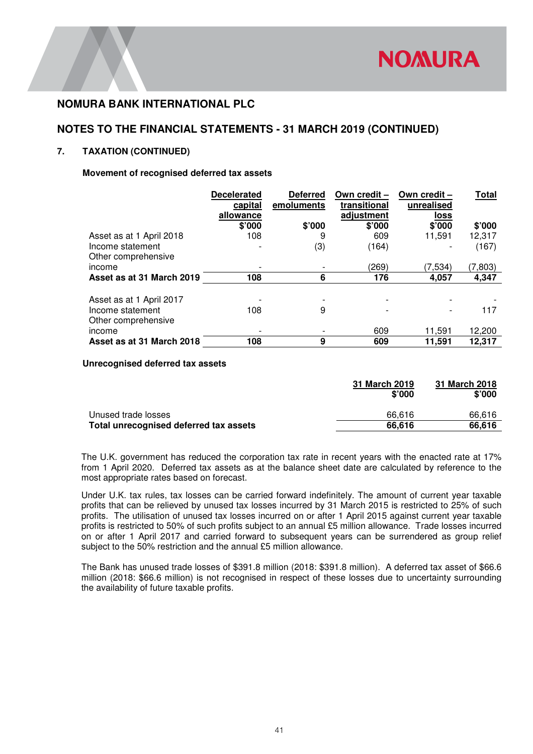# NOMURA BANK INTERNATIONAL PLC

## NOTES TO THE FINANCIAL STATEMENTS - 31 MARCH 2019 (CONTINUED)

### 7. TAXATION (CONTINUED)

**Movement of recognised deferred tax assets**

| | Decelerated capital allowance | Deferred emoluments | Own credit – transitional adjustment | Own credit – unrealised loss | Total |
|---|---|---|---|---|---|
| | $'000 | $'000 | $'000 | $'000 | $'000 |
| Asset as at 1 April 2018 | 108 | 9 | 609 | 11,591 | 12,317 |
| Income statement | - | (3) | (164) | - | (167) |
| Other comprehensive income | - | - | (269) | (7,534) | (7,803) |
| **Asset as at 31 March 2019** | **108** | **6** | **176** | **4,057** | **4,347** |
| | | | | | |
| Asset as at 1 April 2017 | - | - | - | - | - |
| Income statement | 108 | 9 | - | - | 117 |
| Other comprehensive income | - | - | 609 | 11,591 | 12,200 |
| **Asset as at 31 March 2018** | **108** | **9** | **609** | **11,591** | **12,317** |

**Unrecognised deferred tax assets**

| | 31 March 2019 | 31 March 2018 |
|---|---|---|
| | $'000 | $'000 |
| Unused trade losses | 66,616 | 66,616 |
| **Total unrecognised deferred tax assets** | **66,616** | **66,616** |

The U.K. government has reduced the corporation tax rate in recent years with the enacted rate at 17% from 1 April 2020. Deferred tax assets as at the balance sheet date are calculated by reference to the most appropriate rates based on forecast.

Under U.K. tax rules, tax losses can be carried forward indefinitely. The amount of current year taxable profits that can be relieved by unused tax losses incurred by 31 March 2015 is restricted to 25% of such profits. The utilisation of unused tax losses incurred on or after 1 April 2015 against current year taxable profits is restricted to 50% of such profits subject to an annual £5 million allowance. Trade losses incurred on or after 1 April 2017 and carried forward to subsequent years can be surrendered as group relief subject to the 50% restriction and the annual £5 million allowance.

The Bank has unused trade losses of $391.8 million (2018: $391.8 million). A deferred tax asset of $66.6 million (2018: $66.6 million) is not recognised in respect of these losses due to uncertainty surrounding the availability of future taxable profits.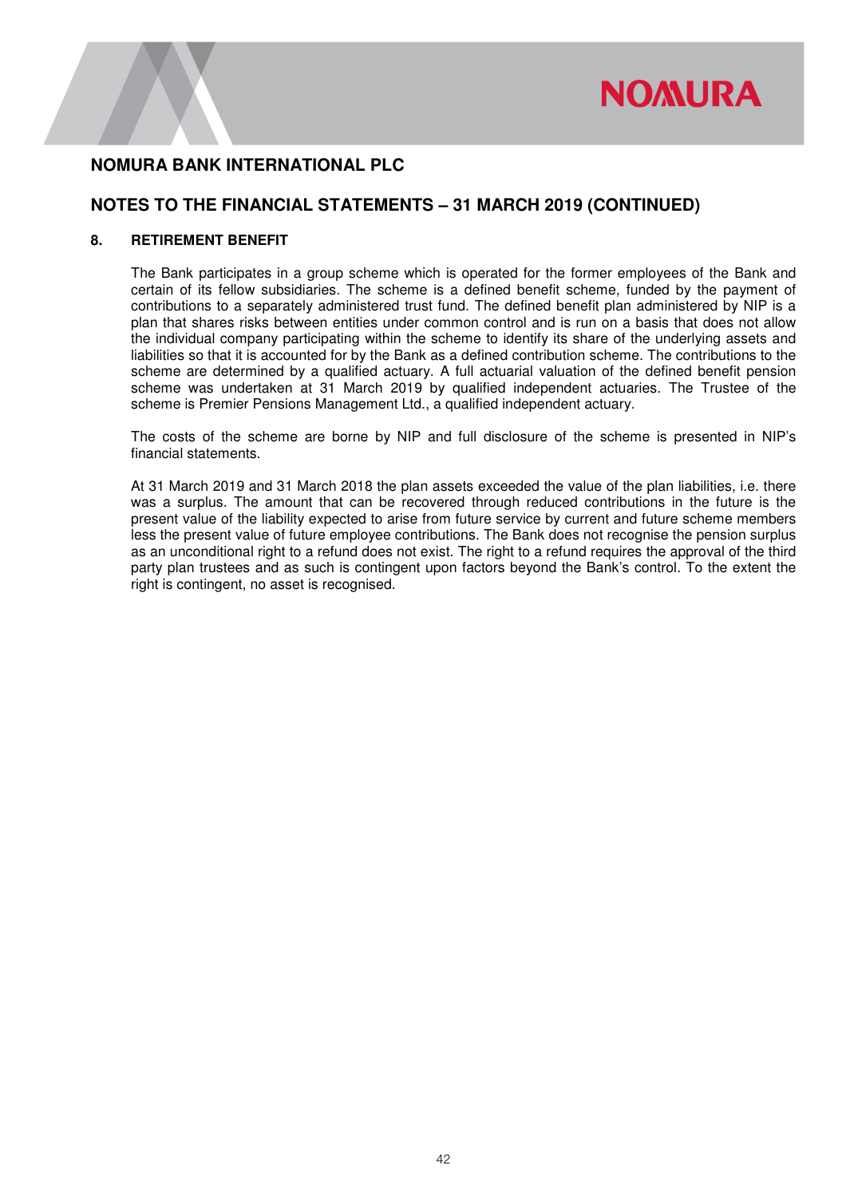# NOMURA BANK INTERNATIONAL PLC

## NOTES TO THE FINANCIAL STATEMENTS – 31 MARCH 2019 (CONTINUED)

### 8. RETIREMENT BENEFIT

The Bank participates in a group scheme which is operated for the former employees of the Bank and certain of its fellow subsidiaries. The scheme is a defined benefit scheme, funded by the payment of contributions to a separately administered trust fund. The defined benefit plan administered by NIP is a plan that shares risks between entities under common control and is run on a basis that does not allow the individual company participating within the scheme to identify its share of the underlying assets and liabilities so that it is accounted for by the Bank as a defined contribution scheme. The contributions to the scheme are determined by a qualified actuary. A full actuarial valuation of the defined benefit pension scheme was undertaken at 31 March 2019 by qualified independent actuaries. The Trustee of the scheme is Premier Pensions Management Ltd., a qualified independent actuary.

The costs of the scheme are borne by NIP and full disclosure of the scheme is presented in NIP's financial statements.

At 31 March 2019 and 31 March 2018 the plan assets exceeded the value of the plan liabilities, i.e. there was a surplus. The amount that can be recovered through reduced contributions in the future is the present value of the liability expected to arise from future service by current and future scheme members less the present value of future employee contributions. The Bank does not recognise the pension surplus as an unconditional right to a refund does not exist. The right to a refund requires the approval of the third party plan trustees and as such is contingent upon factors beyond the Bank's control. To the extent the right is contingent, no asset is recognised.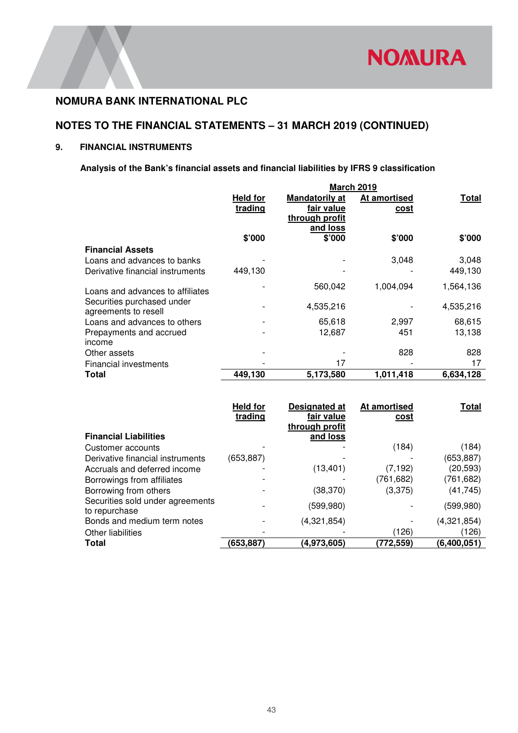## NOMURA BANK INTERNATIONAL PLC

## NOTES TO THE FINANCIAL STATEMENTS – 31 MARCH 2019 (CONTINUED)

### 9. FINANCIAL INSTRUMENTS

**Analysis of the Bank's financial assets and financial liabilities by IFRS 9 classification**

| | March 2019 | | | |
|---|---|---|---|---|
| | Held for trading | Mandatorily at fair value through profit and loss | At amortised cost | Total |
| | $'000 | $'000 | $'000 | $'000 |
| **Financial Assets** | | | | |
| Loans and advances to banks | - | - | 3,048 | 3,048 |
| Derivative financial instruments | 449,130 | - | - | 449,130 |
| Loans and advances to affiliates | - | 560,042 | 1,004,094 | 1,564,136 |
| Securities purchased under agreements to resell | - | 4,535,216 | - | 4,535,216 |
| Loans and advances to others | - | 65,618 | 2,997 | 68,615 |
| Prepayments and accrued income | - | 12,687 | 451 | 13,138 |
| Other assets | - | - | 828 | 828 |
| Financial investments | - | 17 | - | 17 |
| **Total** | **449,130** | **5,173,580** | **1,011,418** | **6,634,128** |

| | Held for trading | Designated at fair value through profit and loss | At amortised cost | Total |
|---|---|---|---|---|
| **Financial Liabilities** | | | | |
| Customer accounts | - | - | (184) | (184) |
| Derivative financial instruments | (653,887) | - | - | (653,887) |
| Accruals and deferred income | - | (13,401) | (7,192) | (20,593) |
| Borrowings from affiliates | - | - | (761,682) | (761,682) |
| Borrowing from others | - | (38,370) | (3,375) | (41,745) |
| Securities sold under agreements to repurchase | - | (599,980) | - | (599,980) |
| Bonds and medium term notes | - | (4,321,854) | - | (4,321,854) |
| Other liabilities | - | - | (126) | (126) |
| **Total** | **(653,887)** | **(4,973,605)** | **(772,559)** | **(6,400,051)** |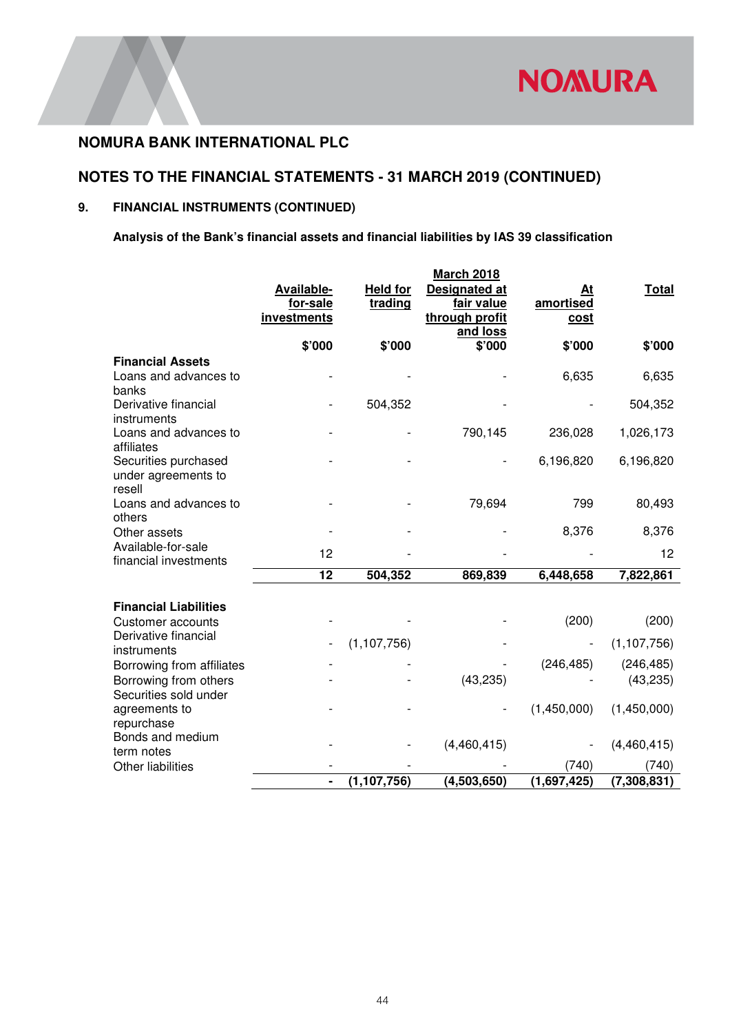# NOMURA BANK INTERNATIONAL PLC

## NOTES TO THE FINANCIAL STATEMENTS - 31 MARCH 2019 (CONTINUED)

### 9. FINANCIAL INSTRUMENTS (CONTINUED)

**Analysis of the Bank's financial assets and financial liabilities by IAS 39 classification**

| | March 2018 | | | | |
|---|---|---|---|---|---|
| | Available-for-sale investments | Held for trading | Designated at fair value through profit and loss | At amortised cost | Total |
| | $'000 | $'000 | $'000 | $'000 | $'000 |
| **Financial Assets** | | | | | |
| Loans and advances to banks | - | - | - | 6,635 | 6,635 |
| Derivative financial instruments | - | 504,352 | - | - | 504,352 |
| Loans and advances to affiliates | - | - | 790,145 | 236,028 | 1,026,173 |
| Securities purchased under agreements to resell | - | - | - | 6,196,820 | 6,196,820 |
| Loans and advances to others | - | - | 79,694 | 799 | 80,493 |
| Other assets | - | - | - | 8,376 | 8,376 |
| Available-for-sale financial investments | 12 | - | - | - | 12 |
| | **12** | **504,352** | **869,839** | **6,448,658** | **7,822,861** |
| **Financial Liabilities** | | | | | |
| Customer accounts | - | - | - | (200) | (200) |
| Derivative financial instruments | - | (1,107,756) | - | - | (1,107,756) |
| Borrowing from affiliates | - | - | - | (246,485) | (246,485) |
| Borrowing from others | - | - | (43,235) | - | (43,235) |
| Securities sold under agreements to repurchase | - | - | - | (1,450,000) | (1,450,000) |
| Bonds and medium term notes | - | - | (4,460,415) | - | (4,460,415) |
| Other liabilities | - | - | - | (740) | (740) |
| | **-** | **(1,107,756)** | **(4,503,650)** | **(1,697,425)** | **(7,308,831)** |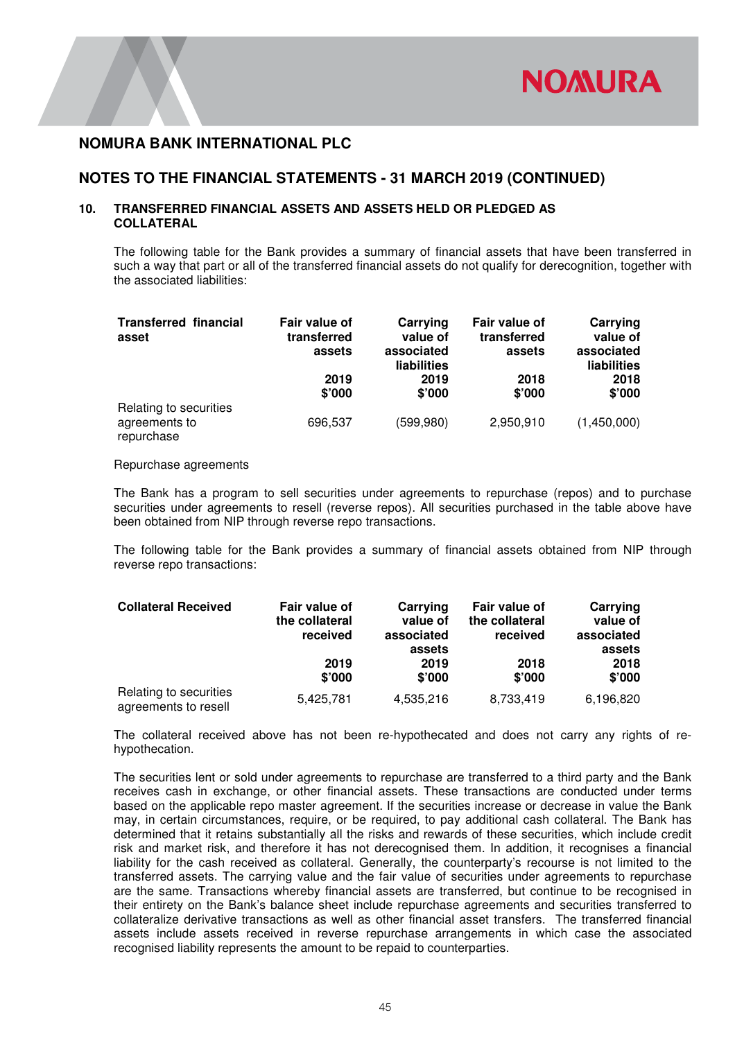# NOMURA BANK INTERNATIONAL PLC

## NOTES TO THE FINANCIAL STATEMENTS - 31 MARCH 2019 (CONTINUED)

### 10. TRANSFERRED FINANCIAL ASSETS AND ASSETS HELD OR PLEDGED AS COLLATERAL

The following table for the Bank provides a summary of financial assets that have been transferred in such a way that part or all of the transferred financial assets do not qualify for derecognition, together with the associated liabilities:

| Transferred financial asset | Fair value of transferred assets 2019 $'000 | Carrying value of associated liabilities 2019 $'000 | Fair value of transferred assets 2018 $'000 | Carrying value of associated liabilities 2018 $'000 |
|---|---|---|---|---|
| Relating to securities agreements to repurchase | 696,537 | (599,980) | 2,950,910 | (1,450,000) |

Repurchase agreements

The Bank has a program to sell securities under agreements to repurchase (repos) and to purchase securities under agreements to resell (reverse repos). All securities purchased in the table above have been obtained from NIP through reverse repo transactions.

The following table for the Bank provides a summary of financial assets obtained from NIP through reverse repo transactions:

| Collateral Received | Fair value of the collateral received 2019 $'000 | Carrying value of associated assets 2019 $'000 | Fair value of the collateral received 2018 $'000 | Carrying value of associated assets 2018 $'000 |
|---|---|---|---|---|
| Relating to securities agreements to resell | 5,425,781 | 4,535,216 | 8,733,419 | 6,196,820 |

The collateral received above has not been re-hypothecated and does not carry any rights of re-hypothecation.

The securities lent or sold under agreements to repurchase are transferred to a third party and the Bank receives cash in exchange, or other financial assets. These transactions are conducted under terms based on the applicable repo master agreement. If the securities increase or decrease in value the Bank may, in certain circumstances, require, or be required, to pay additional cash collateral. The Bank has determined that it retains substantially all the risks and rewards of these securities, which include credit risk and market risk, and therefore it has not derecognised them. In addition, it recognises a financial liability for the cash received as collateral. Generally, the counterparty's recourse is not limited to the transferred assets. The carrying value and the fair value of securities under agreements to repurchase are the same. Transactions whereby financial assets are transferred, but continue to be recognised in their entirety on the Bank's balance sheet include repurchase agreements and securities transferred to collateralize derivative transactions as well as other financial asset transfers. The transferred financial assets include assets received in reverse repurchase arrangements in which case the associated recognised liability represents the amount to be repaid to counterparties.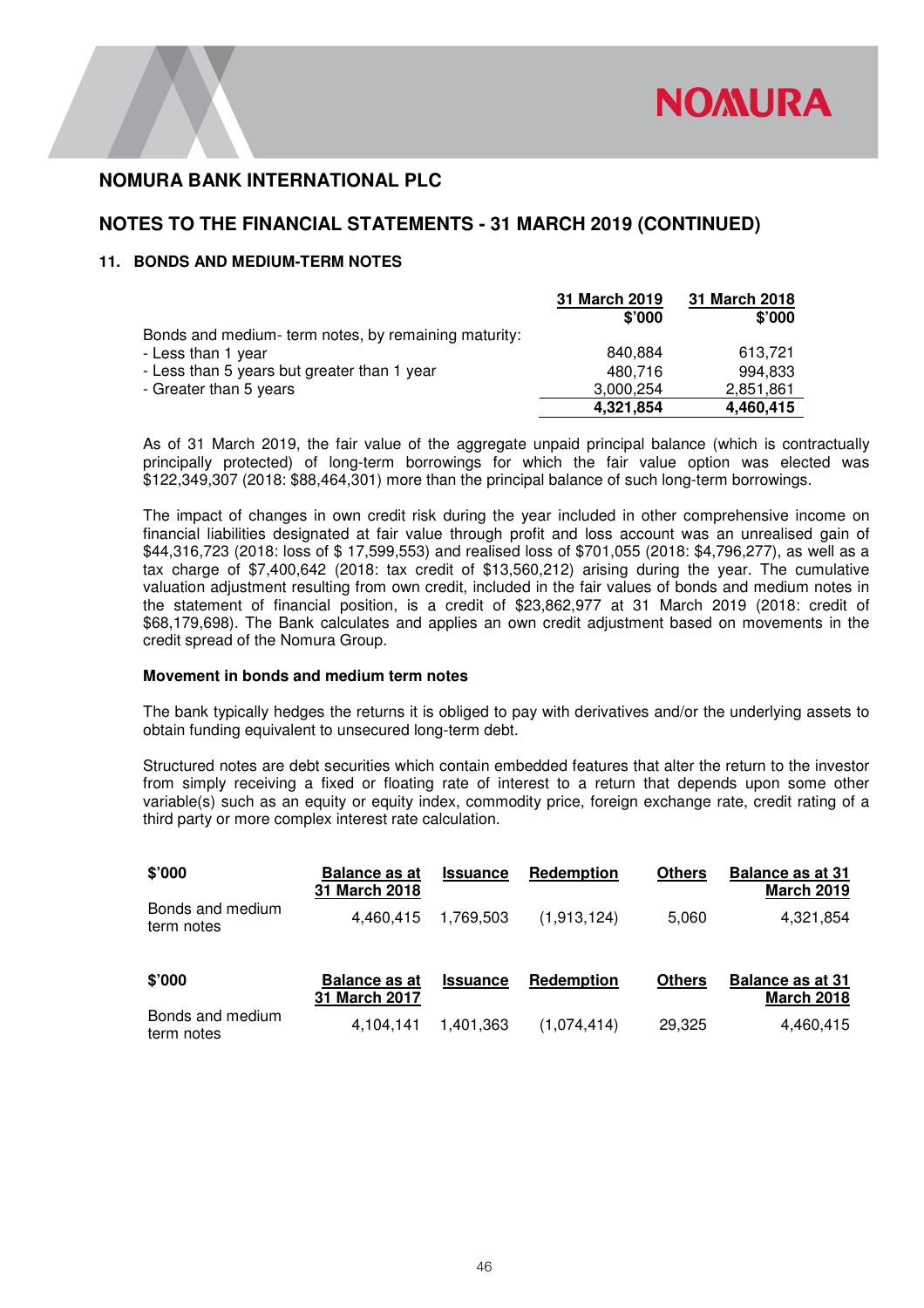# NOMURA BANK INTERNATIONAL PLC

## NOTES TO THE FINANCIAL STATEMENTS - 31 MARCH 2019 (CONTINUED)

### 11. BONDS AND MEDIUM-TERM NOTES

| | 31 March 2019 $'000 | 31 March 2018 $'000 |
|---|---|---|
| Bonds and medium- term notes, by remaining maturity: | | |
| - Less than 1 year | 840,884 | 613,721 |
| - Less than 5 years but greater than 1 year | 480,716 | 994,833 |
| - Greater than 5 years | 3,000,254 | 2,851,861 |
| | **4,321,854** | **4,460,415** |

As of 31 March 2019, the fair value of the aggregate unpaid principal balance (which is contractually principally protected) of long-term borrowings for which the fair value option was elected was $122,349,307 (2018: $88,464,301) more than the principal balance of such long-term borrowings.

The impact of changes in own credit risk during the year included in other comprehensive income on financial liabilities designated at fair value through profit and loss account was an unrealised gain of $44,316,723 (2018: loss of $ 17,599,553) and realised loss of $701,055 (2018: $4,796,277), as well as a tax charge of $7,400,642 (2018: tax credit of $13,560,212) arising during the year. The cumulative valuation adjustment resulting from own credit, included in the fair values of bonds and medium notes in the statement of financial position, is a credit of $23,862,977 at 31 March 2019 (2018: credit of $68,179,698). The Bank calculates and applies an own credit adjustment based on movements in the credit spread of the Nomura Group.

**Movement in bonds and medium term notes**

The bank typically hedges the returns it is obliged to pay with derivatives and/or the underlying assets to obtain funding equivalent to unsecured long-term debt.

Structured notes are debt securities which contain embedded features that alter the return to the investor from simply receiving a fixed or floating rate of interest to a return that depends upon some other variable(s) such as an equity or equity index, commodity price, foreign exchange rate, credit rating of a third party or more complex interest rate calculation.

| $'000 | Balance as at 31 March 2018 | Issuance | Redemption | Others | Balance as at 31 March 2019 |
|---|---|---|---|---|---|
| Bonds and medium term notes | 4,460,415 | 1,769,503 | (1,913,124) | 5,060 | 4,321,854 |

| $'000 | Balance as at 31 March 2017 | Issuance | Redemption | Others | Balance as at 31 March 2018 |
|---|---|---|---|---|---|
| Bonds and medium term notes | 4,104,141 | 1,401,363 | (1,074,414) | 29,325 | 4,460,415 |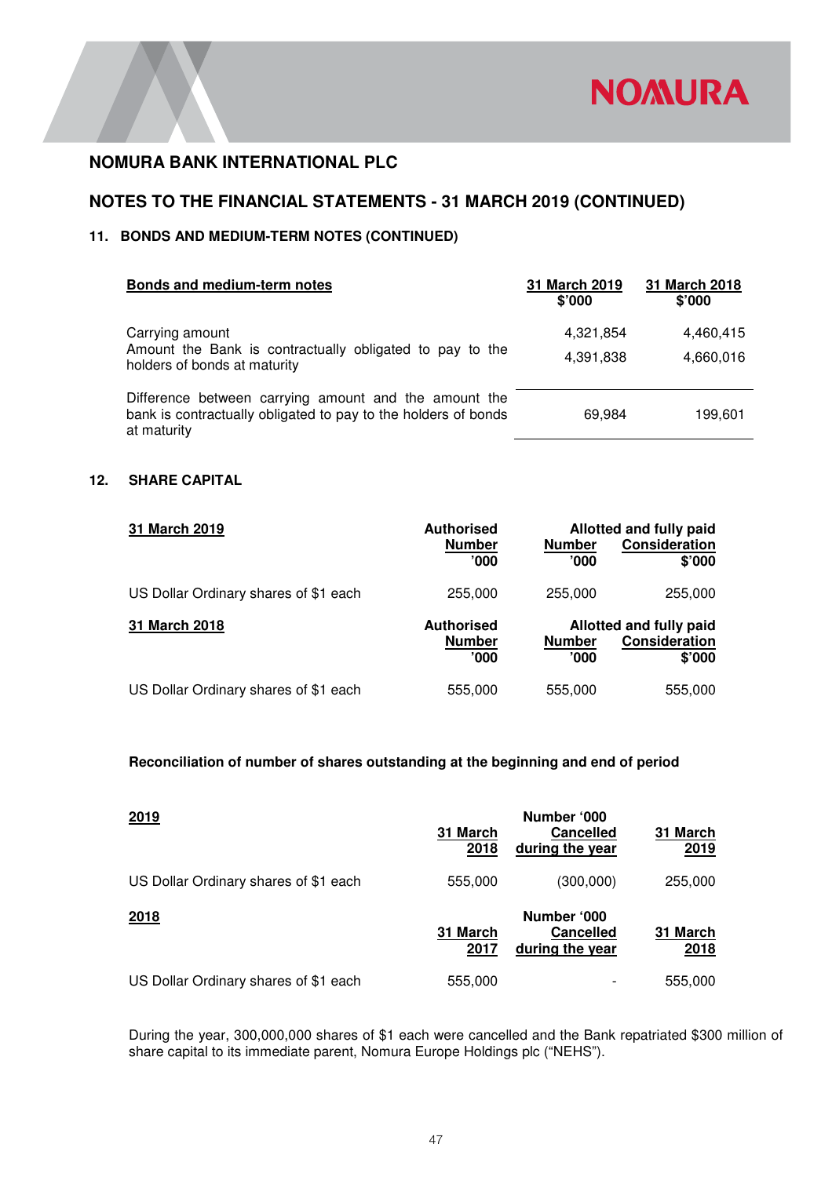# NOMURA BANK INTERNATIONAL PLC

## NOTES TO THE FINANCIAL STATEMENTS - 31 MARCH 2019 (CONTINUED)

### 11. BONDS AND MEDIUM-TERM NOTES (CONTINUED)

| Bonds and medium-term notes | 31 March 2019 $'000 | 31 March 2018 $'000 |
|---|---|---|
| Carrying amount | 4,321,854 | 4,460,415 |
| Amount the Bank is contractually obligated to pay to the holders of bonds at maturity | 4,391,838 | 4,660,016 |
| Difference between carrying amount and the amount the bank is contractually obligated to pay to the holders of bonds at maturity | 69,984 | 199,601 |

### 12. SHARE CAPITAL

| 31 March 2019 | Authorised | Allotted and fully paid | |
|---|---|---|---|
| | Number '000 | Number '000 | Consideration $'000 |
| US Dollar Ordinary shares of $1 each | 255,000 | 255,000 | 255,000 |

| 31 March 2018 | Authorised | Allotted and fully paid | |
|---|---|---|---|
| | Number '000 | Number '000 | Consideration $'000 |
| US Dollar Ordinary shares of $1 each | 555,000 | 555,000 | 555,000 |

**Reconciliation of number of shares outstanding at the beginning and end of period**

| 2019 | | Number '000 | |
|---|---|---|---|
| | 31 March 2018 | Cancelled during the year | 31 March 2019 |
| US Dollar Ordinary shares of $1 each | 555,000 | (300,000) | 255,000 |

| 2018 | | Number '000 | |
|---|---|---|---|
| | 31 March 2017 | Cancelled during the year | 31 March 2018 |
| US Dollar Ordinary shares of $1 each | 555,000 | - | 555,000 |

During the year, 300,000,000 shares of $1 each were cancelled and the Bank repatriated $300 million of share capital to its immediate parent, Nomura Europe Holdings plc ("NEHS").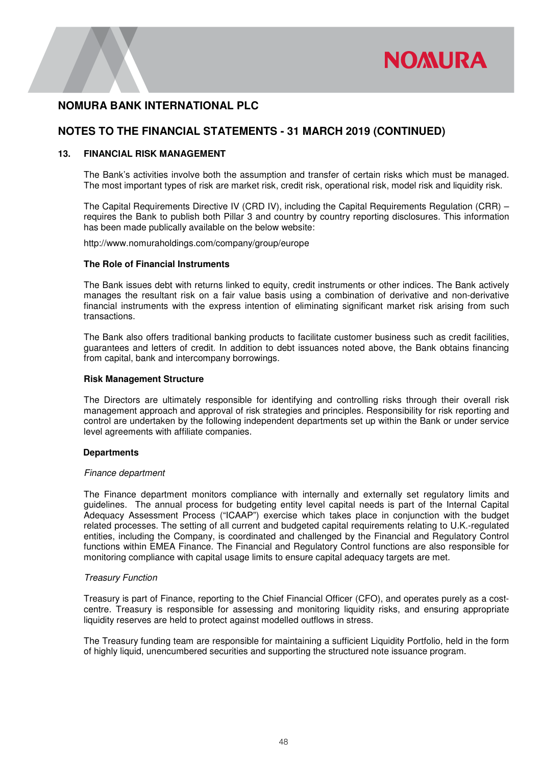## NOMURA BANK INTERNATIONAL PLC

## NOTES TO THE FINANCIAL STATEMENTS - 31 MARCH 2019 (CONTINUED)

### 13. FINANCIAL RISK MANAGEMENT

The Bank's activities involve both the assumption and transfer of certain risks which must be managed. The most important types of risk are market risk, credit risk, operational risk, model risk and liquidity risk.

The Capital Requirements Directive IV (CRD IV), including the Capital Requirements Regulation (CRR) – requires the Bank to publish both Pillar 3 and country by country reporting disclosures. This information has been made publically available on the below website:

http://www.nomuraholdings.com/company/group/europe

**The Role of Financial Instruments**

The Bank issues debt with returns linked to equity, credit instruments or other indices. The Bank actively manages the resultant risk on a fair value basis using a combination of derivative and non-derivative financial instruments with the express intention of eliminating significant market risk arising from such transactions.

The Bank also offers traditional banking products to facilitate customer business such as credit facilities, guarantees and letters of credit. In addition to debt issuances noted above, the Bank obtains financing from capital, bank and intercompany borrowings.

**Risk Management Structure**

The Directors are ultimately responsible for identifying and controlling risks through their overall risk management approach and approval of risk strategies and principles. Responsibility for risk reporting and control are undertaken by the following independent departments set up within the Bank or under service level agreements with affiliate companies.

**Departments**

*Finance department*

The Finance department monitors compliance with internally and externally set regulatory limits and guidelines. The annual process for budgeting entity level capital needs is part of the Internal Capital Adequacy Assessment Process ("ICAAP") exercise which takes place in conjunction with the budget related processes. The setting of all current and budgeted capital requirements relating to U.K.-regulated entities, including the Company, is coordinated and challenged by the Financial and Regulatory Control functions within EMEA Finance. The Financial and Regulatory Control functions are also responsible for monitoring compliance with capital usage limits to ensure capital adequacy targets are met.

*Treasury Function*

Treasury is part of Finance, reporting to the Chief Financial Officer (CFO), and operates purely as a cost-centre. Treasury is responsible for assessing and monitoring liquidity risks, and ensuring appropriate liquidity reserves are held to protect against modelled outflows in stress.

The Treasury funding team are responsible for maintaining a sufficient Liquidity Portfolio, held in the form of highly liquid, unencumbered securities and supporting the structured note issuance program.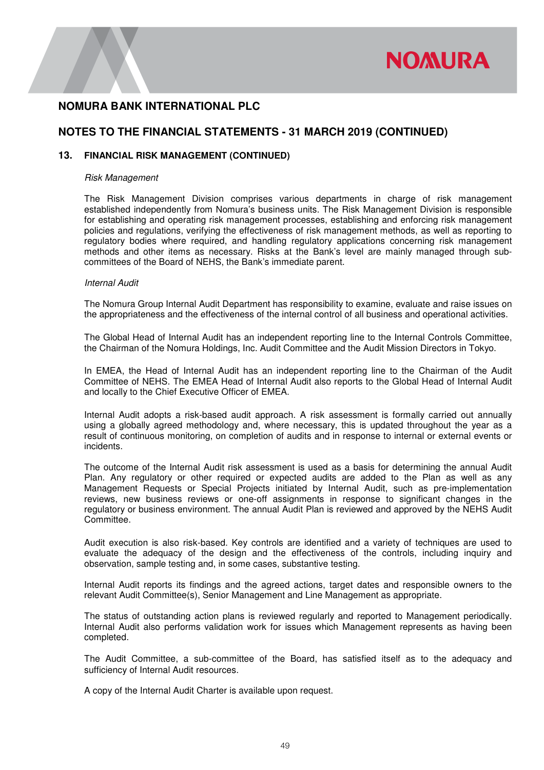# NOMURA BANK INTERNATIONAL PLC

## NOTES TO THE FINANCIAL STATEMENTS - 31 MARCH 2019 (CONTINUED)

### 13. FINANCIAL RISK MANAGEMENT (CONTINUED)

*Risk Management*

The Risk Management Division comprises various departments in charge of risk management established independently from Nomura's business units. The Risk Management Division is responsible for establishing and operating risk management processes, establishing and enforcing risk management policies and regulations, verifying the effectiveness of risk management methods, as well as reporting to regulatory bodies where required, and handling regulatory applications concerning risk management methods and other items as necessary. Risks at the Bank's level are mainly managed through sub-committees of the Board of NEHS, the Bank's immediate parent.

*Internal Audit*

The Nomura Group Internal Audit Department has responsibility to examine, evaluate and raise issues on the appropriateness and the effectiveness of the internal control of all business and operational activities.

The Global Head of Internal Audit has an independent reporting line to the Internal Controls Committee, the Chairman of the Nomura Holdings, Inc. Audit Committee and the Audit Mission Directors in Tokyo.

In EMEA, the Head of Internal Audit has an independent reporting line to the Chairman of the Audit Committee of NEHS. The EMEA Head of Internal Audit also reports to the Global Head of Internal Audit and locally to the Chief Executive Officer of EMEA.

Internal Audit adopts a risk-based audit approach. A risk assessment is formally carried out annually using a globally agreed methodology and, where necessary, this is updated throughout the year as a result of continuous monitoring, on completion of audits and in response to internal or external events or incidents.

The outcome of the Internal Audit risk assessment is used as a basis for determining the annual Audit Plan. Any regulatory or other required or expected audits are added to the Plan as well as any Management Requests or Special Projects initiated by Internal Audit, such as pre-implementation reviews, new business reviews or one-off assignments in response to significant changes in the regulatory or business environment. The annual Audit Plan is reviewed and approved by the NEHS Audit Committee.

Audit execution is also risk-based. Key controls are identified and a variety of techniques are used to evaluate the adequacy of the design and the effectiveness of the controls, including inquiry and observation, sample testing and, in some cases, substantive testing.

Internal Audit reports its findings and the agreed actions, target dates and responsible owners to the relevant Audit Committee(s), Senior Management and Line Management as appropriate.

The status of outstanding action plans is reviewed regularly and reported to Management periodically. Internal Audit also performs validation work for issues which Management represents as having been completed.

The Audit Committee, a sub-committee of the Board, has satisfied itself as to the adequacy and sufficiency of Internal Audit resources.

A copy of the Internal Audit Charter is available upon request.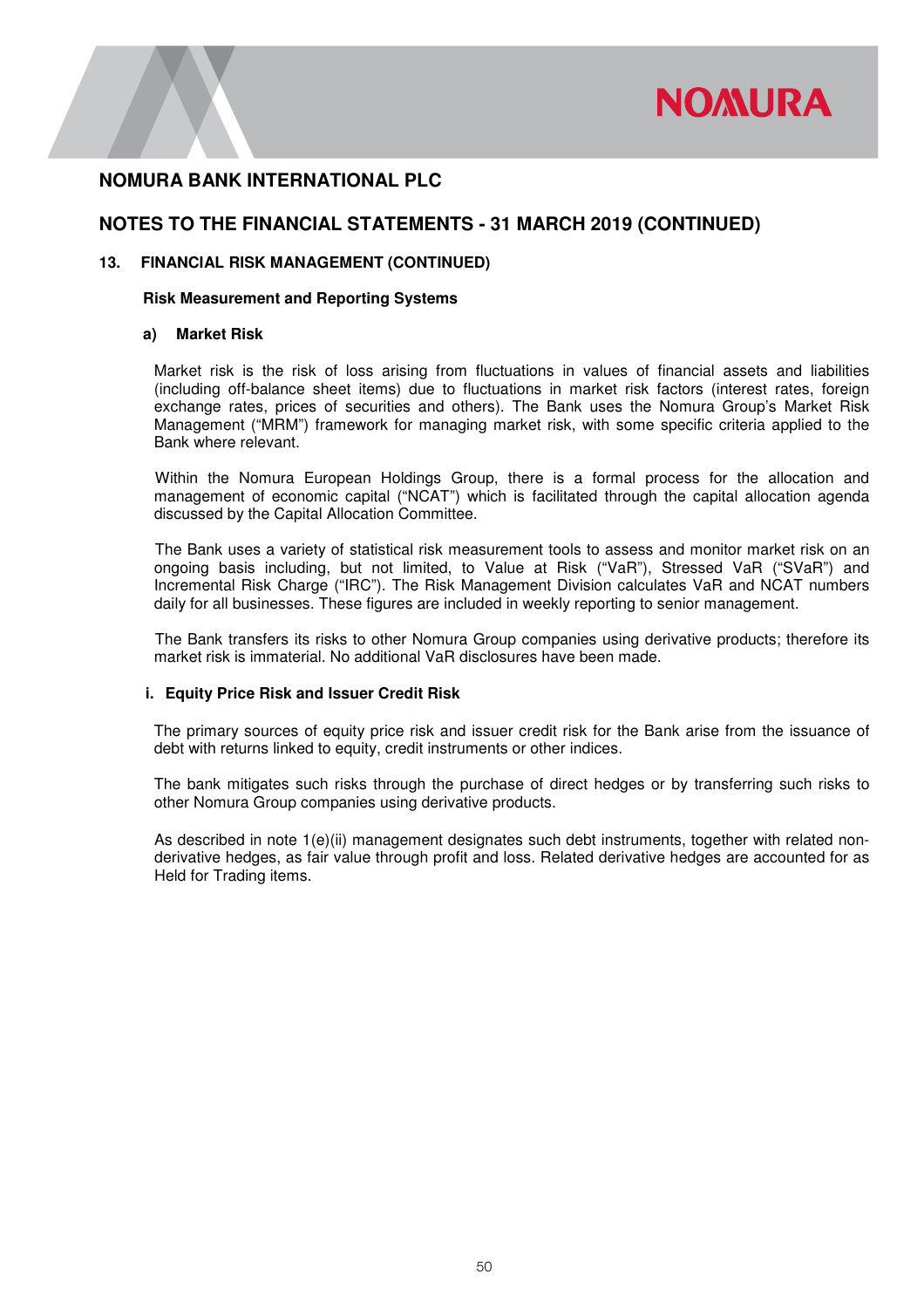# NOMURA BANK INTERNATIONAL PLC

## NOTES TO THE FINANCIAL STATEMENTS - 31 MARCH 2019 (CONTINUED)

### 13. FINANCIAL RISK MANAGEMENT (CONTINUED)

**Risk Measurement and Reporting Systems**

**a) Market Risk**

Market risk is the risk of loss arising from fluctuations in values of financial assets and liabilities (including off-balance sheet items) due to fluctuations in market risk factors (interest rates, foreign exchange rates, prices of securities and others). The Bank uses the Nomura Group's Market Risk Management ("MRM") framework for managing market risk, with some specific criteria applied to the Bank where relevant.

Within the Nomura European Holdings Group, there is a formal process for the allocation and management of economic capital ("NCAT") which is facilitated through the capital allocation agenda discussed by the Capital Allocation Committee.

The Bank uses a variety of statistical risk measurement tools to assess and monitor market risk on an ongoing basis including, but not limited, to Value at Risk ("VaR"), Stressed VaR ("SVaR") and Incremental Risk Charge ("IRC"). The Risk Management Division calculates VaR and NCAT numbers daily for all businesses. These figures are included in weekly reporting to senior management.

The Bank transfers its risks to other Nomura Group companies using derivative products; therefore its market risk is immaterial. No additional VaR disclosures have been made.

**i. Equity Price Risk and Issuer Credit Risk**

The primary sources of equity price risk and issuer credit risk for the Bank arise from the issuance of debt with returns linked to equity, credit instruments or other indices.

The bank mitigates such risks through the purchase of direct hedges or by transferring such risks to other Nomura Group companies using derivative products.

As described in note 1(e)(ii) management designates such debt instruments, together with related non-derivative hedges, as fair value through profit and loss. Related derivative hedges are accounted for as Held for Trading items.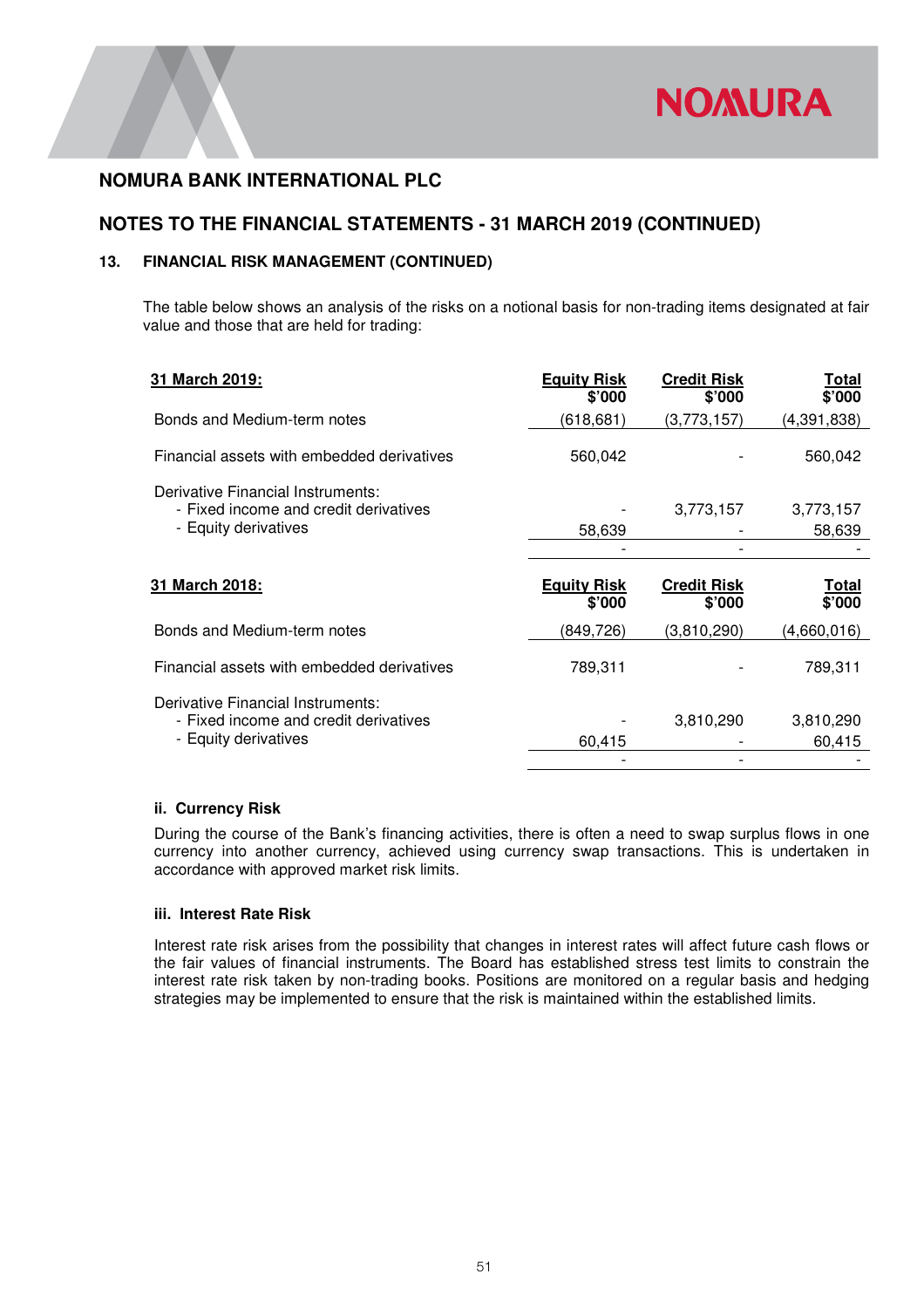## NOMURA BANK INTERNATIONAL PLC

## NOTES TO THE FINANCIAL STATEMENTS - 31 MARCH 2019 (CONTINUED)

### 13. FINANCIAL RISK MANAGEMENT (CONTINUED)

The table below shows an analysis of the risks on a notional basis for non-trading items designated at fair value and those that are held for trading:

| 31 March 2019: | Equity Risk $'000 | Credit Risk $'000 | Total $'000 |
|---|---|---|---|
| Bonds and Medium-term notes | (618,681) | (3,773,157) | (4,391,838) |
| Financial assets with embedded derivatives | 560,042 | - | 560,042 |
| Derivative Financial Instruments: | | | |
| - Fixed income and credit derivatives | - | 3,773,157 | 3,773,157 |
| - Equity derivatives | 58,639 | - | 58,639 |
| | - | - | - |

| 31 March 2018: | Equity Risk $'000 | Credit Risk $'000 | Total $'000 |
|---|---|---|---|
| Bonds and Medium-term notes | (849,726) | (3,810,290) | (4,660,016) |
| Financial assets with embedded derivatives | 789,311 | - | 789,311 |
| Derivative Financial Instruments: | | | |
| - Fixed income and credit derivatives | - | 3,810,290 | 3,810,290 |
| - Equity derivatives | 60,415 | - | 60,415 |
| | - | - | - |

#### ii. Currency Risk

During the course of the Bank's financing activities, there is often a need to swap surplus flows in one currency into another currency, achieved using currency swap transactions. This is undertaken in accordance with approved market risk limits.

#### iii. Interest Rate Risk

Interest rate risk arises from the possibility that changes in interest rates will affect future cash flows or the fair values of financial instruments. The Board has established stress test limits to constrain the interest rate risk taken by non-trading books. Positions are monitored on a regular basis and hedging strategies may be implemented to ensure that the risk is maintained within the established limits.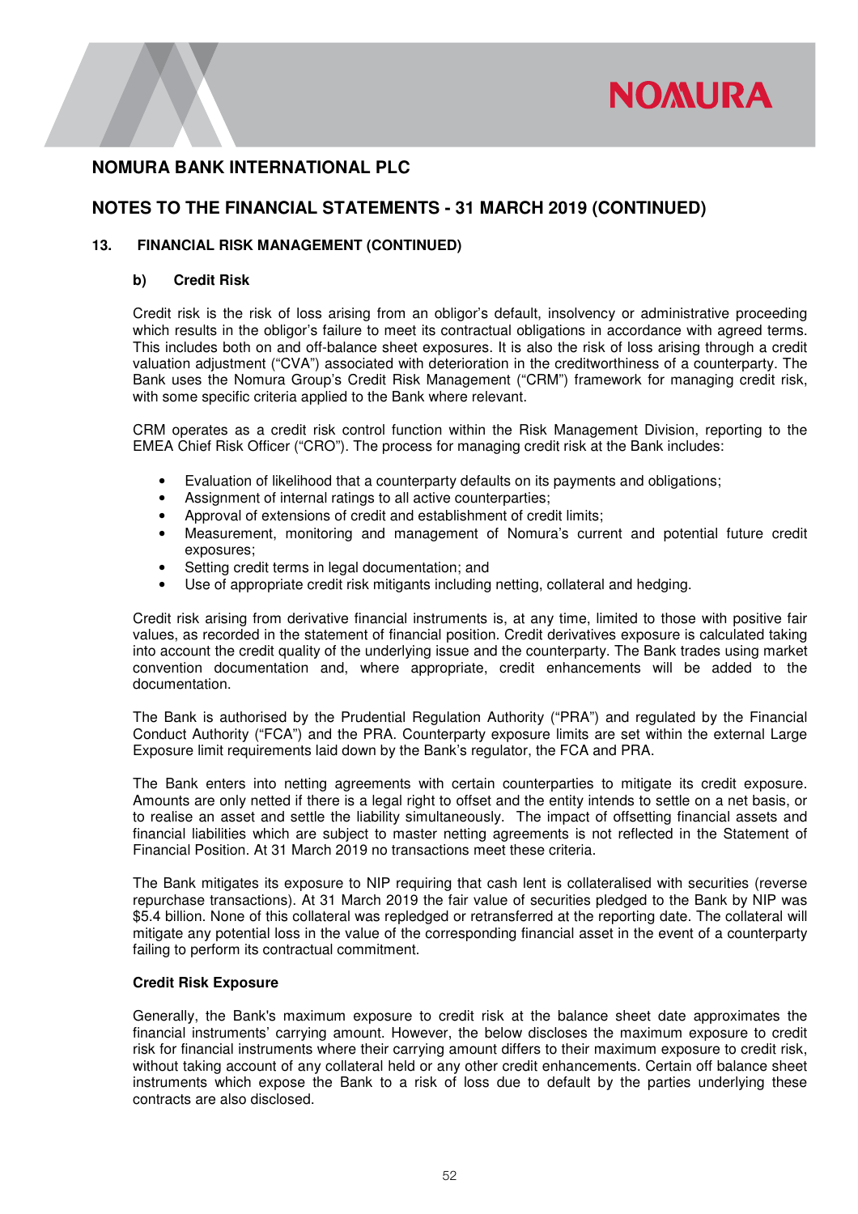## NOMURA BANK INTERNATIONAL PLC

## NOTES TO THE FINANCIAL STATEMENTS - 31 MARCH 2019 (CONTINUED)

### 13. FINANCIAL RISK MANAGEMENT (CONTINUED)

#### b) Credit Risk

Credit risk is the risk of loss arising from an obligor's default, insolvency or administrative proceeding which results in the obligor's failure to meet its contractual obligations in accordance with agreed terms. This includes both on and off-balance sheet exposures. It is also the risk of loss arising through a credit valuation adjustment ("CVA") associated with deterioration in the creditworthiness of a counterparty. The Bank uses the Nomura Group's Credit Risk Management ("CRM") framework for managing credit risk, with some specific criteria applied to the Bank where relevant.

CRM operates as a credit risk control function within the Risk Management Division, reporting to the EMEA Chief Risk Officer ("CRO"). The process for managing credit risk at the Bank includes:

- Evaluation of likelihood that a counterparty defaults on its payments and obligations;
- Assignment of internal ratings to all active counterparties;
- Approval of extensions of credit and establishment of credit limits;
- Measurement, monitoring and management of Nomura's current and potential future credit exposures;
- Setting credit terms in legal documentation; and
- Use of appropriate credit risk mitigants including netting, collateral and hedging.

Credit risk arising from derivative financial instruments is, at any time, limited to those with positive fair values, as recorded in the statement of financial position. Credit derivatives exposure is calculated taking into account the credit quality of the underlying issue and the counterparty. The Bank trades using market convention documentation and, where appropriate, credit enhancements will be added to the documentation.

The Bank is authorised by the Prudential Regulation Authority ("PRA") and regulated by the Financial Conduct Authority ("FCA") and the PRA. Counterparty exposure limits are set within the external Large Exposure limit requirements laid down by the Bank's regulator, the FCA and PRA.

The Bank enters into netting agreements with certain counterparties to mitigate its credit exposure. Amounts are only netted if there is a legal right to offset and the entity intends to settle on a net basis, or to realise an asset and settle the liability simultaneously. The impact of offsetting financial assets and financial liabilities which are subject to master netting agreements is not reflected in the Statement of Financial Position. At 31 March 2019 no transactions meet these criteria.

The Bank mitigates its exposure to NIP requiring that cash lent is collateralised with securities (reverse repurchase transactions). At 31 March 2019 the fair value of securities pledged to the Bank by NIP was $5.4 billion. None of this collateral was repledged or retransferred at the reporting date. The collateral will mitigate any potential loss in the value of the corresponding financial asset in the event of a counterparty failing to perform its contractual commitment.

**Credit Risk Exposure**

Generally, the Bank's maximum exposure to credit risk at the balance sheet date approximates the financial instruments' carrying amount. However, the below discloses the maximum exposure to credit risk for financial instruments where their carrying amount differs to their maximum exposure to credit risk, without taking account of any collateral held or any other credit enhancements. Certain off balance sheet instruments which expose the Bank to a risk of loss due to default by the parties underlying these contracts are also disclosed.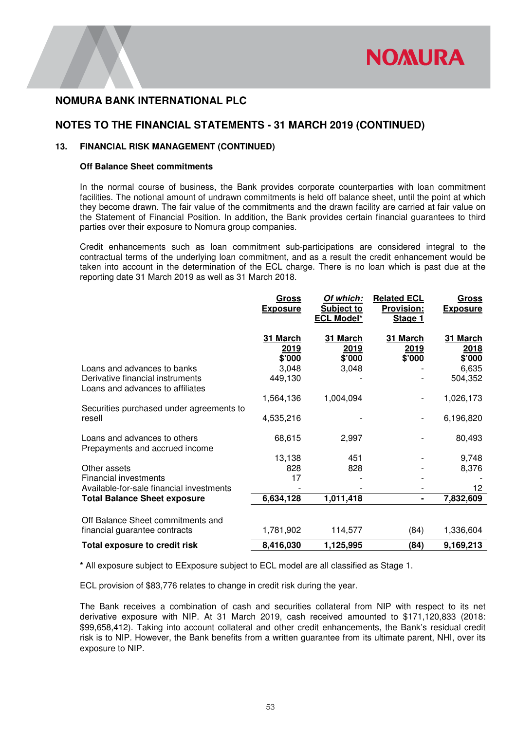# NOMURA BANK INTERNATIONAL PLC

## NOTES TO THE FINANCIAL STATEMENTS - 31 MARCH 2019 (CONTINUED)

### 13. FINANCIAL RISK MANAGEMENT (CONTINUED)

**Off Balance Sheet commitments**

In the normal course of business, the Bank provides corporate counterparties with loan commitment facilities. The notional amount of undrawn commitments is held off balance sheet, until the point at which they become drawn. The fair value of the commitments and the drawn facility are carried at fair value on the Statement of Financial Position. In addition, the Bank provides certain financial guarantees to third parties over their exposure to Nomura group companies.

Credit enhancements such as loan commitment sub-participations are considered integral to the contractual terms of the underlying loan commitment, and as a result the credit enhancement would be taken into account in the determination of the ECL charge. There is no loan which is past due at the reporting date 31 March 2019 as well as 31 March 2018.

| | Gross Exposure | *Of which:* Subject to ECL Model* | Related ECL Provision: Stage 1 | Gross Exposure |
|---|---|---|---|---|
| | 31 March 2019 $'000 | 31 March 2019 $'000 | 31 March 2019 $'000 | 31 March 2018 $'000 |
| Loans and advances to banks | 3,048 | 3,048 | - | 6,635 |
| Derivative financial instruments | 449,130 | - | - | 504,352 |
| Loans and advances to affiliates | 1,564,136 | 1,004,094 | - | 1,026,173 |
| Securities purchased under agreements to resell | 4,535,216 | - | - | 6,196,820 |
| Loans and advances to others | 68,615 | 2,997 | - | 80,493 |
| Prepayments and accrued income | 13,138 | 451 | - | 9,748 |
| Other assets | 828 | 828 | - | 8,376 |
| Financial investments | 17 | - | - | - |
| Available-for-sale financial investments | - | - | - | 12 |
| **Total Balance Sheet exposure** | **6,634,128** | **1,011,418** | **-** | **7,832,609** |
| Off Balance Sheet commitments and financial guarantee contracts | 1,781,902 | 114,577 | (84) | 1,336,604 |
| **Total exposure to credit risk** | **8,416,030** | **1,125,995** | **(84)** | **9,169,213** |

**\*** All exposure subject to EExposure subject to ECL model are all classified as Stage 1.

ECL provision of $83,776 relates to change in credit risk during the year.

The Bank receives a combination of cash and securities collateral from NIP with respect to its net derivative exposure with NIP. At 31 March 2019, cash received amounted to $171,120,833 (2018: $99,658,412). Taking into account collateral and other credit enhancements, the Bank's residual credit risk is to NIP. However, the Bank benefits from a written guarantee from its ultimate parent, NHI, over its exposure to NIP.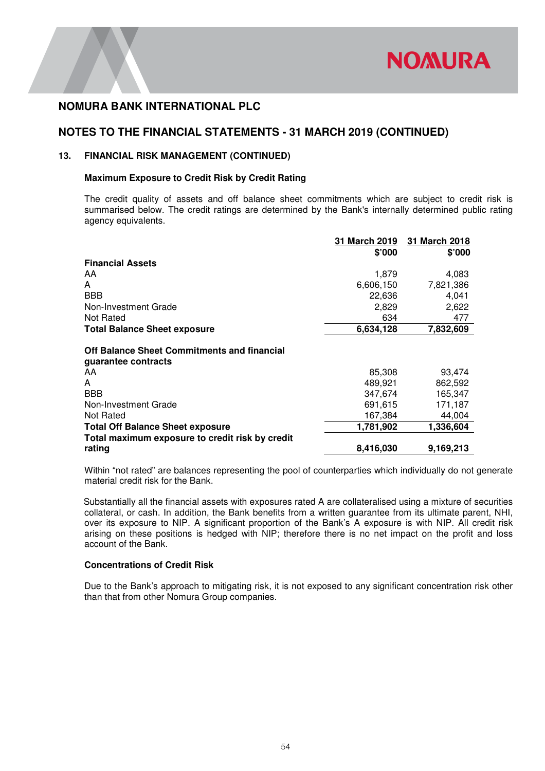# NOMURA BANK INTERNATIONAL PLC

## NOTES TO THE FINANCIAL STATEMENTS - 31 MARCH 2019 (CONTINUED)

### 13. FINANCIAL RISK MANAGEMENT (CONTINUED)

**Maximum Exposure to Credit Risk by Credit Rating**

The credit quality of assets and off balance sheet commitments which are subject to credit risk is summarised below. The credit ratings are determined by the Bank's internally determined public rating agency equivalents.

| | 31 March 2019 | 31 March 2018 |
|---|---|---|
| | $'000 | $'000 |
| **Financial Assets** | | |
| AA | 1,879 | 4,083 |
| A | 6,606,150 | 7,821,386 |
| BBB | 22,636 | 4,041 |
| Non-Investment Grade | 2,829 | 2,622 |
| Not Rated | 634 | 477 |
| **Total Balance Sheet exposure** | **6,634,128** | **7,832,609** |
| **Off Balance Sheet Commitments and financial guarantee contracts** | | |
| AA | 85,308 | 93,474 |
| A | 489,921 | 862,592 |
| BBB | 347,674 | 165,347 |
| Non-Investment Grade | 691,615 | 171,187 |
| Not Rated | 167,384 | 44,004 |
| **Total Off Balance Sheet exposure** | **1,781,902** | **1,336,604** |
| **Total maximum exposure to credit risk by credit rating** | **8,416,030** | **9,169,213** |

Within "not rated" are balances representing the pool of counterparties which individually do not generate material credit risk for the Bank.

Substantially all the financial assets with exposures rated A are collateralised using a mixture of securities collateral, or cash. In addition, the Bank benefits from a written guarantee from its ultimate parent, NHI, over its exposure to NIP. A significant proportion of the Bank's A exposure is with NIP. All credit risk arising on these positions is hedged with NIP; therefore there is no net impact on the profit and loss account of the Bank.

**Concentrations of Credit Risk**

Due to the Bank's approach to mitigating risk, it is not exposed to any significant concentration risk other than that from other Nomura Group companies.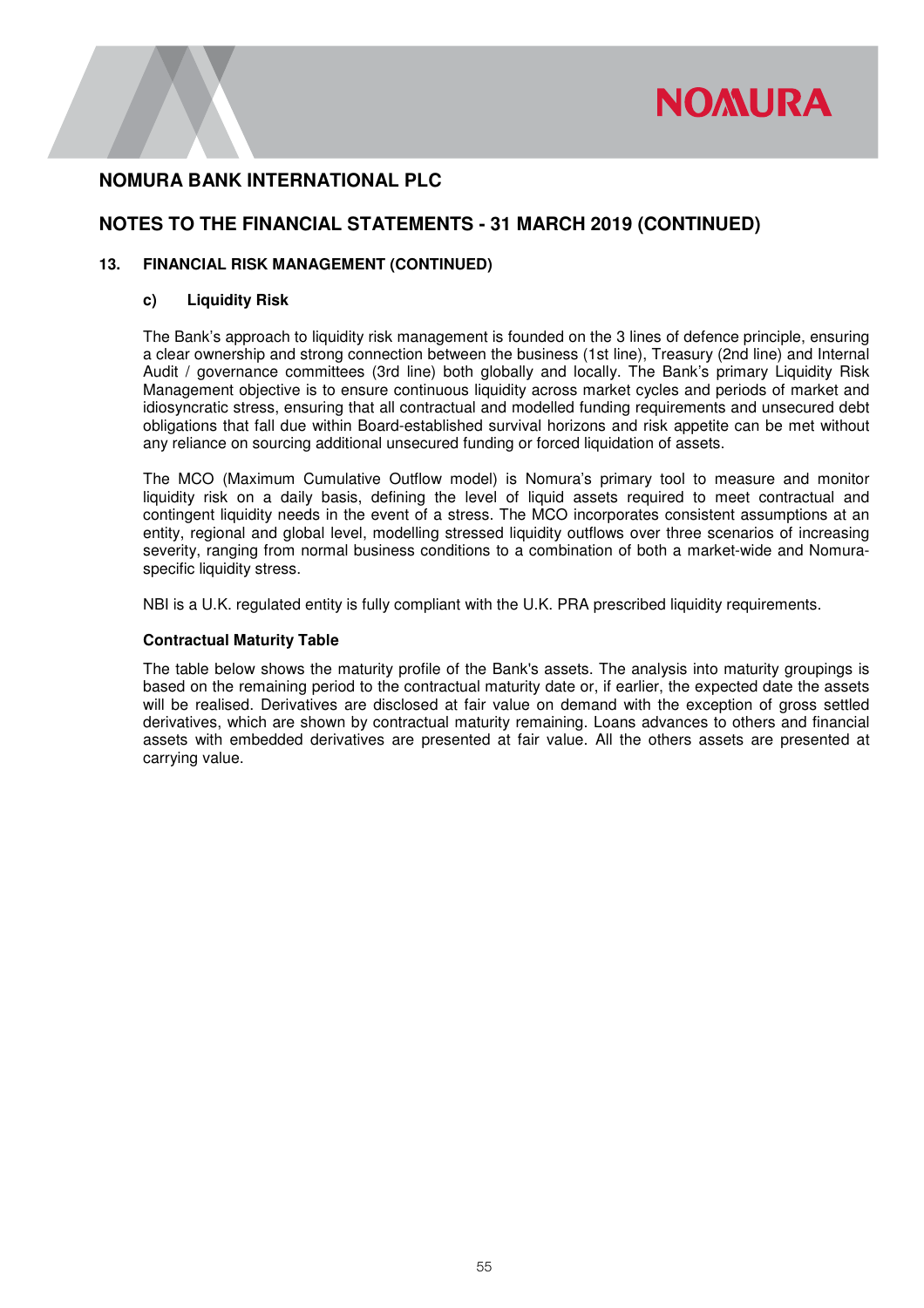# NOMURA BANK INTERNATIONAL PLC

## NOTES TO THE FINANCIAL STATEMENTS - 31 MARCH 2019 (CONTINUED)

### 13. FINANCIAL RISK MANAGEMENT (CONTINUED)

#### c) Liquidity Risk

The Bank's approach to liquidity risk management is founded on the 3 lines of defence principle, ensuring a clear ownership and strong connection between the business (1st line), Treasury (2nd line) and Internal Audit / governance committees (3rd line) both globally and locally. The Bank's primary Liquidity Risk Management objective is to ensure continuous liquidity across market cycles and periods of market and idiosyncratic stress, ensuring that all contractual and modelled funding requirements and unsecured debt obligations that fall due within Board-established survival horizons and risk appetite can be met without any reliance on sourcing additional unsecured funding or forced liquidation of assets.

The MCO (Maximum Cumulative Outflow model) is Nomura's primary tool to measure and monitor liquidity risk on a daily basis, defining the level of liquid assets required to meet contractual and contingent liquidity needs in the event of a stress. The MCO incorporates consistent assumptions at an entity, regional and global level, modelling stressed liquidity outflows over three scenarios of increasing severity, ranging from normal business conditions to a combination of both a market-wide and Nomura-specific liquidity stress.

NBI is a U.K. regulated entity is fully compliant with the U.K. PRA prescribed liquidity requirements.

**Contractual Maturity Table**

The table below shows the maturity profile of the Bank's assets. The analysis into maturity groupings is based on the remaining period to the contractual maturity date or, if earlier, the expected date the assets will be realised. Derivatives are disclosed at fair value on demand with the exception of gross settled derivatives, which are shown by contractual maturity remaining. Loans advances to others and financial assets with embedded derivatives are presented at fair value. All the others assets are presented at carrying value.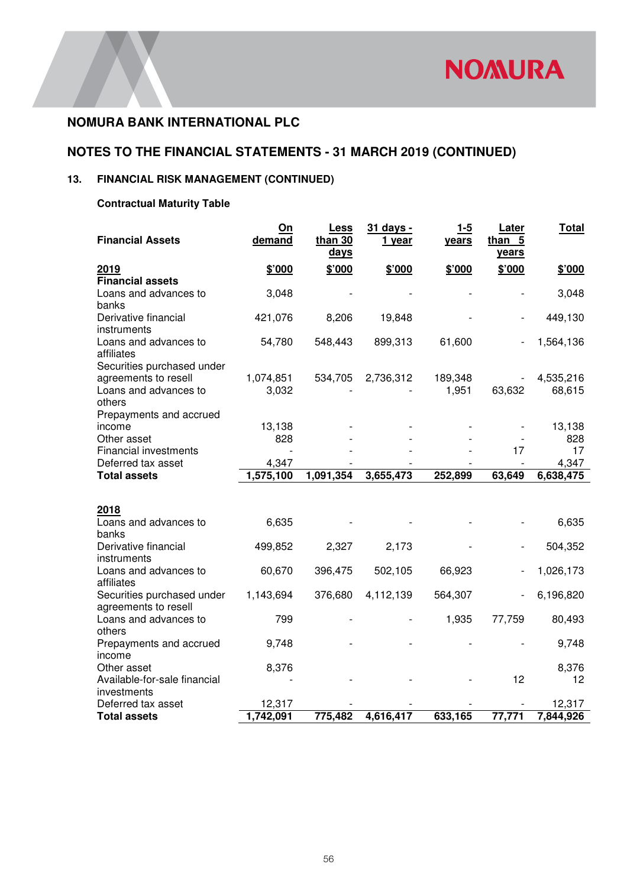## NOMURA BANK INTERNATIONAL PLC

## NOTES TO THE FINANCIAL STATEMENTS - 31 MARCH 2019 (CONTINUED)

### 13. FINANCIAL RISK MANAGEMENT (CONTINUED)

**Contractual Maturity Table**

| Financial Assets | On demand | Less than 30 days | 31 days - 1 year | 1-5 years | Later than 5 years | Total |
|---|---|---|---|---|---|---|
| **2019** | **$'000** | **$'000** | **$'000** | **$'000** | **$'000** | **$'000** |
| **Financial assets** | | | | | | |
| Loans and advances to banks | 3,048 | - | - | - | - | 3,048 |
| Derivative financial instruments | 421,076 | 8,206 | 19,848 | - | - | 449,130 |
| Loans and advances to affiliates | 54,780 | 548,443 | 899,313 | 61,600 | - | 1,564,136 |
| Securities purchased under agreements to resell | 1,074,851 | 534,705 | 2,736,312 | 189,348 | - | 4,535,216 |
| Loans and advances to others | 3,032 | - | - | 1,951 | 63,632 | 68,615 |
| Prepayments and accrued income | 13,138 | - | - | - | - | 13,138 |
| Other asset | 828 | - | - | - | - | 828 |
| Financial investments | - | - | - | - | 17 | 17 |
| Deferred tax asset | 4,347 | - | - | - | - | 4,347 |
| **Total assets** | **1,575,100** | **1,091,354** | **3,655,473** | **252,899** | **63,649** | **6,638,475** |
| | | | | | | |
| **2018** | | | | | | |
| Loans and advances to banks | 6,635 | - | - | - | - | 6,635 |
| Derivative financial instruments | 499,852 | 2,327 | 2,173 | - | - | 504,352 |
| Loans and advances to affiliates | 60,670 | 396,475 | 502,105 | 66,923 | - | 1,026,173 |
| Securities purchased under agreements to resell | 1,143,694 | 376,680 | 4,112,139 | 564,307 | - | 6,196,820 |
| Loans and advances to others | 799 | - | - | 1,935 | 77,759 | 80,493 |
| Prepayments and accrued income | 9,748 | - | - | - | - | 9,748 |
| Other asset | 8,376 | | | | | 8,376 |
| Available-for-sale financial investments | - | - | - | - | 12 | 12 |
| Deferred tax asset | 12,317 | - | - | - | - | 12,317 |
| **Total assets** | **1,742,091** | **775,482** | **4,616,417** | **633,165** | **77,771** | **7,844,926** |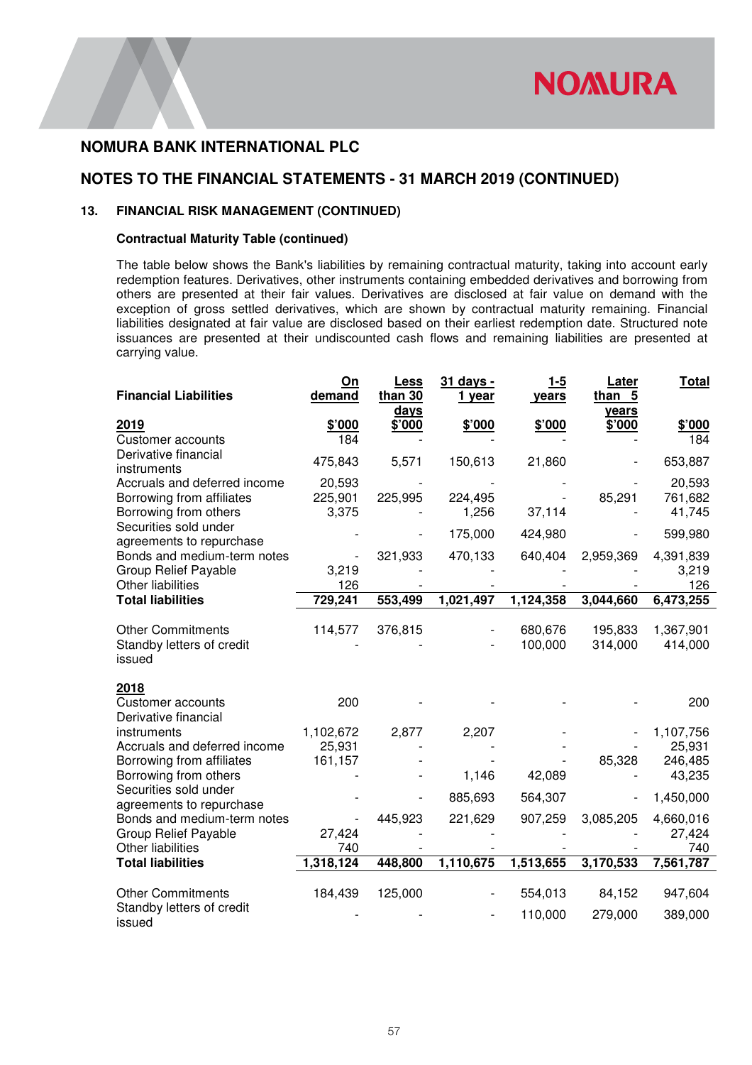# NOMURA BANK INTERNATIONAL PLC

## NOTES TO THE FINANCIAL STATEMENTS - 31 MARCH 2019 (CONTINUED)

### 13. FINANCIAL RISK MANAGEMENT (CONTINUED)

**Contractual Maturity Table (continued)**

The table below shows the Bank's liabilities by remaining contractual maturity, taking into account early redemption features. Derivatives, other instruments containing embedded derivatives and borrowing from others are presented at their fair values. Derivatives are disclosed at fair value on demand with the exception of gross settled derivatives, which are shown by contractual maturity remaining. Financial liabilities designated at fair value are disclosed based on their earliest redemption date. Structured note issuances are presented at their undiscounted cash flows and remaining liabilities are presented at carrying value.

| Financial Liabilities | On demand | Less than 30 days | 31 days - 1 year | 1-5 years | Later than 5 years | Total |
|---|---|---|---|---|---|---|
| **2019** | $'000 | $'000 | $'000 | $'000 | $'000 | $'000 |
| Customer accounts | 184 | - | - | - | - | 184 |
| Derivative financial instruments | 475,843 | 5,571 | 150,613 | 21,860 | - | 653,887 |
| Accruals and deferred income | 20,593 | - | - | - | - | 20,593 |
| Borrowing from affiliates | 225,901 | 225,995 | 224,495 | - | 85,291 | 761,682 |
| Borrowing from others | 3,375 | - | 1,256 | 37,114 | - | 41,745 |
| Securities sold under agreements to repurchase | - | - | 175,000 | 424,980 | - | 599,980 |
| Bonds and medium-term notes | - | 321,933 | 470,133 | 640,404 | 2,959,369 | 4,391,839 |
| Group Relief Payable | 3,219 | - | - | - | - | 3,219 |
| Other liabilities | 126 | - | - | - | - | 126 |
| **Total liabilities** | **729,241** | **553,499** | **1,021,497** | **1,124,358** | **3,044,660** | **6,473,255** |
| | | | | | | |
| Other Commitments | 114,577 | 376,815 | - | 680,676 | 195,833 | 1,367,901 |
| Standby letters of credit issued | - | - | - | 100,000 | 314,000 | 414,000 |
| | | | | | | |
| **2018** | | | | | | |
| Customer accounts | 200 | - | - | - | - | 200 |
| Derivative financial instruments | 1,102,672 | 2,877 | 2,207 | - | - | 1,107,756 |
| Accruals and deferred income | 25,931 | - | - | - | - | 25,931 |
| Borrowing from affiliates | 161,157 | - | - | - | 85,328 | 246,485 |
| Borrowing from others | - | - | 1,146 | 42,089 | - | 43,235 |
| Securities sold under agreements to repurchase | - | - | 885,693 | 564,307 | - | 1,450,000 |
| Bonds and medium-term notes | - | 445,923 | 221,629 | 907,259 | 3,085,205 | 4,660,016 |
| Group Relief Payable | 27,424 | - | - | - | - | 27,424 |
| Other liabilities | 740 | - | - | - | - | 740 |
| **Total liabilities** | **1,318,124** | **448,800** | **1,110,675** | **1,513,655** | **3,170,533** | **7,561,787** |
| | | | | | | |
| Other Commitments | 184,439 | 125,000 | - | 554,013 | 84,152 | 947,604 |
| Standby letters of credit issued | - | - | - | 110,000 | 279,000 | 389,000 |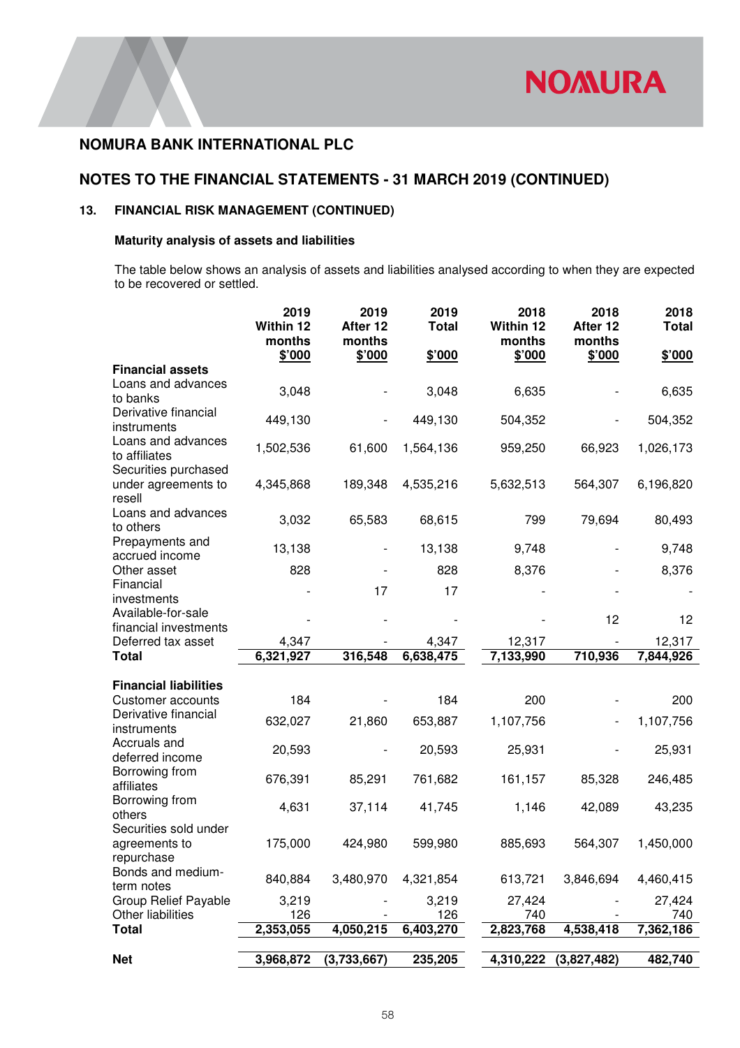## NOMURA BANK INTERNATIONAL PLC

## NOTES TO THE FINANCIAL STATEMENTS - 31 MARCH 2019 (CONTINUED)

### 13. FINANCIAL RISK MANAGEMENT (CONTINUED)

#### Maturity analysis of assets and liabilities

The table below shows an analysis of assets and liabilities analysed according to when they are expected to be recovered or settled.

| | 2019 Within 12 months $'000 | 2019 After 12 months $'000 | 2019 Total $'000 | 2018 Within 12 months $'000 | 2018 After 12 months $'000 | 2018 Total $'000 |
|---|---|---|---|---|---|---|
| **Financial assets** | | | | | | |
| Loans and advances to banks | 3,048 | - | 3,048 | 6,635 | - | 6,635 |
| Derivative financial instruments | 449,130 | - | 449,130 | 504,352 | - | 504,352 |
| Loans and advances to affiliates | 1,502,536 | 61,600 | 1,564,136 | 959,250 | 66,923 | 1,026,173 |
| Securities purchased under agreements to resell | 4,345,868 | 189,348 | 4,535,216 | 5,632,513 | 564,307 | 6,196,820 |
| Loans and advances to others | 3,032 | 65,583 | 68,615 | 799 | 79,694 | 80,493 |
| Prepayments and accrued income | 13,138 | - | 13,138 | 9,748 | - | 9,748 |
| Other asset | 828 | - | 828 | 8,376 | - | 8,376 |
| Financial investments | - | 17 | 17 | - | - | - |
| Available-for-sale financial investments | - | - | - | - | 12 | 12 |
| Deferred tax asset | 4,347 | - | 4,347 | 12,317 | - | 12,317 |
| **Total** | **6,321,927** | **316,548** | **6,638,475** | **7,133,990** | **710,936** | **7,844,926** |
| **Financial liabilities** | | | | | | |
| Customer accounts | 184 | - | 184 | 200 | - | 200 |
| Derivative financial instruments | 632,027 | 21,860 | 653,887 | 1,107,756 | - | 1,107,756 |
| Accruals and deferred income | 20,593 | - | 20,593 | 25,931 | - | 25,931 |
| Borrowing from affiliates | 676,391 | 85,291 | 761,682 | 161,157 | 85,328 | 246,485 |
| Borrowing from others | 4,631 | 37,114 | 41,745 | 1,146 | 42,089 | 43,235 |
| Securities sold under agreements to repurchase | 175,000 | 424,980 | 599,980 | 885,693 | 564,307 | 1,450,000 |
| Bonds and medium-term notes | 840,884 | 3,480,970 | 4,321,854 | 613,721 | 3,846,694 | 4,460,415 |
| Group Relief Payable | 3,219 | - | 3,219 | 27,424 | - | 27,424 |
| Other liabilities | 126 | - | 126 | 740 | - | 740 |
| **Total** | **2,353,055** | **4,050,215** | **6,403,270** | **2,823,768** | **4,538,418** | **7,362,186** |
| **Net** | **3,968,872** | **(3,733,667)** | **235,205** | **4,310,222** | **(3,827,482)** | **482,740** |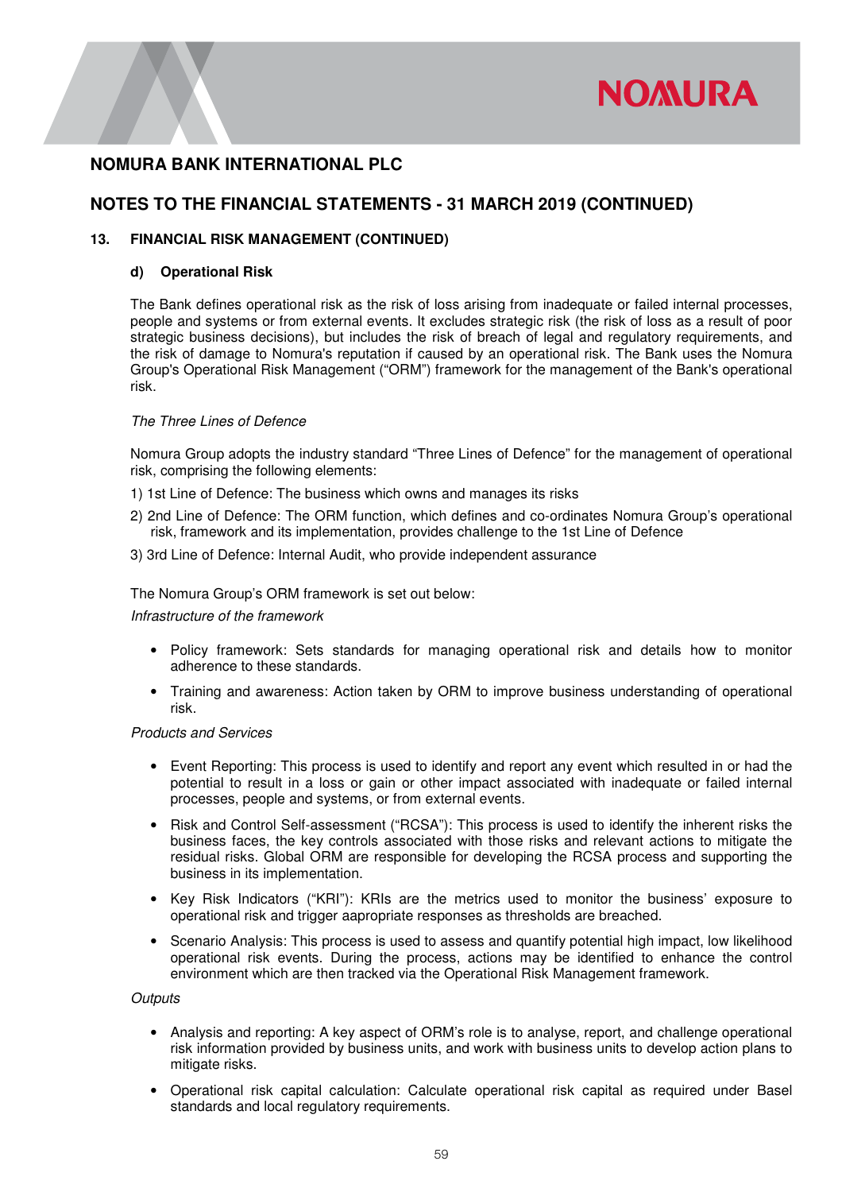# NOMURA BANK INTERNATIONAL PLC

## NOTES TO THE FINANCIAL STATEMENTS - 31 MARCH 2019 (CONTINUED)

### 13. FINANCIAL RISK MANAGEMENT (CONTINUED)

#### d) Operational Risk

The Bank defines operational risk as the risk of loss arising from inadequate or failed internal processes, people and systems or from external events. It excludes strategic risk (the risk of loss as a result of poor strategic business decisions), but includes the risk of breach of legal and regulatory requirements, and the risk of damage to Nomura's reputation if caused by an operational risk. The Bank uses the Nomura Group's Operational Risk Management ("ORM") framework for the management of the Bank's operational risk.

*The Three Lines of Defence*

Nomura Group adopts the industry standard "Three Lines of Defence" for the management of operational risk, comprising the following elements:

1) 1st Line of Defence: The business which owns and manages its risks

2) 2nd Line of Defence: The ORM function, which defines and co-ordinates Nomura Group's operational risk, framework and its implementation, provides challenge to the 1st Line of Defence

3) 3rd Line of Defence: Internal Audit, who provide independent assurance

The Nomura Group's ORM framework is set out below:

*Infrastructure of the framework*

- Policy framework: Sets standards for managing operational risk and details how to monitor adherence to these standards.
- Training and awareness: Action taken by ORM to improve business understanding of operational risk.

*Products and Services*

- Event Reporting: This process is used to identify and report any event which resulted in or had the potential to result in a loss or gain or other impact associated with inadequate or failed internal processes, people and systems, or from external events.
- Risk and Control Self-assessment ("RCSA"): This process is used to identify the inherent risks the business faces, the key controls associated with those risks and relevant actions to mitigate the residual risks. Global ORM are responsible for developing the RCSA process and supporting the business in its implementation.
- Key Risk Indicators ("KRI"): KRIs are the metrics used to monitor the business' exposure to operational risk and trigger aapropriate responses as thresholds are breached.
- Scenario Analysis: This process is used to assess and quantify potential high impact, low likelihood operational risk events. During the process, actions may be identified to enhance the control environment which are then tracked via the Operational Risk Management framework.

*Outputs*

- Analysis and reporting: A key aspect of ORM's role is to analyse, report, and challenge operational risk information provided by business units, and work with business units to develop action plans to mitigate risks.
- Operational risk capital calculation: Calculate operational risk capital as required under Basel standards and local regulatory requirements.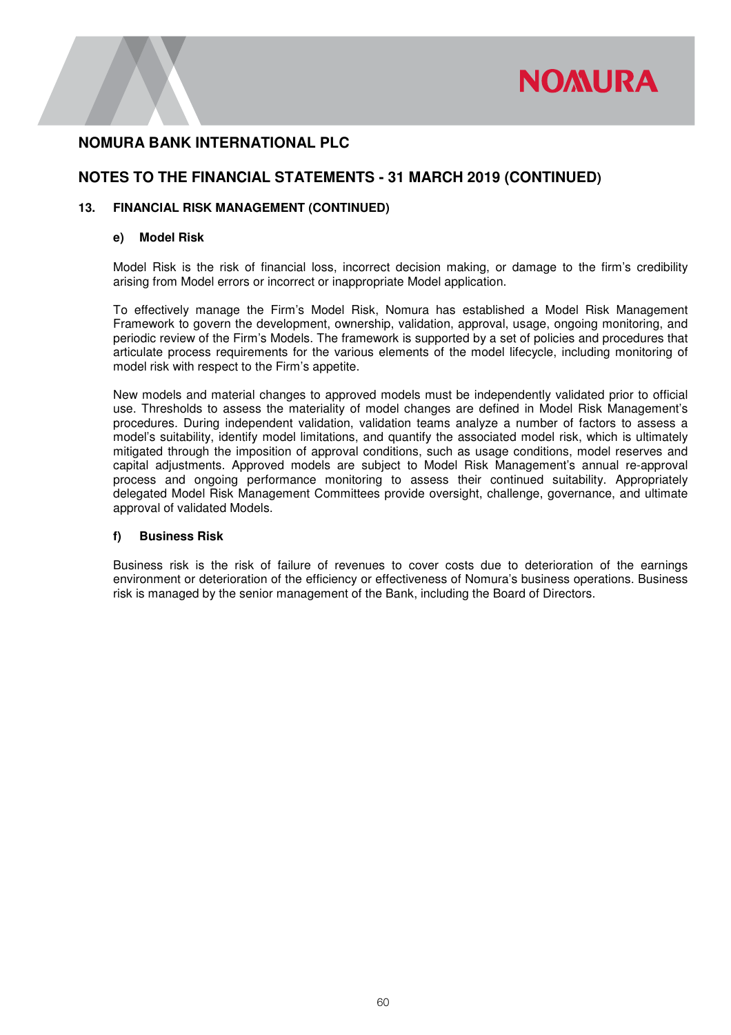# NOMURA BANK INTERNATIONAL PLC

## NOTES TO THE FINANCIAL STATEMENTS - 31 MARCH 2019 (CONTINUED)

### 13. FINANCIAL RISK MANAGEMENT (CONTINUED)

#### e) Model Risk

Model Risk is the risk of financial loss, incorrect decision making, or damage to the firm's credibility arising from Model errors or incorrect or inappropriate Model application.

To effectively manage the Firm's Model Risk, Nomura has established a Model Risk Management Framework to govern the development, ownership, validation, approval, usage, ongoing monitoring, and periodic review of the Firm's Models. The framework is supported by a set of policies and procedures that articulate process requirements for the various elements of the model lifecycle, including monitoring of model risk with respect to the Firm's appetite.

New models and material changes to approved models must be independently validated prior to official use. Thresholds to assess the materiality of model changes are defined in Model Risk Management's procedures. During independent validation, validation teams analyze a number of factors to assess a model's suitability, identify model limitations, and quantify the associated model risk, which is ultimately mitigated through the imposition of approval conditions, such as usage conditions, model reserves and capital adjustments. Approved models are subject to Model Risk Management's annual re-approval process and ongoing performance monitoring to assess their continued suitability. Appropriately delegated Model Risk Management Committees provide oversight, challenge, governance, and ultimate approval of validated Models.

#### f) Business Risk

Business risk is the risk of failure of revenues to cover costs due to deterioration of the earnings environment or deterioration of the efficiency or effectiveness of Nomura's business operations. Business risk is managed by the senior management of the Bank, including the Board of Directors.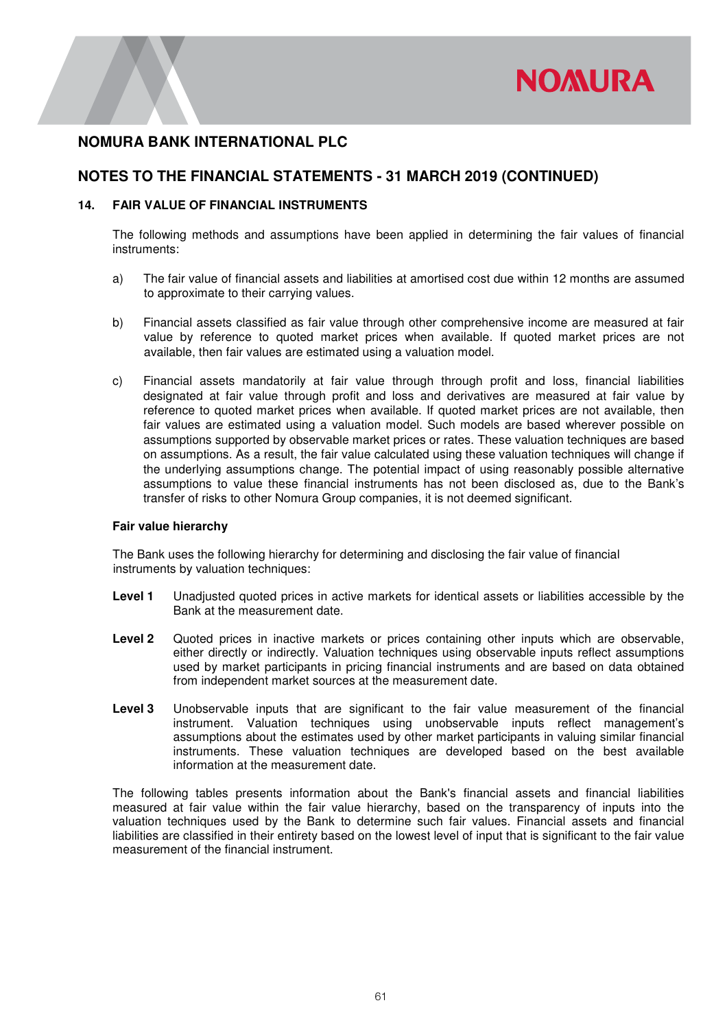# NOMURA BANK INTERNATIONAL PLC

## NOTES TO THE FINANCIAL STATEMENTS - 31 MARCH 2019 (CONTINUED)

### 14. FAIR VALUE OF FINANCIAL INSTRUMENTS

The following methods and assumptions have been applied in determining the fair values of financial instruments:

a) The fair value of financial assets and liabilities at amortised cost due within 12 months are assumed to approximate to their carrying values.

b) Financial assets classified as fair value through other comprehensive income are measured at fair value by reference to quoted market prices when available. If quoted market prices are not available, then fair values are estimated using a valuation model.

c) Financial assets mandatorily at fair value through through profit and loss, financial liabilities designated at fair value through profit and loss and derivatives are measured at fair value by reference to quoted market prices when available. If quoted market prices are not available, then fair values are estimated using a valuation model. Such models are based wherever possible on assumptions supported by observable market prices or rates. These valuation techniques are based on assumptions. As a result, the fair value calculated using these valuation techniques will change if the underlying assumptions change. The potential impact of using reasonably possible alternative assumptions to value these financial instruments has not been disclosed as, due to the Bank's transfer of risks to other Nomura Group companies, it is not deemed significant.

**Fair value hierarchy**

The Bank uses the following hierarchy for determining and disclosing the fair value of financial instruments by valuation techniques:

**Level 1** Unadjusted quoted prices in active markets for identical assets or liabilities accessible by the Bank at the measurement date.

**Level 2** Quoted prices in inactive markets or prices containing other inputs which are observable, either directly or indirectly. Valuation techniques using observable inputs reflect assumptions used by market participants in pricing financial instruments and are based on data obtained from independent market sources at the measurement date.

**Level 3** Unobservable inputs that are significant to the fair value measurement of the financial instrument. Valuation techniques using unobservable inputs reflect management's assumptions about the estimates used by other market participants in valuing similar financial instruments. These valuation techniques are developed based on the best available information at the measurement date.

The following tables presents information about the Bank's financial assets and financial liabilities measured at fair value within the fair value hierarchy, based on the transparency of inputs into the valuation techniques used by the Bank to determine such fair values. Financial assets and financial liabilities are classified in their entirety based on the lowest level of input that is significant to the fair value measurement of the financial instrument.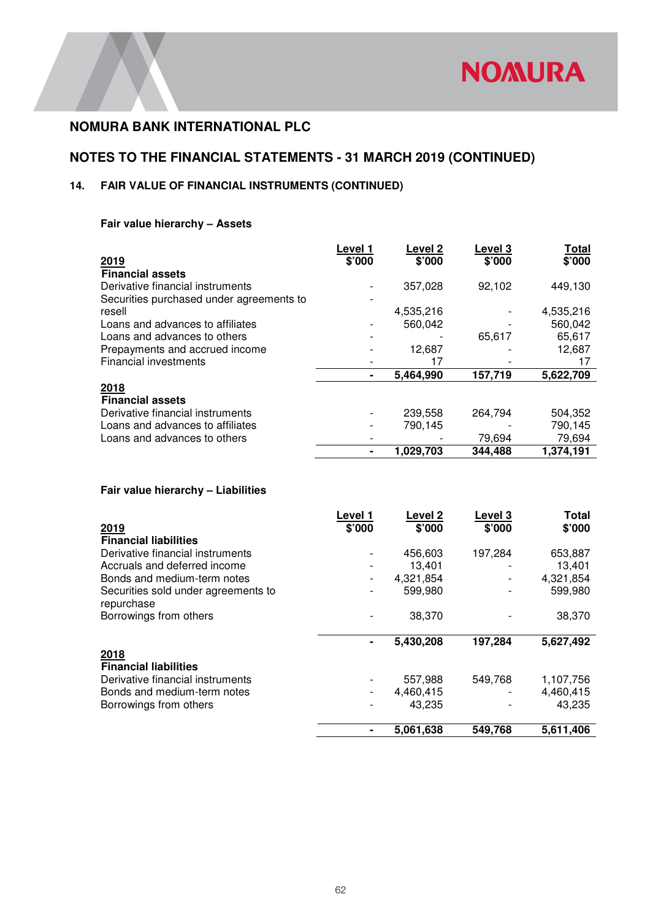## NOMURA BANK INTERNATIONAL PLC

## NOTES TO THE FINANCIAL STATEMENTS - 31 MARCH 2019 (CONTINUED)

### 14. FAIR VALUE OF FINANCIAL INSTRUMENTS (CONTINUED)

**Fair value hierarchy – Assets**

| 2019 | Level 1 $'000 | Level 2 $'000 | Level 3 $'000 | Total $'000 |
|---|---|---|---|---|
| **Financial assets** | | | | |
| Derivative financial instruments | - | 357,028 | 92,102 | 449,130 |
| Securities purchased under agreements to resell | - | 4,535,216 | - | 4,535,216 |
| Loans and advances to affiliates | - | 560,042 | - | 560,042 |
| Loans and advances to others | - | - | 65,617 | 65,617 |
| Prepayments and accrued income | - | 12,687 | - | 12,687 |
| Financial investments | - | 17 | - | 17 |
| | **-** | **5,464,990** | **157,719** | **5,622,709** |
| **2018** | | | | |
| **Financial assets** | | | | |
| Derivative financial instruments | - | 239,558 | 264,794 | 504,352 |
| Loans and advances to affiliates | - | 790,145 | - | 790,145 |
| Loans and advances to others | - | - | 79,694 | 79,694 |
| | **-** | **1,029,703** | **344,488** | **1,374,191** |

**Fair value hierarchy – Liabilities**

| 2019 | Level 1 $'000 | Level 2 $'000 | Level 3 $'000 | Total $'000 |
|---|---|---|---|---|
| **Financial liabilities** | | | | |
| Derivative financial instruments | - | 456,603 | 197,284 | 653,887 |
| Accruals and deferred income | - | 13,401 | - | 13,401 |
| Bonds and medium-term notes | - | 4,321,854 | - | 4,321,854 |
| Securities sold under agreements to repurchase | - | 599,980 | - | 599,980 |
| Borrowings from others | - | 38,370 | - | 38,370 |
| | **-** | **5,430,208** | **197,284** | **5,627,492** |
| **2018** | | | | |
| **Financial liabilities** | | | | |
| Derivative financial instruments | - | 557,988 | 549,768 | 1,107,756 |
| Bonds and medium-term notes | - | 4,460,415 | - | 4,460,415 |
| Borrowings from others | - | 43,235 | - | 43,235 |
| | **-** | **5,061,638** | **549,768** | **5,611,406** |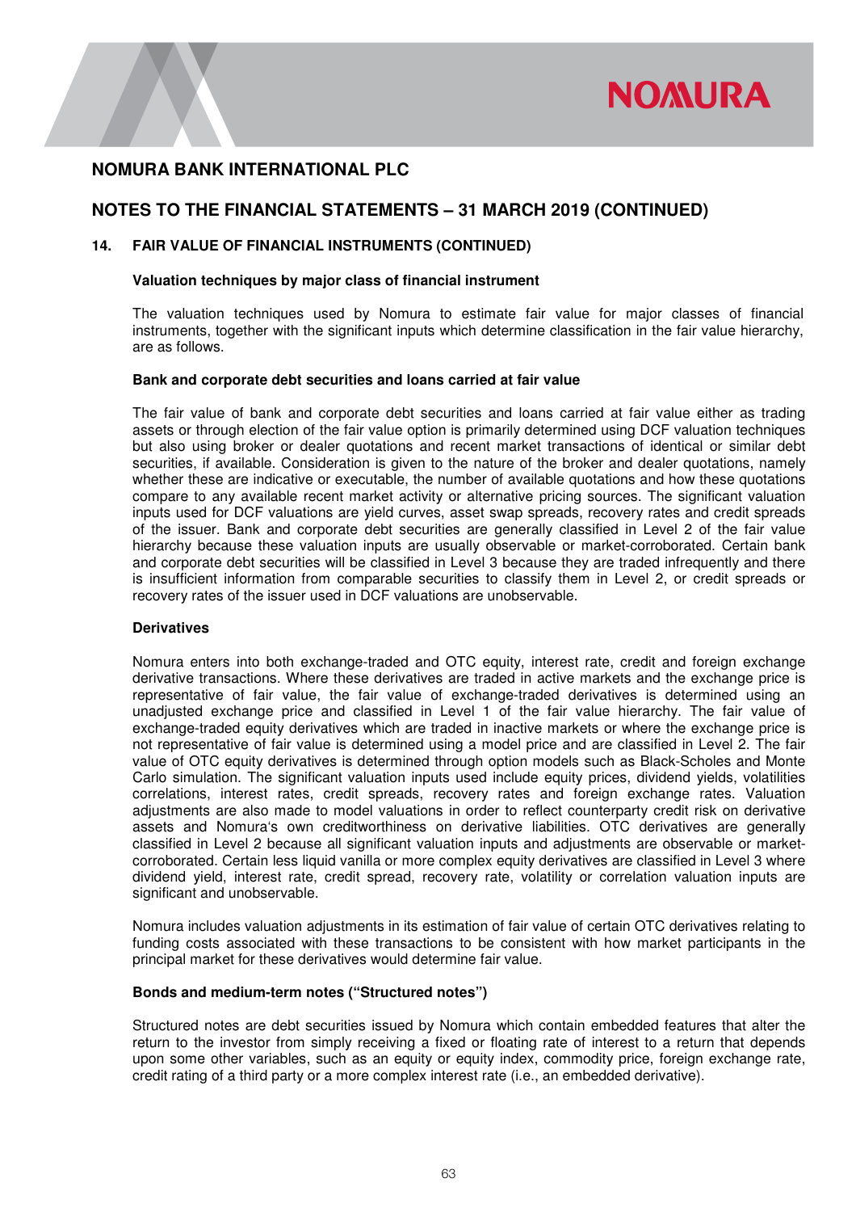## NOMURA BANK INTERNATIONAL PLC

## NOTES TO THE FINANCIAL STATEMENTS – 31 MARCH 2019 (CONTINUED)

### 14. FAIR VALUE OF FINANCIAL INSTRUMENTS (CONTINUED)

**Valuation techniques by major class of financial instrument**

The valuation techniques used by Nomura to estimate fair value for major classes of financial instruments, together with the significant inputs which determine classification in the fair value hierarchy, are as follows.

**Bank and corporate debt securities and loans carried at fair value**

The fair value of bank and corporate debt securities and loans carried at fair value either as trading assets or through election of the fair value option is primarily determined using DCF valuation techniques but also using broker or dealer quotations and recent market transactions of identical or similar debt securities, if available. Consideration is given to the nature of the broker and dealer quotations, namely whether these are indicative or executable, the number of available quotations and how these quotations compare to any available recent market activity or alternative pricing sources. The significant valuation inputs used for DCF valuations are yield curves, asset swap spreads, recovery rates and credit spreads of the issuer. Bank and corporate debt securities are generally classified in Level 2 of the fair value hierarchy because these valuation inputs are usually observable or market-corroborated. Certain bank and corporate debt securities will be classified in Level 3 because they are traded infrequently and there is insufficient information from comparable securities to classify them in Level 2, or credit spreads or recovery rates of the issuer used in DCF valuations are unobservable.

**Derivatives**

Nomura enters into both exchange-traded and OTC equity, interest rate, credit and foreign exchange derivative transactions. Where these derivatives are traded in active markets and the exchange price is representative of fair value, the fair value of exchange-traded derivatives is determined using an unadjusted exchange price and classified in Level 1 of the fair value hierarchy. The fair value of exchange-traded equity derivatives which are traded in inactive markets or where the exchange price is not representative of fair value is determined using a model price and are classified in Level 2. The fair value of OTC equity derivatives is determined through option models such as Black-Scholes and Monte Carlo simulation. The significant valuation inputs used include equity prices, dividend yields, volatilities correlations, interest rates, credit spreads, recovery rates and foreign exchange rates. Valuation adjustments are also made to model valuations in order to reflect counterparty credit risk on derivative assets and Nomura's own creditworthiness on derivative liabilities. OTC derivatives are generally classified in Level 2 because all significant valuation inputs and adjustments are observable or market-corroborated. Certain less liquid vanilla or more complex equity derivatives are classified in Level 3 where dividend yield, interest rate, credit spread, recovery rate, volatility or correlation valuation inputs are significant and unobservable.

Nomura includes valuation adjustments in its estimation of fair value of certain OTC derivatives relating to funding costs associated with these transactions to be consistent with how market participants in the principal market for these derivatives would determine fair value.

**Bonds and medium-term notes ("Structured notes")**

Structured notes are debt securities issued by Nomura which contain embedded features that alter the return to the investor from simply receiving a fixed or floating rate of interest to a return that depends upon some other variables, such as an equity or equity index, commodity price, foreign exchange rate, credit rating of a third party or a more complex interest rate (i.e., an embedded derivative).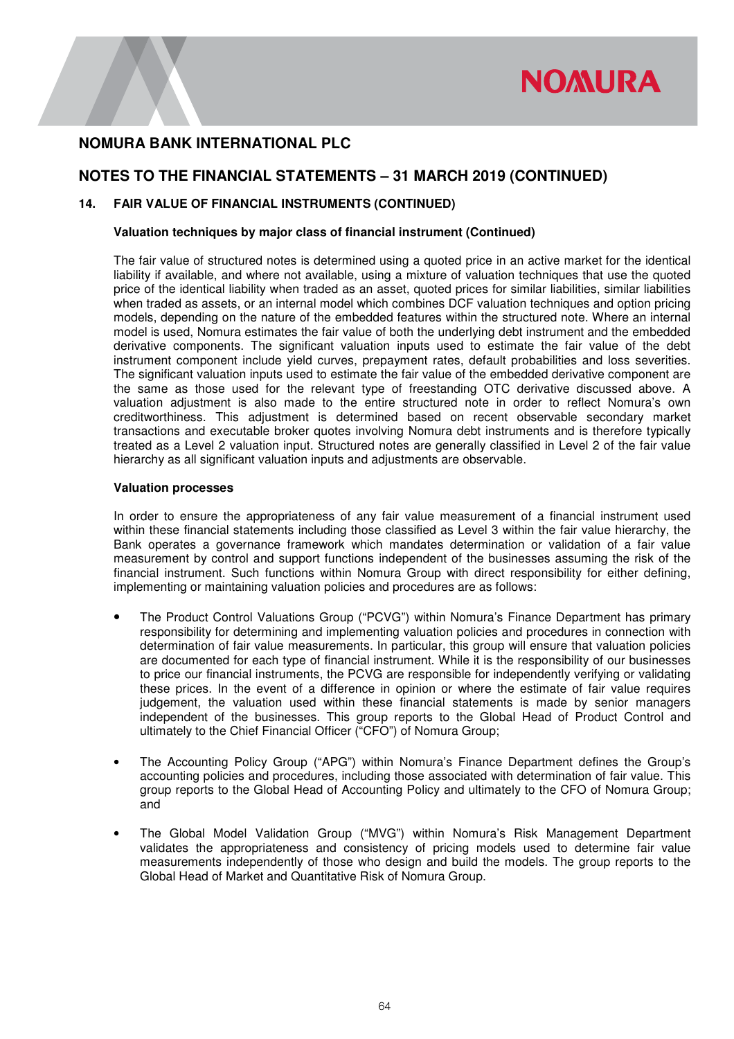# NOMURA BANK INTERNATIONAL PLC

## NOTES TO THE FINANCIAL STATEMENTS – 31 MARCH 2019 (CONTINUED)

### 14. FAIR VALUE OF FINANCIAL INSTRUMENTS (CONTINUED)

**Valuation techniques by major class of financial instrument (Continued)**

The fair value of structured notes is determined using a quoted price in an active market for the identical liability if available, and where not available, using a mixture of valuation techniques that use the quoted price of the identical liability when traded as an asset, quoted prices for similar liabilities, similar liabilities when traded as assets, or an internal model which combines DCF valuation techniques and option pricing models, depending on the nature of the embedded features within the structured note. Where an internal model is used, Nomura estimates the fair value of both the underlying debt instrument and the embedded derivative components. The significant valuation inputs used to estimate the fair value of the debt instrument component include yield curves, prepayment rates, default probabilities and loss severities. The significant valuation inputs used to estimate the fair value of the embedded derivative component are the same as those used for the relevant type of freestanding OTC derivative discussed above. A valuation adjustment is also made to the entire structured note in order to reflect Nomura's own creditworthiness. This adjustment is determined based on recent observable secondary market transactions and executable broker quotes involving Nomura debt instruments and is therefore typically treated as a Level 2 valuation input. Structured notes are generally classified in Level 2 of the fair value hierarchy as all significant valuation inputs and adjustments are observable.

**Valuation processes**

In order to ensure the appropriateness of any fair value measurement of a financial instrument used within these financial statements including those classified as Level 3 within the fair value hierarchy, the Bank operates a governance framework which mandates determination or validation of a fair value measurement by control and support functions independent of the businesses assuming the risk of the financial instrument. Such functions within Nomura Group with direct responsibility for either defining, implementing or maintaining valuation policies and procedures are as follows:

- The Product Control Valuations Group ("PCVG") within Nomura's Finance Department has primary responsibility for determining and implementing valuation policies and procedures in connection with determination of fair value measurements. In particular, this group will ensure that valuation policies are documented for each type of financial instrument. While it is the responsibility of our businesses to price our financial instruments, the PCVG are responsible for independently verifying or validating these prices. In the event of a difference in opinion or where the estimate of fair value requires judgement, the valuation used within these financial statements is made by senior managers independent of the businesses. This group reports to the Global Head of Product Control and ultimately to the Chief Financial Officer ("CFO") of Nomura Group;

- The Accounting Policy Group ("APG") within Nomura's Finance Department defines the Group's accounting policies and procedures, including those associated with determination of fair value. This group reports to the Global Head of Accounting Policy and ultimately to the CFO of Nomura Group; and

- The Global Model Validation Group ("MVG") within Nomura's Risk Management Department validates the appropriateness and consistency of pricing models used to determine fair value measurements independently of those who design and build the models. The group reports to the Global Head of Market and Quantitative Risk of Nomura Group.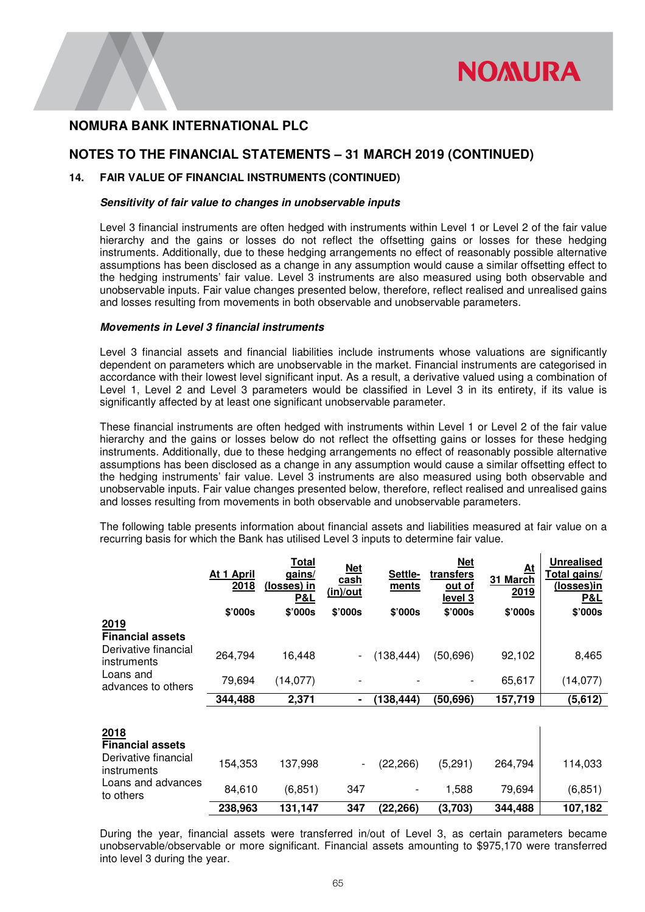# NOMURA BANK INTERNATIONAL PLC

## NOTES TO THE FINANCIAL STATEMENTS – 31 MARCH 2019 (CONTINUED)

### 14. FAIR VALUE OF FINANCIAL INSTRUMENTS (CONTINUED)

***Sensitivity of fair value to changes in unobservable inputs***

Level 3 financial instruments are often hedged with instruments within Level 1 or Level 2 of the fair value hierarchy and the gains or losses do not reflect the offsetting gains or losses for these hedging instruments. Additionally, due to these hedging arrangements no effect of reasonably possible alternative assumptions has been disclosed as a change in any assumption would cause a similar offsetting effect to the hedging instruments' fair value. Level 3 instruments are also measured using both observable and unobservable inputs. Fair value changes presented below, therefore, reflect realised and unrealised gains and losses resulting from movements in both observable and unobservable parameters.

***Movements in Level 3 financial instruments***

Level 3 financial assets and financial liabilities include instruments whose valuations are significantly dependent on parameters which are unobservable in the market. Financial instruments are categorised in accordance with their lowest level significant input. As a result, a derivative valued using a combination of Level 1, Level 2 and Level 3 parameters would be classified in Level 3 in its entirety, if its value is significantly affected by at least one significant unobservable parameter.

These financial instruments are often hedged with instruments within Level 1 or Level 2 of the fair value hierarchy and the gains or losses below do not reflect the offsetting gains or losses for these hedging instruments. Additionally, due to these hedging arrangements no effect of reasonably possible alternative assumptions has been disclosed as a change in any assumption would cause a similar offsetting effect to the hedging instruments' fair value. Level 3 instruments are also measured using both observable and unobservable inputs. Fair value changes presented below, therefore, reflect realised and unrealised gains and losses resulting from movements in both observable and unobservable parameters.

The following table presents information about financial assets and liabilities measured at fair value on a recurring basis for which the Bank has utilised Level 3 inputs to determine fair value.

| | At 1 April 2018 | Total gains/ (losses) in P&L | Net cash (in)/out | Settle-ments | Net transfers out of level 3 | At 31 March 2019 | Unrealised Total gains/ (losses)in P&L |
|---|---|---|---|---|---|---|---|
| | $'000s | $'000s | $'000s | $'000s | $'000s | $'000s | $'000s |
| **2019** | | | | | | | |
| **Financial assets** | | | | | | | |
| Derivative financial instruments | 264,794 | 16,448 | - | (138,444) | (50,696) | 92,102 | 8,465 |
| Loans and advances to others | 79,694 | (14,077) | - | - | - | 65,617 | (14,077) |
| | **344,488** | **2,371** | **-** | **(138,444)** | **(50,696)** | **157,719** | **(5,612)** |
| **2018** | | | | | | | |
| **Financial assets** | | | | | | | |
| Derivative financial instruments | 154,353 | 137,998 | - | (22,266) | (5,291) | 264,794 | 114,033 |
| Loans and advances to others | 84,610 | (6,851) | 347 | - | 1,588 | 79,694 | (6,851) |
| | **238,963** | **131,147** | **347** | **(22,266)** | **(3,703)** | **344,488** | **107,182** |

During the year, financial assets were transferred in/out of Level 3, as certain parameters became unobservable/observable or more significant. Financial assets amounting to $975,170 were transferred into level 3 during the year.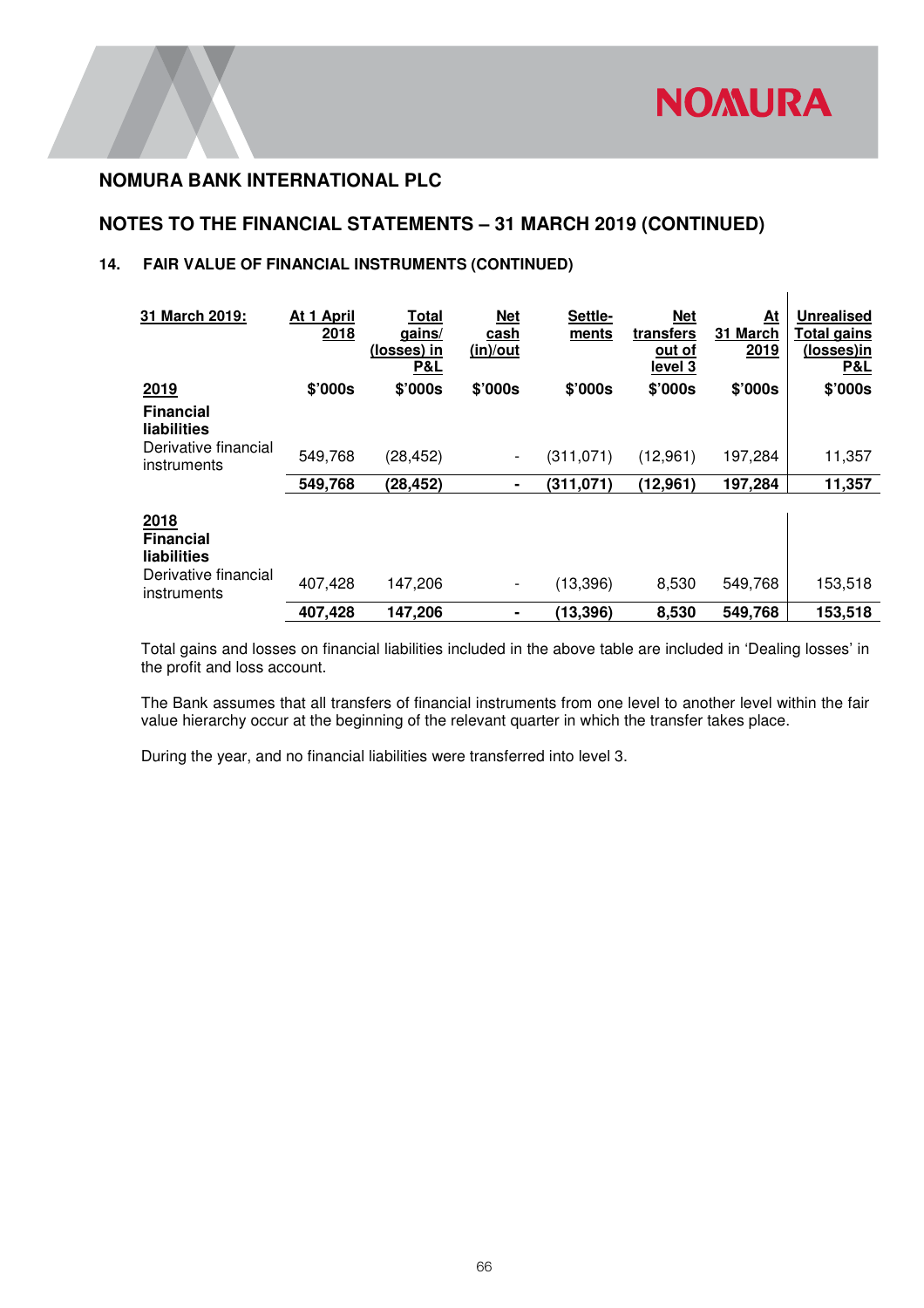## NOMURA BANK INTERNATIONAL PLC

## NOTES TO THE FINANCIAL STATEMENTS – 31 MARCH 2019 (CONTINUED)

### 14. FAIR VALUE OF FINANCIAL INSTRUMENTS (CONTINUED)

| 31 March 2019: | At 1 April 2018 | Total gains/ (losses) in P&L | Net cash (in)/out | Settle-ments | Net transfers out of level 3 | At 31 March 2019 | Unrealised Total gains (losses)in P&L |
|---|---|---|---|---|---|---|---|
| **2019** | **$'000s** | **$'000s** | **$'000s** | **$'000s** | **$'000s** | **$'000s** | **$'000s** |
| **Financial liabilities** | | | | | | | |
| Derivative financial instruments | 549,768 | (28,452) | - | (311,071) | (12,961) | 197,284 | 11,357 |
| | **549,768** | **(28,452)** | **-** | **(311,071)** | **(12,961)** | **197,284** | **11,357** |
| **2018** | | | | | | | |
| **Financial liabilities** | | | | | | | |
| Derivative financial instruments | 407,428 | 147,206 | - | (13,396) | 8,530 | 549,768 | 153,518 |
| | **407,428** | **147,206** | **-** | **(13,396)** | **8,530** | **549,768** | **153,518** |

Total gains and losses on financial liabilities included in the above table are included in 'Dealing losses' in the profit and loss account.

The Bank assumes that all transfers of financial instruments from one level to another level within the fair value hierarchy occur at the beginning of the relevant quarter in which the transfer takes place.

During the year, and no financial liabilities were transferred into level 3.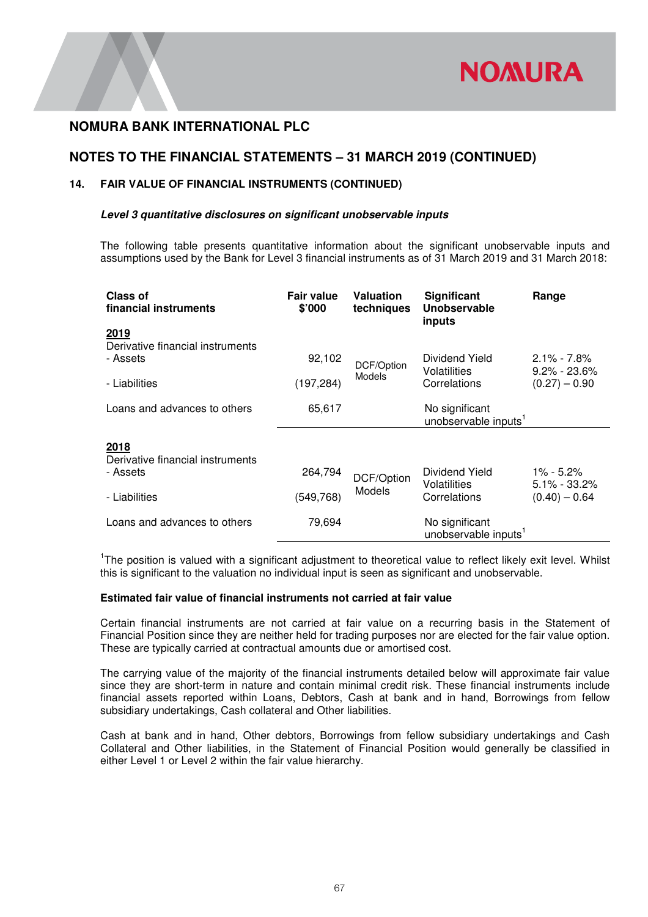# NOMURA BANK INTERNATIONAL PLC

## NOTES TO THE FINANCIAL STATEMENTS – 31 MARCH 2019 (CONTINUED)

### 14. FAIR VALUE OF FINANCIAL INSTRUMENTS (CONTINUED)

***Level 3 quantitative disclosures on significant unobservable inputs***

The following table presents quantitative information about the significant unobservable inputs and assumptions used by the Bank for Level 3 financial instruments as of 31 March 2019 and 31 March 2018:

| Class of financial instruments | Fair value $'000 | Valuation techniques | Significant Unobservable inputs | Range |
|---|---|---|---|---|
| **2019** | | | | |
| Derivative financial instruments | | | | |
| - Assets | 92,102 | DCF/Option Models | Dividend Yield | 2.1% - 7.8% |
| | | | Volatilities | 9.2% - 23.6% |
| - Liabilities | (197,284) | | Correlations | (0.27) – 0.90 |
| Loans and advances to others | 65,617 | | No significant unobservable inputs[1] | |
| **2018** | | | | |
| Derivative financial instruments | | | | |
| - Assets | 264,794 | DCF/Option Models | Dividend Yield | 1% - 5.2% |
| | | | Volatilities | 5.1% - 33.2% |
| - Liabilities | (549,768) | | Correlations | (0.40) – 0.64 |
| Loans and advances to others | 79,694 | | No significant unobservable inputs[1] | |

[1]The position is valued with a significant adjustment to theoretical value to reflect likely exit level. Whilst this is significant to the valuation no individual input is seen as significant and unobservable.

**Estimated fair value of financial instruments not carried at fair value**

Certain financial instruments are not carried at fair value on a recurring basis in the Statement of Financial Position since they are neither held for trading purposes nor are elected for the fair value option. These are typically carried at contractual amounts due or amortised cost.

The carrying value of the majority of the financial instruments detailed below will approximate fair value since they are short-term in nature and contain minimal credit risk. These financial instruments include financial assets reported within Loans, Debtors, Cash at bank and in hand, Borrowings from fellow subsidiary undertakings, Cash collateral and Other liabilities.

Cash at bank and in hand, Other debtors, Borrowings from fellow subsidiary undertakings and Cash Collateral and Other liabilities, in the Statement of Financial Position would generally be classified in either Level 1 or Level 2 within the fair value hierarchy.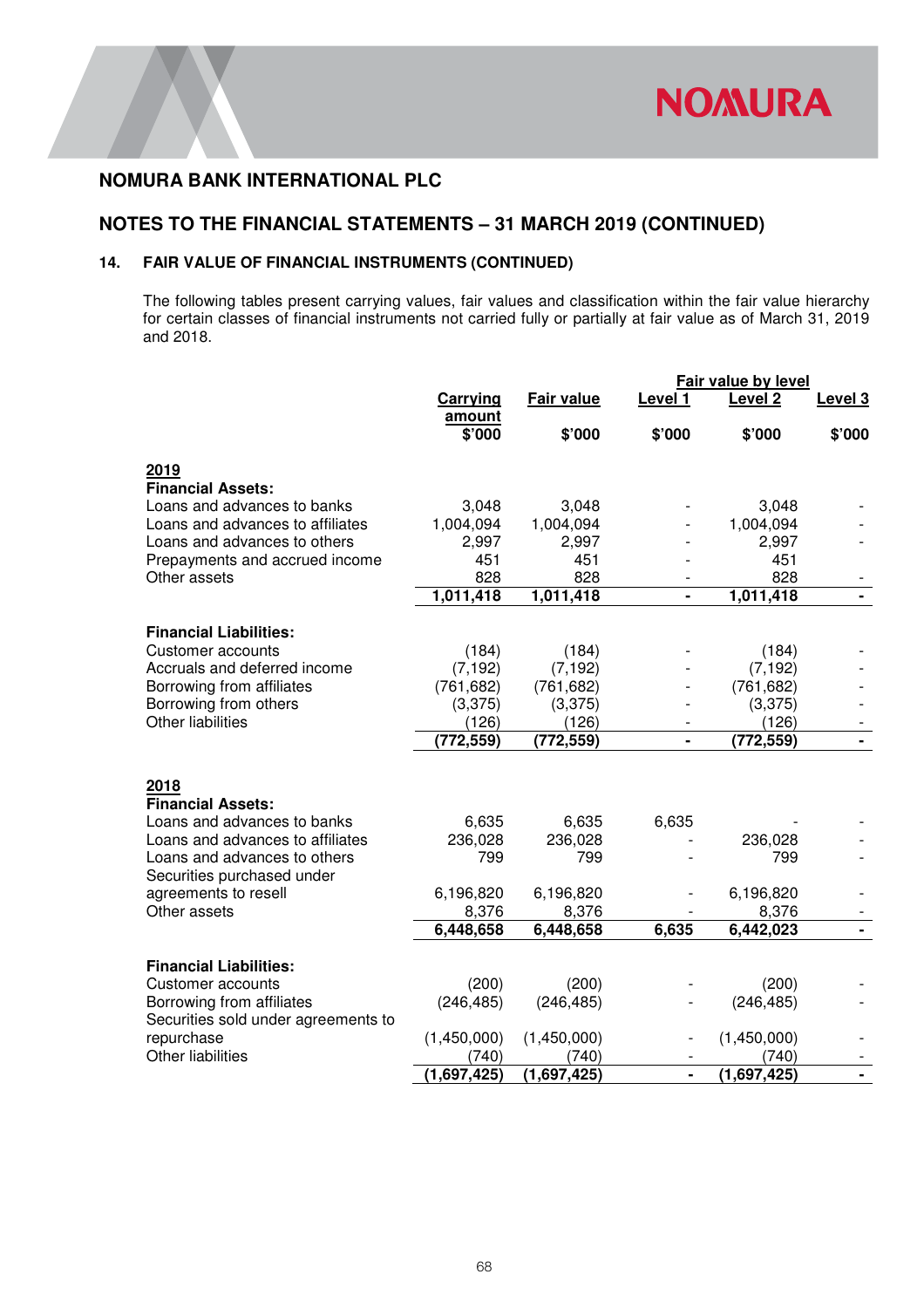# NOMURA BANK INTERNATIONAL PLC

## NOTES TO THE FINANCIAL STATEMENTS – 31 MARCH 2019 (CONTINUED)

### 14. FAIR VALUE OF FINANCIAL INSTRUMENTS (CONTINUED)

The following tables present carrying values, fair values and classification within the fair value hierarchy for certain classes of financial instruments not carried fully or partially at fair value as of March 31, 2019 and 2018.

| | Carrying amount | Fair value | Fair value by level | | |
|---|---|---|---|---|---|
| | | | Level 1 | Level 2 | Level 3 |
| | $'000 | $'000 | $'000 | $'000 | $'000 |
| **2019** | | | | | |
| **Financial Assets:** | | | | | |
| Loans and advances to banks | 3,048 | 3,048 | - | 3,048 | - |
| Loans and advances to affiliates | 1,004,094 | 1,004,094 | - | 1,004,094 | - |
| Loans and advances to others | 2,997 | 2,997 | - | 2,997 | - |
| Prepayments and accrued income | 451 | 451 | - | 451 | - |
| Other assets | 828 | 828 | - | 828 | - |
| | **1,011,418** | **1,011,418** | **-** | **1,011,418** | **-** |
| **Financial Liabilities:** | | | | | |
| Customer accounts | (184) | (184) | - | (184) | - |
| Accruals and deferred income | (7,192) | (7,192) | - | (7,192) | - |
| Borrowing from affiliates | (761,682) | (761,682) | - | (761,682) | - |
| Borrowing from others | (3,375) | (3,375) | - | (3,375) | - |
| Other liabilities | (126) | (126) | - | (126) | - |
| | **(772,559)** | **(772,559)** | **-** | **(772,559)** | **-** |
| **2018** | | | | | |
| **Financial Assets:** | | | | | |
| Loans and advances to banks | 6,635 | 6,635 | 6,635 | - | - |
| Loans and advances to affiliates | 236,028 | 236,028 | - | 236,028 | - |
| Loans and advances to others | 799 | 799 | - | 799 | - |
| Securities purchased under agreements to resell | 6,196,820 | 6,196,820 | - | 6,196,820 | - |
| Other assets | 8,376 | 8,376 | - | 8,376 | - |
| | **6,448,658** | **6,448,658** | **6,635** | **6,442,023** | **-** |
| **Financial Liabilities:** | | | | | |
| Customer accounts | (200) | (200) | - | (200) | - |
| Borrowing from affiliates | (246,485) | (246,485) | - | (246,485) | - |
| Securities sold under agreements to repurchase | (1,450,000) | (1,450,000) | - | (1,450,000) | - |
| Other liabilities | (740) | (740) | - | (740) | - |
| | **(1,697,425)** | **(1,697,425)** | **-** | **(1,697,425)** | **-** |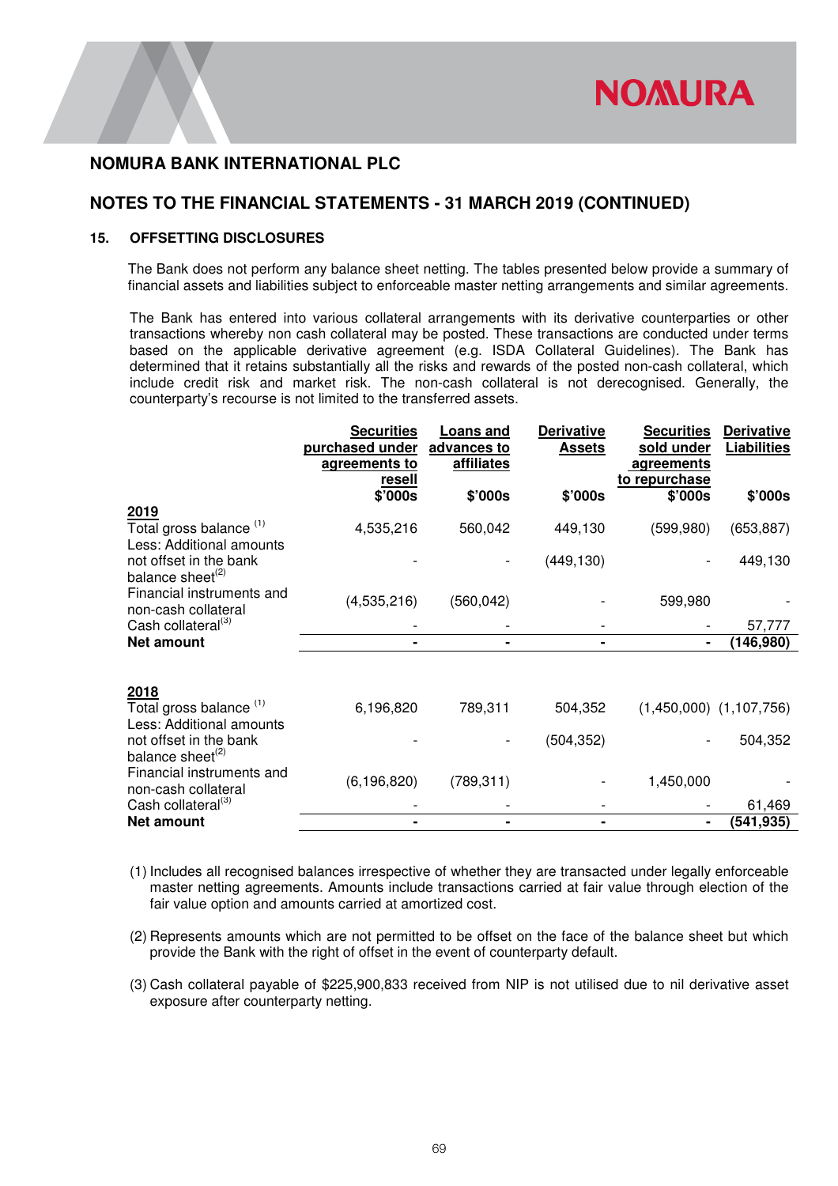# NOMURA BANK INTERNATIONAL PLC

## NOTES TO THE FINANCIAL STATEMENTS - 31 MARCH 2019 (CONTINUED)

### 15. OFFSETTING DISCLOSURES

The Bank does not perform any balance sheet netting. The tables presented below provide a summary of financial assets and liabilities subject to enforceable master netting arrangements and similar agreements.

The Bank has entered into various collateral arrangements with its derivative counterparties or other transactions whereby non cash collateral may be posted. These transactions are conducted under terms based on the applicable derivative agreement (e.g. ISDA Collateral Guidelines). The Bank has determined that it retains substantially all the risks and rewards of the posted non-cash collateral, which include credit risk and market risk. The non-cash collateral is not derecognised. Generally, the counterparty's recourse is not limited to the transferred assets.

| | Securities purchased under agreements to resell | Loans and advances to affiliates | Derivative Assets | Securities sold under agreements to repurchase | Derivative Liabilities |
|---|---|---|---|---|---|
| | $'000s | $'000s | $'000s | $'000s | $'000s |
| **2019** | | | | | |
| Total gross balance [1] | 4,535,216 | 560,042 | 449,130 | (599,980) | (653,887) |
| Less: Additional amounts not offset in the bank balance sheet[2] | - | - | (449,130) | - | 449,130 |
| Financial instruments and non-cash collateral | (4,535,216) | (560,042) | - | 599,980 | - |
| Cash collateral[3] | - | - | - | - | 57,777 |
| **Net amount** | **-** | **-** | **-** | **-** | **(146,980)** |
| **2018** | | | | | |
| Total gross balance [1] | 6,196,820 | 789,311 | 504,352 | (1,450,000) | (1,107,756) |
| Less: Additional amounts not offset in the bank balance sheet[2] | - | - | (504,352) | - | 504,352 |
| Financial instruments and non-cash collateral | (6,196,820) | (789,311) | - | 1,450,000 | - |
| Cash collateral[3] | - | - | - | - | 61,469 |
| **Net amount** | **-** | **-** | **-** | **-** | **(541,935)** |

(1) Includes all recognised balances irrespective of whether they are transacted under legally enforceable master netting agreements. Amounts include transactions carried at fair value through election of the fair value option and amounts carried at amortized cost.

(2) Represents amounts which are not permitted to be offset on the face of the balance sheet but which provide the Bank with the right of offset in the event of counterparty default.

(3) Cash collateral payable of $225,900,833 received from NIP is not utilised due to nil derivative asset exposure after counterparty netting.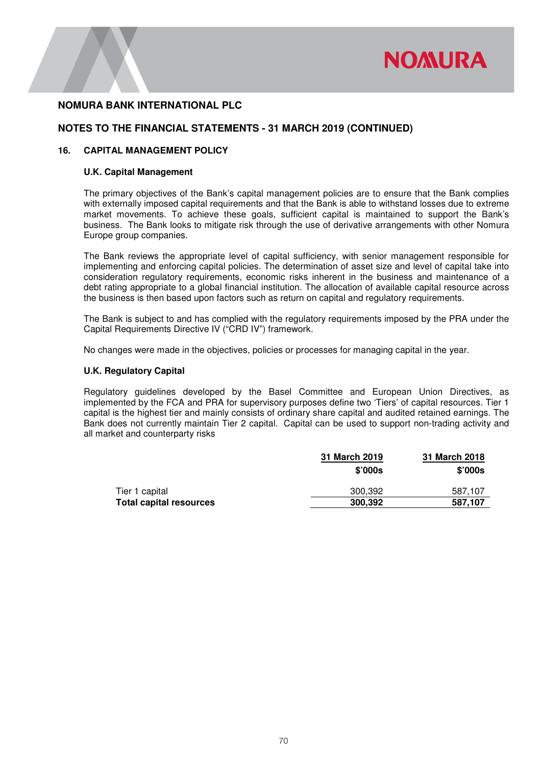# NOMURA BANK INTERNATIONAL PLC

## NOTES TO THE FINANCIAL STATEMENTS - 31 MARCH 2019 (CONTINUED)

### 16. CAPITAL MANAGEMENT POLICY

#### U.K. Capital Management

The primary objectives of the Bank's capital management policies are to ensure that the Bank complies with externally imposed capital requirements and that the Bank is able to withstand losses due to extreme market movements. To achieve these goals, sufficient capital is maintained to support the Bank's business. The Bank looks to mitigate risk through the use of derivative arrangements with other Nomura Europe group companies.

The Bank reviews the appropriate level of capital sufficiency, with senior management responsible for implementing and enforcing capital policies. The determination of asset size and level of capital take into consideration regulatory requirements, economic risks inherent in the business and maintenance of a debt rating appropriate to a global financial institution. The allocation of available capital resource across the business is then based upon factors such as return on capital and regulatory requirements.

The Bank is subject to and has complied with the regulatory requirements imposed by the PRA under the Capital Requirements Directive IV ("CRD IV") framework.

No changes were made in the objectives, policies or processes for managing capital in the year.

#### U.K. Regulatory Capital

Regulatory guidelines developed by the Basel Committee and European Union Directives, as implemented by the FCA and PRA for supervisory purposes define two 'Tiers' of capital resources. Tier 1 capital is the highest tier and mainly consists of ordinary share capital and audited retained earnings. The Bank does not currently maintain Tier 2 capital. Capital can be used to support non-trading activity and all market and counterparty risks

| | 31 March 2019 | 31 March 2018 |
|---|---|---|
| | $'000s | $'000s |
| Tier 1 capital | 300,392 | 587,107 |
| **Total capital resources** | **300,392** | **587,107** |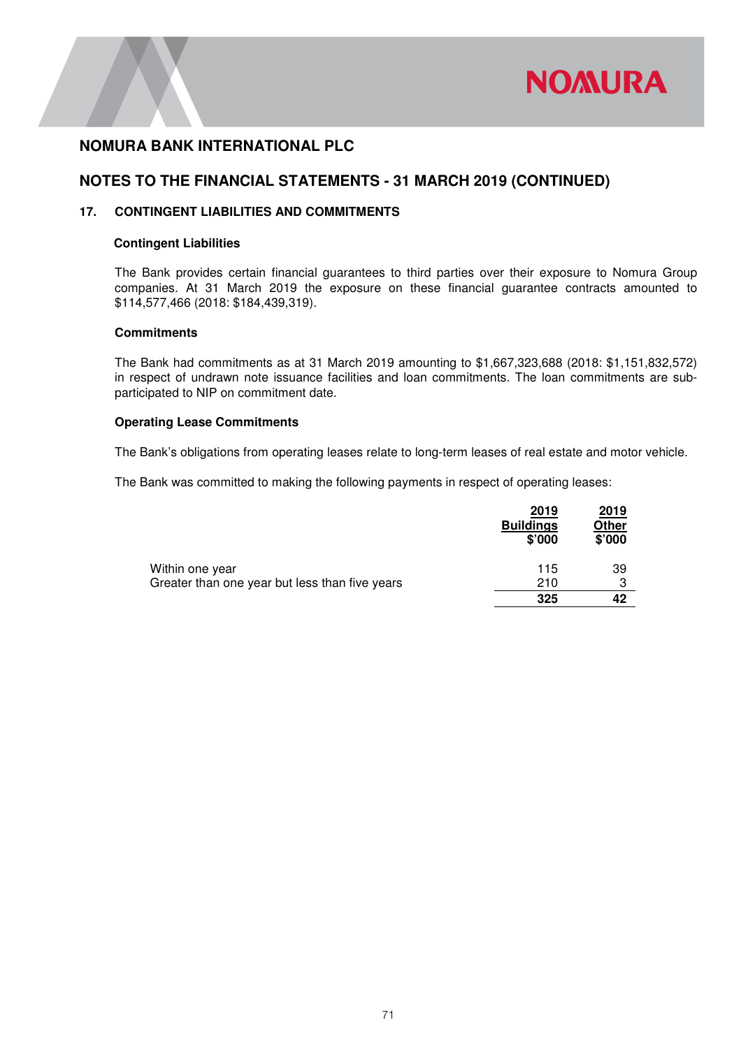# NOMURA BANK INTERNATIONAL PLC

## NOTES TO THE FINANCIAL STATEMENTS - 31 MARCH 2019 (CONTINUED)

### 17. CONTINGENT LIABILITIES AND COMMITMENTS

**Contingent Liabilities**

The Bank provides certain financial guarantees to third parties over their exposure to Nomura Group companies. At 31 March 2019 the exposure on these financial guarantee contracts amounted to $114,577,466 (2018: $184,439,319).

**Commitments**

The Bank had commitments as at 31 March 2019 amounting to $1,667,323,688 (2018: $1,151,832,572) in respect of undrawn note issuance facilities and loan commitments. The loan commitments are sub-participated to NIP on commitment date.

**Operating Lease Commitments**

The Bank's obligations from operating leases relate to long-term leases of real estate and motor vehicle.

The Bank was committed to making the following payments in respect of operating leases:

| | 2019 Buildings $'000 | 2019 Other $'000 |
|---|---|---|
| Within one year | 115 | 39 |
| Greater than one year but less than five years | 210 | 3 |
| | **325** | **42** |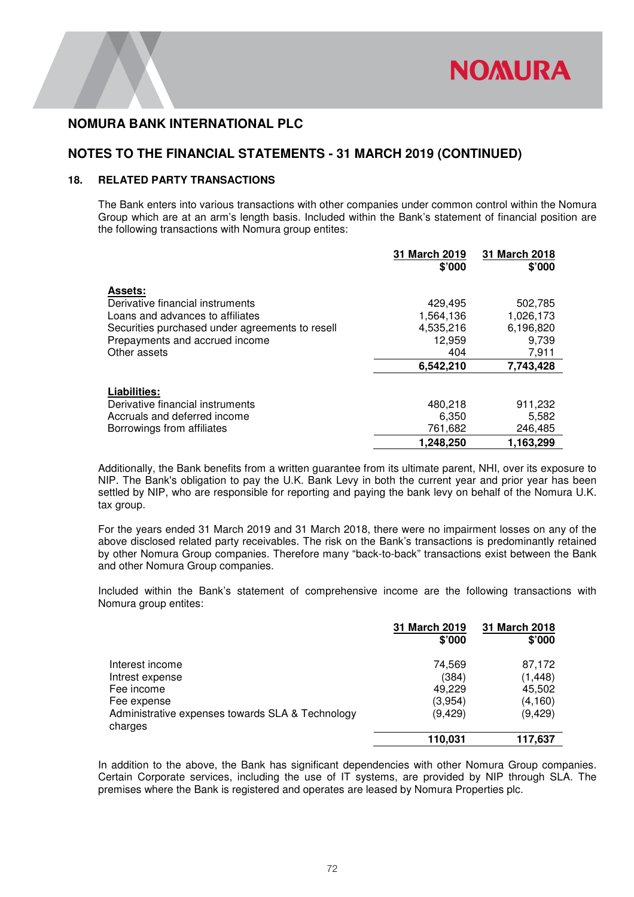# NOMURA BANK INTERNATIONAL PLC

## NOTES TO THE FINANCIAL STATEMENTS - 31 MARCH 2019 (CONTINUED)

### 18. RELATED PARTY TRANSACTIONS

The Bank enters into various transactions with other companies under common control within the Nomura Group which are at an arm's length basis. Included within the Bank's statement of financial position are the following transactions with Nomura group entites:

| | 31 March 2019<br>$'000 | 31 March 2018<br>$'000 |
|---|---|---|
| **Assets:** | | |
| Derivative financial instruments | 429,495 | 502,785 |
| Loans and advances to affiliates | 1,564,136 | 1,026,173 |
| Securities purchased under agreements to resell | 4,535,216 | 6,196,820 |
| Prepayments and accrued income | 12,959 | 9,739 |
| Other assets | 404 | 7,911 |
| | **6,542,210** | **7,743,428** |
| **Liabilities:** | | |
| Derivative financial instruments | 480,218 | 911,232 |
| Accruals and deferred income | 6,350 | 5,582 |
| Borrowings from affiliates | 761,682 | 246,485 |
| | **1,248,250** | **1,163,299** |

Additionally, the Bank benefits from a written guarantee from its ultimate parent, NHI, over its exposure to NIP. The Bank's obligation to pay the U.K. Bank Levy in both the current year and prior year has been settled by NIP, who are responsible for reporting and paying the bank levy on behalf of the Nomura U.K. tax group.

For the years ended 31 March 2019 and 31 March 2018, there were no impairment losses on any of the above disclosed related party receivables. The risk on the Bank's transactions is predominantly retained by other Nomura Group companies. Therefore many "back-to-back" transactions exist between the Bank and other Nomura Group companies.

Included within the Bank's statement of comprehensive income are the following transactions with Nomura group entites:

| | 31 March 2019<br>$'000 | 31 March 2018<br>$'000 |
|---|---|---|
| Interest income | 74,569 | 87,172 |
| Intrest expense | (384) | (1,448) |
| Fee income | 49,229 | 45,502 |
| Fee expense | (3,954) | (4,160) |
| Administrative expenses towards SLA & Technology charges | (9,429) | (9,429) |
| | **110,031** | **117,637** |

In addition to the above, the Bank has significant dependencies with other Nomura Group companies. Certain Corporate services, including the use of IT systems, are provided by NIP through SLA. The premises where the Bank is registered and operates are leased by Nomura Properties plc.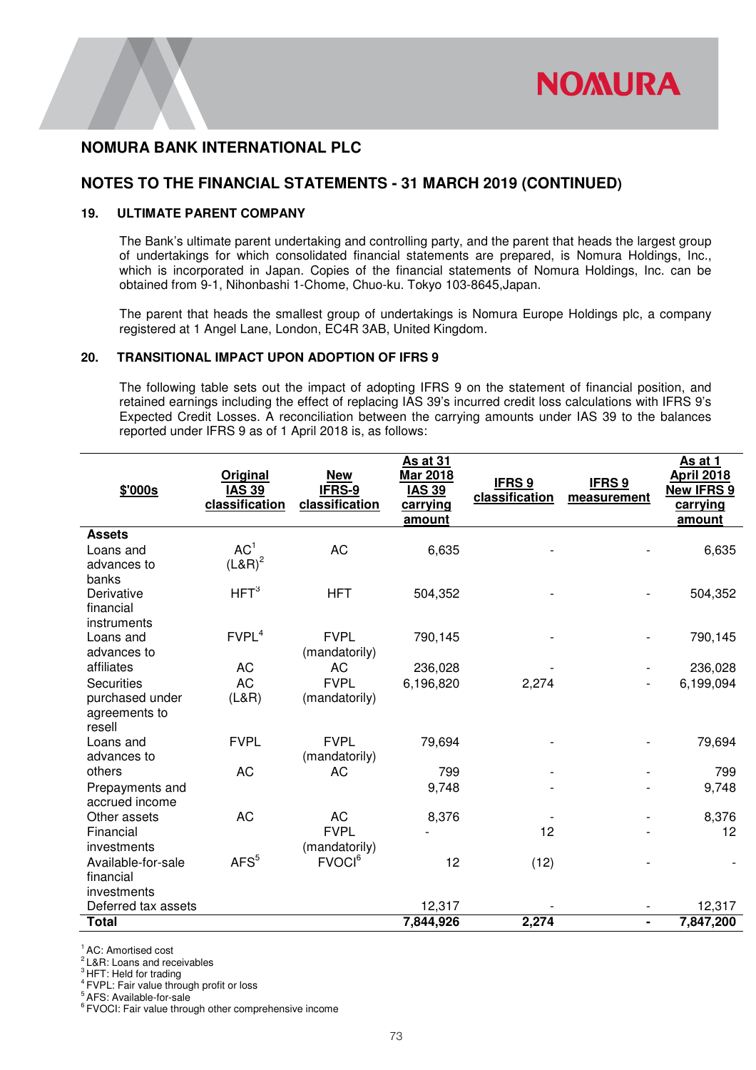## NOMURA BANK INTERNATIONAL PLC

## NOTES TO THE FINANCIAL STATEMENTS - 31 MARCH 2019 (CONTINUED)

### 19. ULTIMATE PARENT COMPANY

The Bank's ultimate parent undertaking and controlling party, and the parent that heads the largest group of undertakings for which consolidated financial statements are prepared, is Nomura Holdings, Inc., which is incorporated in Japan. Copies of the financial statements of Nomura Holdings, Inc. can be obtained from 9-1, Nihonbashi 1-Chome, Chuo-ku. Tokyo 103-8645,Japan.

The parent that heads the smallest group of undertakings is Nomura Europe Holdings plc, a company registered at 1 Angel Lane, London, EC4R 3AB, United Kingdom.

### 20. TRANSITIONAL IMPACT UPON ADOPTION OF IFRS 9

The following table sets out the impact of adopting IFRS 9 on the statement of financial position, and retained earnings including the effect of replacing IAS 39's incurred credit loss calculations with IFRS 9's Expected Credit Losses. A reconciliation between the carrying amounts under IAS 39 to the balances reported under IFRS 9 as of 1 April 2018 is, as follows:

| $'000s | Original IAS 39 classification | New IFRS-9 classification | As at 31 Mar 2018 IAS 39 carrying amount | IFRS 9 classification | IFRS 9 measurement | As at 1 April 2018 New IFRS 9 carrying amount |
|---|---|---|---|---|---|---|
| **Assets** | | | | | | |
| Loans and advances to banks | AC[1] (L&R)[2] | AC | 6,635 | - | - | 6,635 |
| Derivative financial instruments | HFT[3] | HFT | 504,352 | - | - | 504,352 |
| Loans and advances to affiliates | FVPL[4] | FVPL (mandatorily) | 790,145 | - | - | 790,145 |
| | AC | AC | 236,028 | - | - | 236,028 |
| Securities purchased under agreements to resell | AC (L&R) | FVPL (mandatorily) | 6,196,820 | 2,274 | - | 6,199,094 |
| Loans and advances to others | FVPL | FVPL (mandatorily) | 79,694 | - | - | 79,694 |
| | AC | AC | 799 | - | - | 799 |
| Prepayments and accrued income | | | 9,748 | - | - | 9,748 |
| Other assets | AC | AC | 8,376 | - | - | 8,376 |
| Financial investments | | FVPL (mandatorily) | - | 12 | - | 12 |
| Available-for-sale financial investments | AFS[5] | FVOCI[6] | 12 | (12) | - | - |
| Deferred tax assets | | | 12,317 | - | - | 12,317 |
| **Total** | | | **7,844,926** | **2,274** | **-** | **7,847,200** |

[1] AC: Amortised cost
[2] L&R: Loans and receivables
[3] HFT: Held for trading
[4] FVPL: Fair value through profit or loss
[5] AFS: Available-for-sale
[6] FVOCI: Fair value through other comprehensive income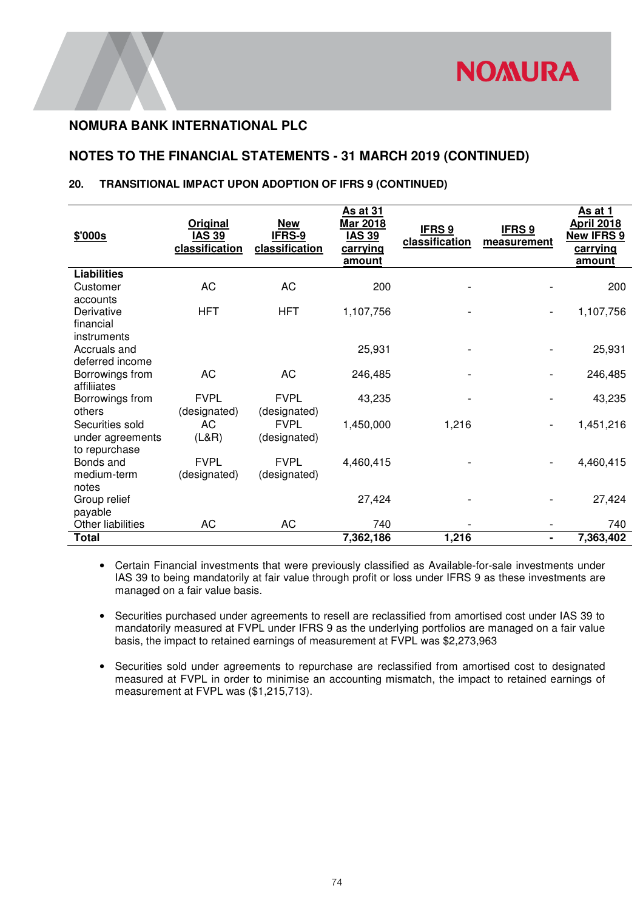## NOMURA BANK INTERNATIONAL PLC

## NOTES TO THE FINANCIAL STATEMENTS - 31 MARCH 2019 (CONTINUED)

### 20. TRANSITIONAL IMPACT UPON ADOPTION OF IFRS 9 (CONTINUED)

| $'000s | Original IAS 39 classification | New IFRS-9 classification | As at 31 Mar 2018 IAS 39 carrying amount | IFRS 9 classification | IFRS 9 measurement | As at 1 April 2018 New IFRS 9 carrying amount |
|---|---|---|---|---|---|---|
| **Liabilities** | | | | | | |
| Customer accounts | AC | AC | 200 | - | - | 200 |
| Derivative financial instruments | HFT | HFT | 1,107,756 | - | - | 1,107,756 |
| Accruals and deferred income | | | 25,931 | - | - | 25,931 |
| Borrowings from affiliiates | AC | AC | 246,485 | - | - | 246,485 |
| Borrowings from others | FVPL (designated) | FVPL (designated) | 43,235 | - | - | 43,235 |
| Securities sold under agreements to repurchase | AC (L&R) | FVPL (designated) | 1,450,000 | 1,216 | - | 1,451,216 |
| Bonds and medium-term notes | FVPL (designated) | FVPL (designated) | 4,460,415 | - | - | 4,460,415 |
| Group relief payable | | | 27,424 | - | - | 27,424 |
| Other liabilities | AC | AC | 740 | - | - | 740 |
| **Total** | | | **7,362,186** | **1,216** | **-** | **7,363,402** |

- Certain Financial investments that were previously classified as Available-for-sale investments under IAS 39 to being mandatorily at fair value through profit or loss under IFRS 9 as these investments are managed on a fair value basis.

- Securities purchased under agreements to resell are reclassified from amortised cost under IAS 39 to mandatorily measured at FVPL under IFRS 9 as the underlying portfolios are managed on a fair value basis, the impact to retained earnings of measurement at FVPL was $2,273,963

- Securities sold under agreements to repurchase are reclassified from amortised cost to designated measured at FVPL in order to minimise an accounting mismatch, the impact to retained earnings of measurement at FVPL was ($1,215,713).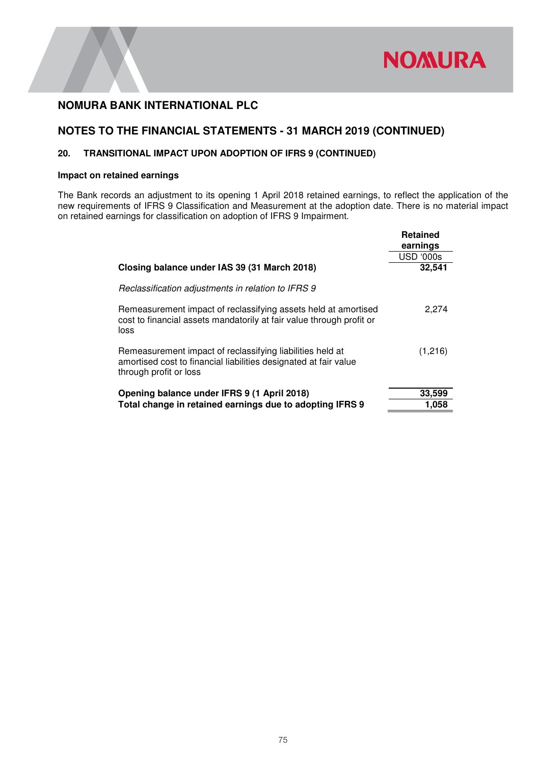## NOMURA BANK INTERNATIONAL PLC

## NOTES TO THE FINANCIAL STATEMENTS - 31 MARCH 2019 (CONTINUED)

### 20. TRANSITIONAL IMPACT UPON ADOPTION OF IFRS 9 (CONTINUED)

**Impact on retained earnings**

The Bank records an adjustment to its opening 1 April 2018 retained earnings, to reflect the application of the new requirements of IFRS 9 Classification and Measurement at the adoption date. There is no material impact on retained earnings for classification on adoption of IFRS 9 Impairment.

| | Retained earnings |
|---|---|
| | USD '000s |
| **Closing balance under IAS 39 (31 March 2018)** | **32,541** |
| *Reclassification adjustments in relation to IFRS 9* | |
| Remeasurement impact of reclassifying assets held at amortised cost to financial assets mandatorily at fair value through profit or loss | 2,274 |
| Remeasurement impact of reclassifying liabilities held at amortised cost to financial liabilities designated at fair value through profit or loss | (1,216) |
| **Opening balance under IFRS 9 (1 April 2018)** | **33,599** |
| **Total change in retained earnings due to adopting IFRS 9** | **1,058** |